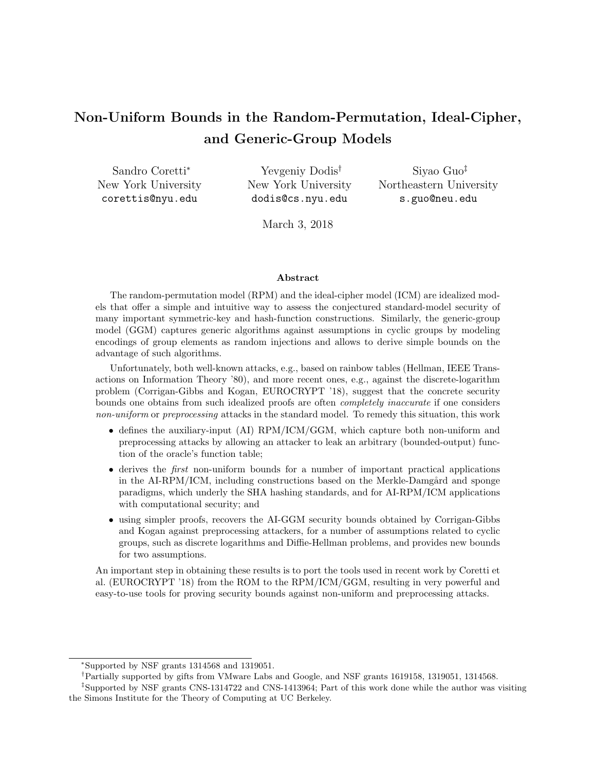# Non-Uniform Bounds in the Random-Permutation, Ideal-Cipher, and Generic-Group Models

Sandro Coretti[*]
New York University
corettis@nyu.edu

Yevgeniy Dodis[†]
New York University
dodis@cs.nyu.edu

Siyao Guo[‡]
Northeastern University
s.guo@neu.edu

March 3, 2018

## Abstract

The random-permutation model (RPM) and the ideal-cipher model (ICM) are idealized models that offer a simple and intuitive way to assess the conjectured standard-model security of many important symmetric-key and hash-function constructions. Similarly, the generic-group model (GGM) captures generic algorithms against assumptions in cyclic groups by modeling encodings of group elements as random injections and allows to derive simple bounds on the advantage of such algorithms.

Unfortunately, both well-known attacks, e.g., based on rainbow tables (Hellman, IEEE Transactions on Information Theory '80), and more recent ones, e.g., against the discrete-logarithm problem (Corrigan-Gibbs and Kogan, EUROCRYPT '18), suggest that the concrete security bounds one obtains from such idealized proofs are often *completely inaccurate* if one considers *non-uniform* or *preprocessing* attacks in the standard model. To remedy this situation, this work

- defines the auxiliary-input (AI) RPM/ICM/GGM, which capture both non-uniform and preprocessing attacks by allowing an attacker to leak an arbitrary (bounded-output) function of the oracle's function table;
- derives the *first* non-uniform bounds for a number of important practical applications in the AI-RPM/ICM, including constructions based on the Merkle-Damgård and sponge paradigms, which underly the SHA hashing standards, and for AI-RPM/ICM applications with computational security; and
- using simpler proofs, recovers the AI-GGM security bounds obtained by Corrigan-Gibbs and Kogan against preprocessing attackers, for a number of assumptions related to cyclic groups, such as discrete logarithms and Diffie-Hellman problems, and provides new bounds for two assumptions.

An important step in obtaining these results is to port the tools used in recent work by Coretti et al. (EUROCRYPT '18) from the ROM to the RPM/ICM/GGM, resulting in very powerful and easy-to-use tools for proving security bounds against non-uniform and preprocessing attacks.

---

[*]Supported by NSF grants 1314568 and 1319051.

[†]Partially supported by gifts from VMware Labs and Google, and NSF grants 1619158, 1319051, 1314568.

[‡]Supported by NSF grants CNS-1314722 and CNS-1413964; Part of this work done while the author was visiting the Simons Institute for the Theory of Computing at UC Berkeley.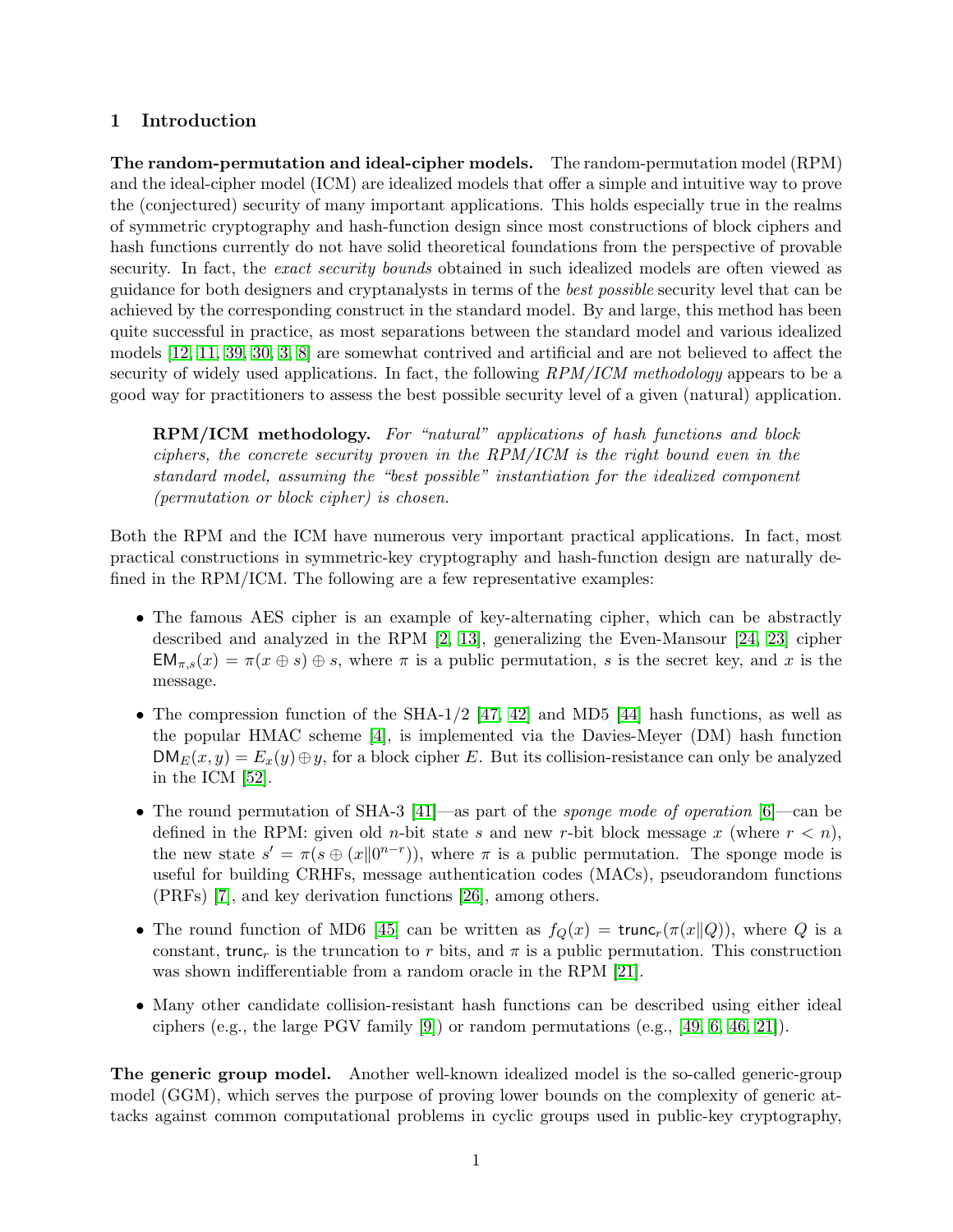## 1 Introduction

**The random-permutation and ideal-cipher models.** The random-permutation model (RPM) and the ideal-cipher model (ICM) are idealized models that offer a simple and intuitive way to prove the (conjectured) security of many important applications. This holds especially true in the realms of symmetric cryptography and hash-function design since most constructions of block ciphers and hash functions currently do not have solid theoretical foundations from the perspective of provable security. In fact, the *exact security bounds* obtained in such idealized models are often viewed as guidance for both designers and cryptanalysts in terms of the *best possible* security level that can be achieved by the corresponding construct in the standard model. By and large, this method has been quite successful in practice, as most separations between the standard model and various idealized models [12, 11, 39, 30, 3, 8] are somewhat contrived and artificial and are not believed to affect the security of widely used applications. In fact, the following *RPM/ICM methodology* appears to be a good way for practitioners to assess the best possible security level of a given (natural) application.

> **RPM/ICM methodology.** *For "natural" applications of hash functions and block ciphers, the concrete security proven in the RPM/ICM is the right bound even in the standard model, assuming the "best possible" instantiation for the idealized component (permutation or block cipher) is chosen.*

Both the RPM and the ICM have numerous very important practical applications. In fact, most practical constructions in symmetric-key cryptography and hash-function design are naturally defined in the RPM/ICM. The following are a few representative examples:

- The famous AES cipher is an example of key-alternating cipher, which can be abstractly described and analyzed in the RPM [2, 13], generalizing the Even-Mansour [24, 23] cipher $\mathsf{EM}_{\pi,s}(x) = \pi(x \oplus s) \oplus s$, where $\pi$ is a public permutation, $s$ is the secret key, and $x$ is the message.
- The compression function of the SHA-1/2 [47, 42] and MD5 [44] hash functions, as well as the popular HMAC scheme [4], is implemented via the Davies-Meyer (DM) hash function $\mathsf{DM}_E(x, y) = E_x(y) \oplus y$, for a block cipher $E$. But its collision-resistance can only be analyzed in the ICM [52].
- The round permutation of SHA-3 [41]—as part of the *sponge mode of operation* [6]—can be defined in the RPM: given old $n$-bit state $s$ and new $r$-bit block message $x$ (where $r < n$), the new state $s' = \pi(s \oplus (x\|0^{n-r}))$, where $\pi$ is a public permutation. The sponge mode is useful for building CRHFs, message authentication codes (MACs), pseudorandom functions (PRFs) [7], and key derivation functions [26], among others.
- The round function of MD6 [45] can be written as $f_Q(x) = \mathsf{trunc}_r(\pi(x\|Q))$, where $Q$ is a constant, $\mathsf{trunc}_r$ is the truncation to $r$ bits, and $\pi$ is a public permutation. This construction was shown indifferentiable from a random oracle in the RPM [21].
- Many other candidate collision-resistant hash functions can be described using either ideal ciphers (e.g., the large PGV family [9]) or random permutations (e.g., [49, 6, 46, 21]).

**The generic group model.** Another well-known idealized model is the so-called generic-group model (GGM), which serves the purpose of proving lower bounds on the complexity of generic attacks against common computational problems in cyclic groups used in public-key cryptography,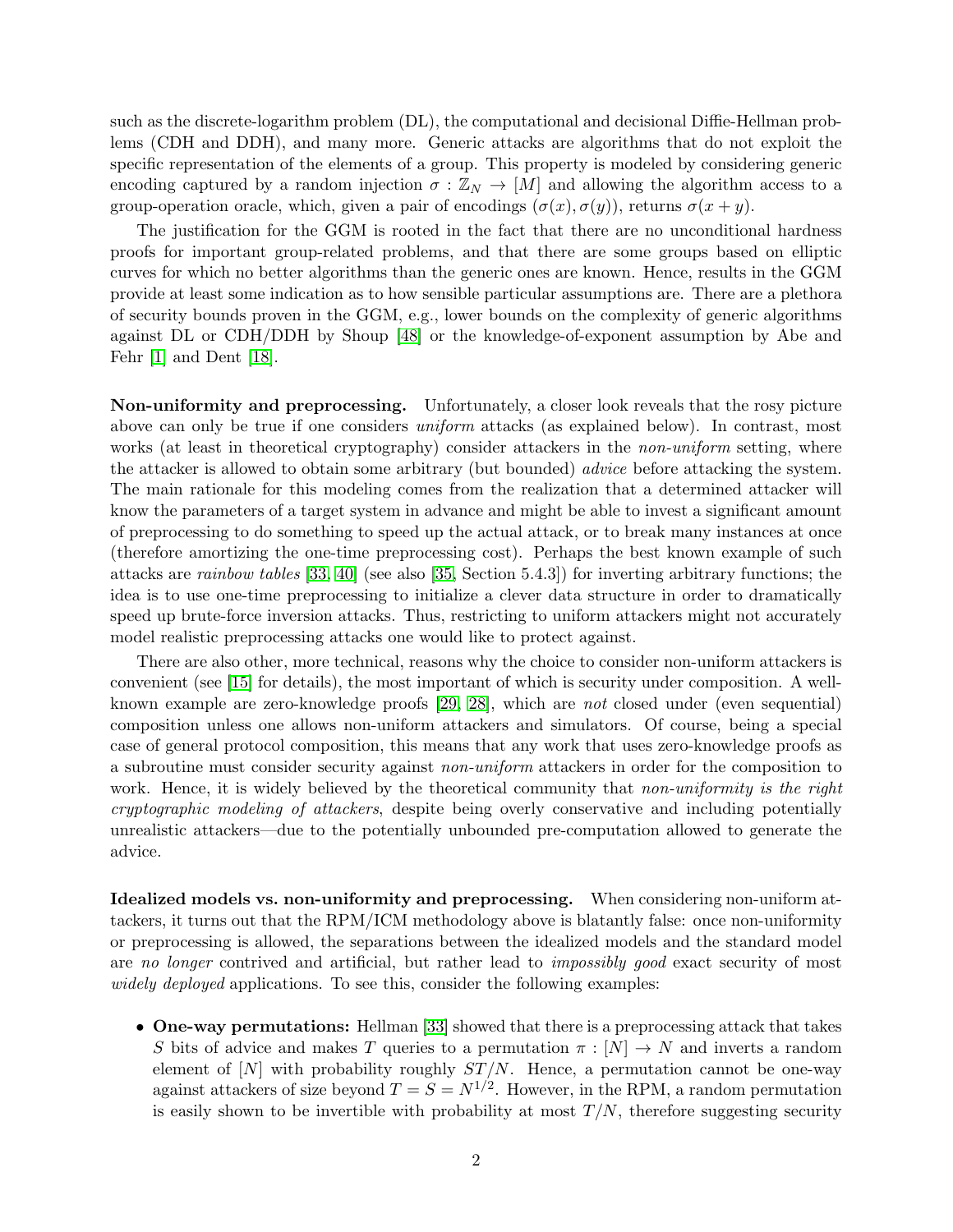such as the discrete-logarithm problem (DL), the computational and decisional Diffie-Hellman problems (CDH and DDH), and many more. Generic attacks are algorithms that do not exploit the specific representation of the elements of a group. This property is modeled by considering generic encoding captured by a random injection $\sigma : \mathbb{Z}_N \to [M]$ and allowing the algorithm access to a group-operation oracle, which, given a pair of encodings $(\sigma(x), \sigma(y))$, returns $\sigma(x + y)$.

The justification for the GGM is rooted in the fact that there are no unconditional hardness proofs for important group-related problems, and that there are some groups based on elliptic curves for which no better algorithms than the generic ones are known. Hence, results in the GGM provide at least some indication as to how sensible particular assumptions are. There are a plethora of security bounds proven in the GGM, e.g., lower bounds on the complexity of generic algorithms against DL or CDH/DDH by Shoup [48] or the knowledge-of-exponent assumption by Abe and Fehr [1] and Dent [18].

**Non-uniformity and preprocessing.** Unfortunately, a closer look reveals that the rosy picture above can only be true if one considers *uniform* attacks (as explained below). In contrast, most works (at least in theoretical cryptography) consider attackers in the *non-uniform* setting, where the attacker is allowed to obtain some arbitrary (but bounded) *advice* before attacking the system. The main rationale for this modeling comes from the realization that a determined attacker will know the parameters of a target system in advance and might be able to invest a significant amount of preprocessing to do something to speed up the actual attack, or to break many instances at once (therefore amortizing the one-time preprocessing cost). Perhaps the best known example of such attacks are *rainbow tables* [33, 40] (see also [35, Section 5.4.3]) for inverting arbitrary functions; the idea is to use one-time preprocessing to initialize a clever data structure in order to dramatically speed up brute-force inversion attacks. Thus, restricting to uniform attackers might not accurately model realistic preprocessing attacks one would like to protect against.

There are also other, more technical, reasons why the choice to consider non-uniform attackers is convenient (see [15] for details), the most important of which is security under composition. A well-known example are zero-knowledge proofs [29, 28], which are *not* closed under (even sequential) composition unless one allows non-uniform attackers and simulators. Of course, being a special case of general protocol composition, this means that any work that uses zero-knowledge proofs as a subroutine must consider security against *non-uniform* attackers in order for the composition to work. Hence, it is widely believed by the theoretical community that *non-uniformity is the right cryptographic modeling of attackers*, despite being overly conservative and including potentially unrealistic attackers—due to the potentially unbounded pre-computation allowed to generate the advice.

**Idealized models vs. non-uniformity and preprocessing.** When considering non-uniform attackers, it turns out that the RPM/ICM methodology above is blatantly false: once non-uniformity or preprocessing is allowed, the separations between the idealized models and the standard model are *no longer* contrived and artificial, but rather lead to *impossibly good* exact security of most *widely deployed* applications. To see this, consider the following examples:

- **One-way permutations:** Hellman [33] showed that there is a preprocessing attack that takes $S$ bits of advice and makes $T$ queries to a permutation $\pi : [N] \to N$ and inverts a random element of $[N]$ with probability roughly $ST/N$. Hence, a permutation cannot be one-way against attackers of size beyond $T = S = N^{1/2}$. However, in the RPM, a random permutation is easily shown to be invertible with probability at most $T/N$, therefore suggesting security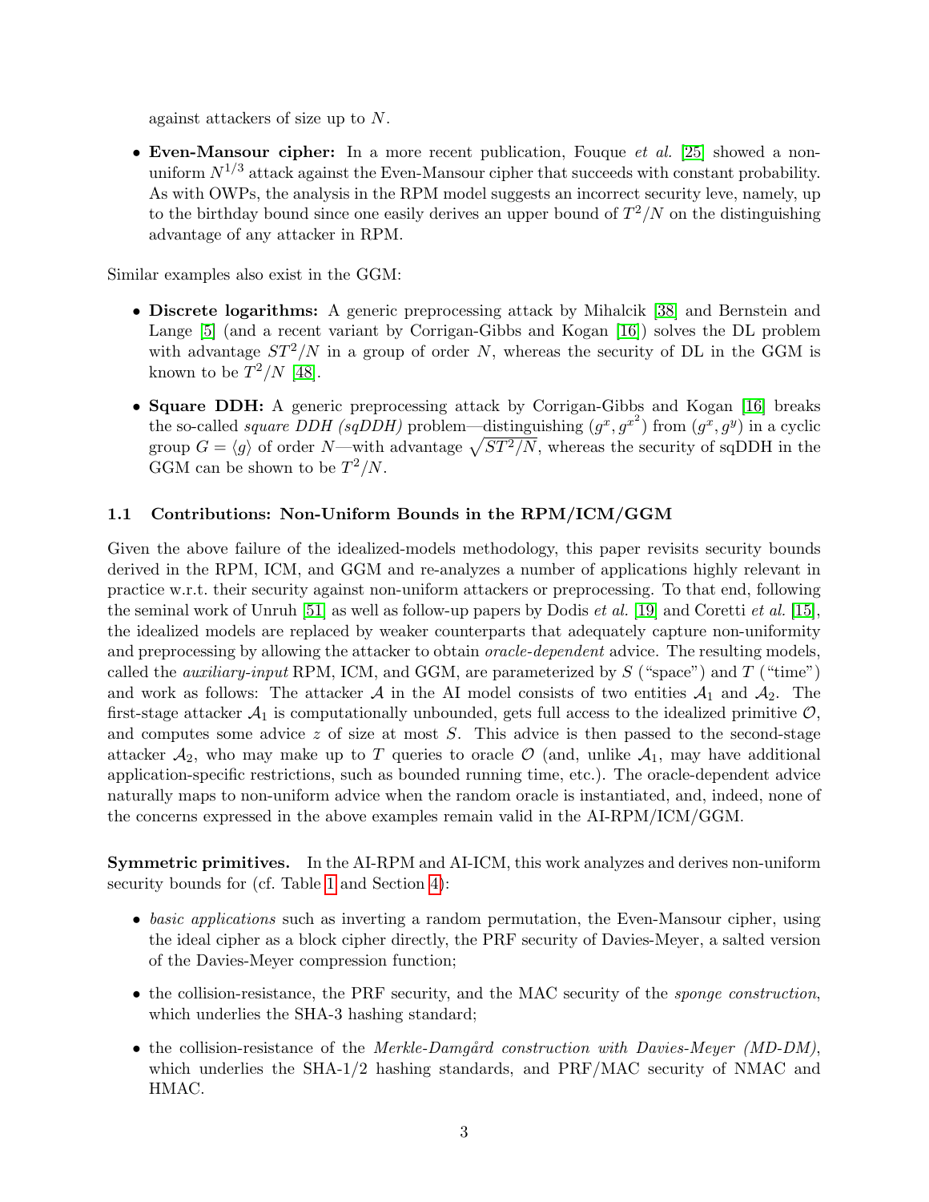against attackers of size up to $N$.

- **Even-Mansour cipher:** In a more recent publication, Fouque *et al.* [25] showed a non-uniform $N^{1/3}$ attack against the Even-Mansour cipher that succeeds with constant probability. As with OWPs, the analysis in the RPM model suggests an incorrect security leve, namely, up to the birthday bound since one easily derives an upper bound of $T^2/N$ on the distinguishing advantage of any attacker in RPM.

Similar examples also exist in the GGM:

- **Discrete logarithms:** A generic preprocessing attack by Mihalcik [38] and Bernstein and Lange [5] (and a recent variant by Corrigan-Gibbs and Kogan [16]) solves the DL problem with advantage $ST^2/N$ in a group of order $N$, whereas the security of DL in the GGM is known to be $T^2/N$ [48].
- **Square DDH:** A generic preprocessing attack by Corrigan-Gibbs and Kogan [16] breaks the so-called *square DDH (sqDDH)* problem—distinguishing $(g^x, g^{x^2})$ from $(g^x, g^y)$ in a cyclic group $G = \langle g \rangle$ of order $N$—with advantage $\sqrt{ST^2/N}$, whereas the security of sqDDH in the GGM can be shown to be $T^2/N$.

### 1.1 Contributions: Non-Uniform Bounds in the RPM/ICM/GGM

Given the above failure of the idealized-models methodology, this paper revisits security bounds derived in the RPM, ICM, and GGM and re-analyzes a number of applications highly relevant in practice w.r.t. their security against non-uniform attackers or preprocessing. To that end, following the seminal work of Unruh [51] as well as follow-up papers by Dodis *et al.* [19] and Coretti *et al.* [15], the idealized models are replaced by weaker counterparts that adequately capture non-uniformity and preprocessing by allowing the attacker to obtain *oracle-dependent* advice. The resulting models, called the *auxiliary-input* RPM, ICM, and GGM, are parameterized by $S$ ("space") and $T$ ("time") and work as follows: The attacker $\mathcal{A}$ in the AI model consists of two entities $\mathcal{A}_1$ and $\mathcal{A}_2$. The first-stage attacker $\mathcal{A}_1$ is computationally unbounded, gets full access to the idealized primitive $\mathcal{O}$, and computes some advice $z$ of size at most $S$. This advice is then passed to the second-stage attacker $\mathcal{A}_2$, who may make up to $T$ queries to oracle $\mathcal{O}$ (and, unlike $\mathcal{A}_1$, may have additional application-specific restrictions, such as bounded running time, etc.). The oracle-dependent advice naturally maps to non-uniform advice when the random oracle is instantiated, and, indeed, none of the concerns expressed in the above examples remain valid in the AI-RPM/ICM/GGM.

**Symmetric primitives.** In the AI-RPM and AI-ICM, this work analyzes and derives non-uniform security bounds for (cf. Table 1 and Section 4):

- *basic applications* such as inverting a random permutation, the Even-Mansour cipher, using the ideal cipher as a block cipher directly, the PRF security of Davies-Meyer, a salted version of the Davies-Meyer compression function;
- the collision-resistance, the PRF security, and the MAC security of the *sponge construction*, which underlies the SHA-3 hashing standard;
- the collision-resistance of the *Merkle-Damgård construction with Davies-Meyer (MD-DM)*, which underlies the SHA-1/2 hashing standards, and PRF/MAC security of NMAC and HMAC.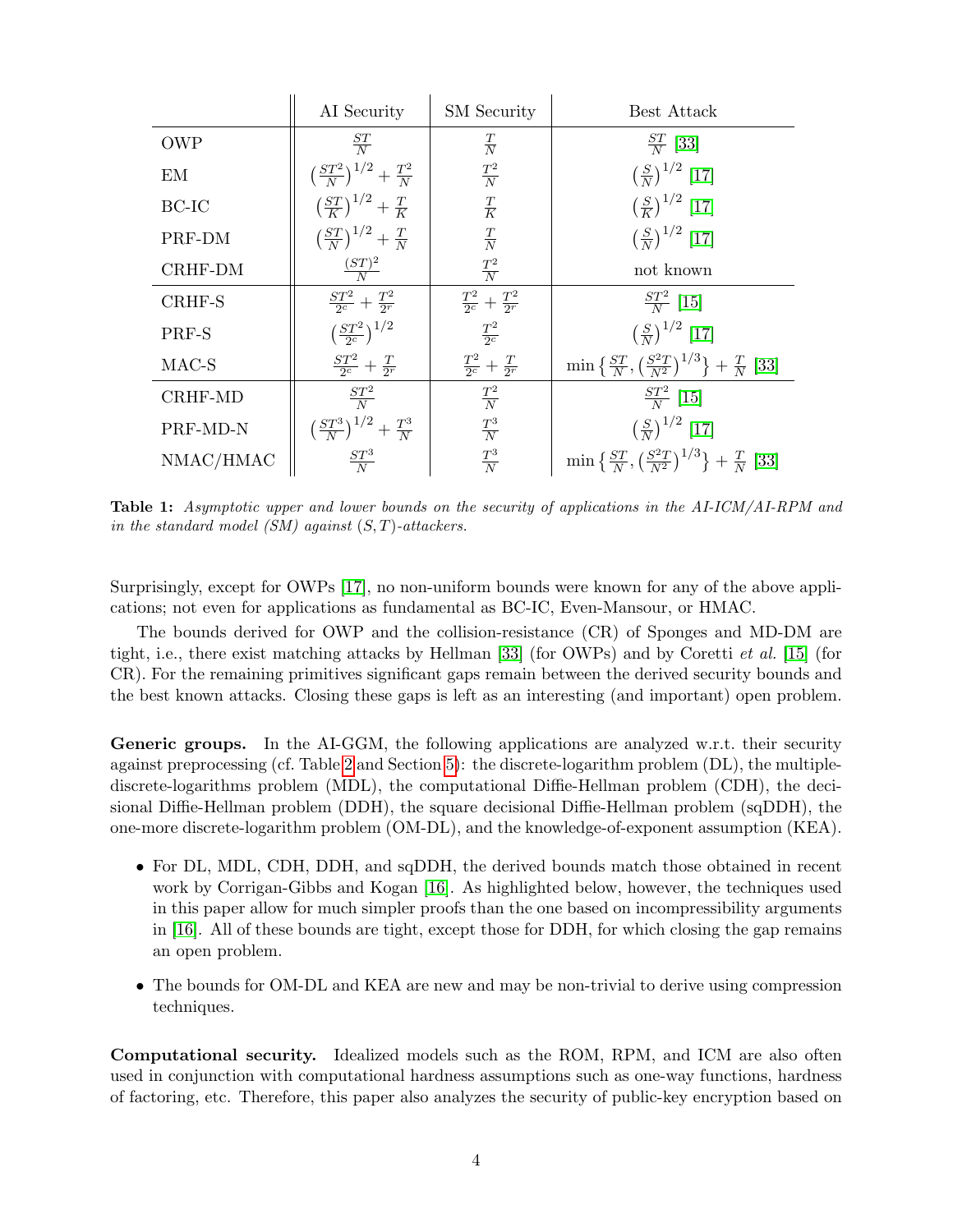| | AI Security | SM Security | Best Attack |
|---|---|---|---|
| OWP | $\frac{ST}{N}$ | $\frac{T}{N}$ | $\frac{ST}{N}$ [33] |
| EM | $\left(\frac{ST^2}{N}\right)^{1/2} + \frac{T^2}{N}$ | $\frac{T^2}{N}$ | $\left(\frac{S}{N}\right)^{1/2}$ [17] |
| BC-IC | $\left(\frac{ST}{K}\right)^{1/2} + \frac{T}{K}$ | $\frac{T}{K}$ | $\left(\frac{S}{K}\right)^{1/2}$ [17] |
| PRF-DM | $\left(\frac{ST}{N}\right)^{1/2} + \frac{T}{N}$ | $\frac{T}{N}$ | $\left(\frac{S}{N}\right)^{1/2}$ [17] |
| CRHF-DM | $\frac{(ST)^2}{N}$ | $\frac{T^2}{N}$ | not known |
| CRHF-S | $\frac{ST^2}{2^c} + \frac{T^2}{2^r}$ | $\frac{T^2}{2^c} + \frac{T^2}{2^r}$ | $\frac{ST^2}{N}$ [15] |
| PRF-S | $\left(\frac{ST^2}{2^c}\right)^{1/2}$ | $\frac{T^2}{2^c}$ | $\left(\frac{S}{N}\right)^{1/2}$ [17] |
| MAC-S | $\frac{ST^2}{2^c} + \frac{T}{2^r}$ | $\frac{T^2}{2^c} + \frac{T}{2^r}$ | $\min\left\{\frac{ST}{N}, \left(\frac{S^2T}{N^2}\right)^{1/3}\right\} + \frac{T}{N}$ [33] |
| CRHF-MD | $\frac{ST^2}{N}$ | $\frac{T^2}{N}$ | $\frac{ST^2}{N}$ [15] |
| PRF-MD-N | $\left(\frac{ST^3}{N}\right)^{1/2} + \frac{T^3}{N}$ | $\frac{T^3}{N}$ | $\left(\frac{S}{N}\right)^{1/2}$ [17] |
| NMAC/HMAC | $\frac{ST^3}{N}$ | $\frac{T^3}{N}$ | $\min\left\{\frac{ST}{N}, \left(\frac{S^2T}{N^2}\right)^{1/3}\right\} + \frac{T}{N}$ [33] |

**Table 1:** *Asymptotic upper and lower bounds on the security of applications in the AI-ICM/AI-RPM and in the standard model (SM) against* $(S,T)$*-attackers.*

Surprisingly, except for OWPs [17], no non-uniform bounds were known for any of the above applications; not even for applications as fundamental as BC-IC, Even-Mansour, or HMAC.

The bounds derived for OWP and the collision-resistance (CR) of Sponges and MD-DM are tight, i.e., there exist matching attacks by Hellman [33] (for OWPs) and by Coretti *et al.* [15] (for CR). For the remaining primitives significant gaps remain between the derived security bounds and the best known attacks. Closing these gaps is left as an interesting (and important) open problem.

**Generic groups.** In the AI-GGM, the following applications are analyzed w.r.t. their security against preprocessing (cf. Table 2 and Section 5): the discrete-logarithm problem (DL), the multiple-discrete-logarithms problem (MDL), the computational Diffie-Hellman problem (CDH), the decisional Diffie-Hellman problem (DDH), the square decisional Diffie-Hellman problem (sqDDH), the one-more discrete-logarithm problem (OM-DL), and the knowledge-of-exponent assumption (KEA).

- For DL, MDL, CDH, DDH, and sqDDH, the derived bounds match those obtained in recent work by Corrigan-Gibbs and Kogan [16]. As highlighted below, however, the techniques used in this paper allow for much simpler proofs than the one based on incompressibility arguments in [16]. All of these bounds are tight, except those for DDH, for which closing the gap remains an open problem.
- The bounds for OM-DL and KEA are new and may be non-trivial to derive using compression techniques.

**Computational security.** Idealized models such as the ROM, RPM, and ICM are also often used in conjunction with computational hardness assumptions such as one-way functions, hardness of factoring, etc. Therefore, this paper also analyzes the security of public-key encryption based on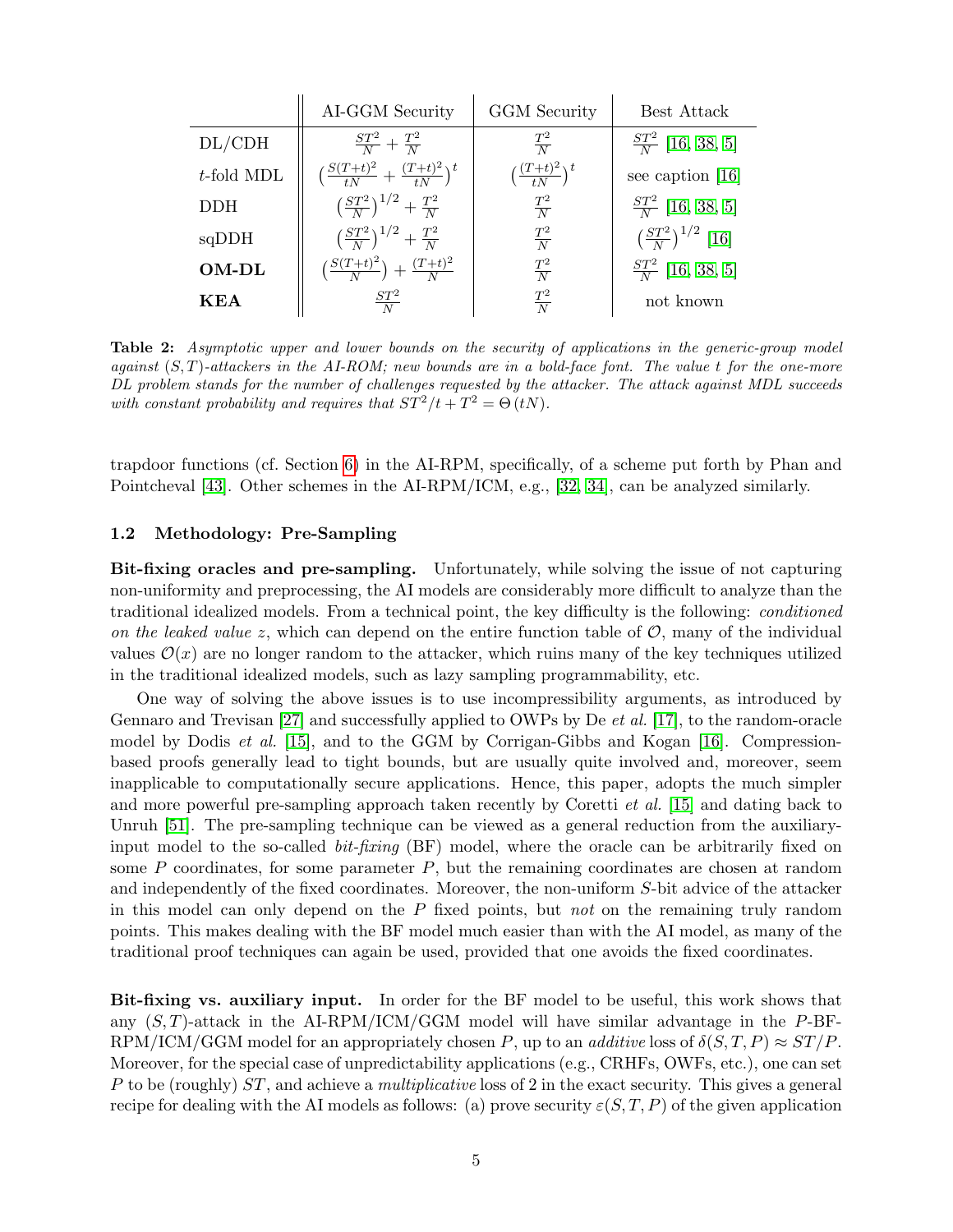| | AI-GGM Security | GGM Security | Best Attack |
|---|---|---|---|
| DL/CDH | $\frac{ST^2}{N} + \frac{T^2}{N}$ | $\frac{T^2}{N}$ | $\frac{ST^2}{N}$ [16, 38, 5] |
| $t$-fold MDL | $\left(\frac{S(T+t)^2}{tN} + \frac{(T+t)^2}{tN}\right)^t$ | $\left(\frac{(T+t)^2}{tN}\right)^t$ | see caption [16] |
| DDH | $\left(\frac{ST^2}{N}\right)^{1/2} + \frac{T^2}{N}$ | $\frac{T^2}{N}$ | $\frac{ST^2}{N}$ [16, 38, 5] |
| sqDDH | $\left(\frac{ST^2}{N}\right)^{1/2} + \frac{T^2}{N}$ | $\frac{T^2}{N}$ | $\left(\frac{ST^2}{N}\right)^{1/2}$ [16] |
| **OM-DL** | $\left(\frac{S(T+t)^2}{N}\right) + \frac{(T+t)^2}{N}$ | $\frac{T^2}{N}$ | $\frac{ST^2}{N}$ [16, 38, 5] |
| **KEA** | $\frac{ST^2}{N}$ | $\frac{T^2}{N}$ | not known |

**Table 2:** *Asymptotic upper and lower bounds on the security of applications in the generic-group model against $(S,T)$-attackers in the AI-ROM; new bounds are in a bold-face font. The value $t$ for the one-more DL problem stands for the number of challenges requested by the attacker. The attack against MDL succeeds with constant probability and requires that $ST^2/t + T^2 = \Theta(tN)$.*

trapdoor functions (cf. Section 6) in the AI-RPM, specifically, of a scheme put forth by Phan and Pointcheval [43]. Other schemes in the AI-RPM/ICM, e.g., [32, 34], can be analyzed similarly.

### 1.2 Methodology: Pre-Sampling

**Bit-fixing oracles and pre-sampling.** Unfortunately, while solving the issue of not capturing non-uniformity and preprocessing, the AI models are considerably more difficult to analyze than the traditional idealized models. From a technical point, the key difficulty is the following: *conditioned on the leaked value $z$*, which can depend on the entire function table of $\mathcal{O}$, many of the individual values $\mathcal{O}(x)$ are no longer random to the attacker, which ruins many of the key techniques utilized in the traditional idealized models, such as lazy sampling programmability, etc.

One way of solving the above issues is to use incompressibility arguments, as introduced by Gennaro and Trevisan [27] and successfully applied to OWPs by De *et al.* [17], to the random-oracle model by Dodis *et al.* [15], and to the GGM by Corrigan-Gibbs and Kogan [16]. Compression-based proofs generally lead to tight bounds, but are usually quite involved and, moreover, seem inapplicable to computationally secure applications. Hence, this paper, adopts the much simpler and more powerful pre-sampling approach taken recently by Coretti *et al.* [15] and dating back to Unruh [51]. The pre-sampling technique can be viewed as a general reduction from the auxiliary-input model to the so-called *bit-fixing* (BF) model, where the oracle can be arbitrarily fixed on some $P$ coordinates, for some parameter $P$, but the remaining coordinates are chosen at random and independently of the fixed coordinates. Moreover, the non-uniform $S$-bit advice of the attacker in this model can only depend on the $P$ fixed points, but *not* on the remaining truly random points. This makes dealing with the BF model much easier than with the AI model, as many of the traditional proof techniques can again be used, provided that one avoids the fixed coordinates.

**Bit-fixing vs. auxiliary input.** In order for the BF model to be useful, this work shows that any $(S,T)$-attack in the AI-RPM/ICM/GGM model will have similar advantage in the $P$-BF-RPM/ICM/GGM model for an appropriately chosen $P$, up to an *additive* loss of $\delta(S,T,P) \approx ST/P$. Moreover, for the special case of unpredictability applications (e.g., CRHFs, OWFs, etc.), one can set $P$ to be (roughly) $ST$, and achieve a *multiplicative* loss of 2 in the exact security. This gives a general recipe for dealing with the AI models as follows: (a) prove security $\varepsilon(S,T,P)$ of the given application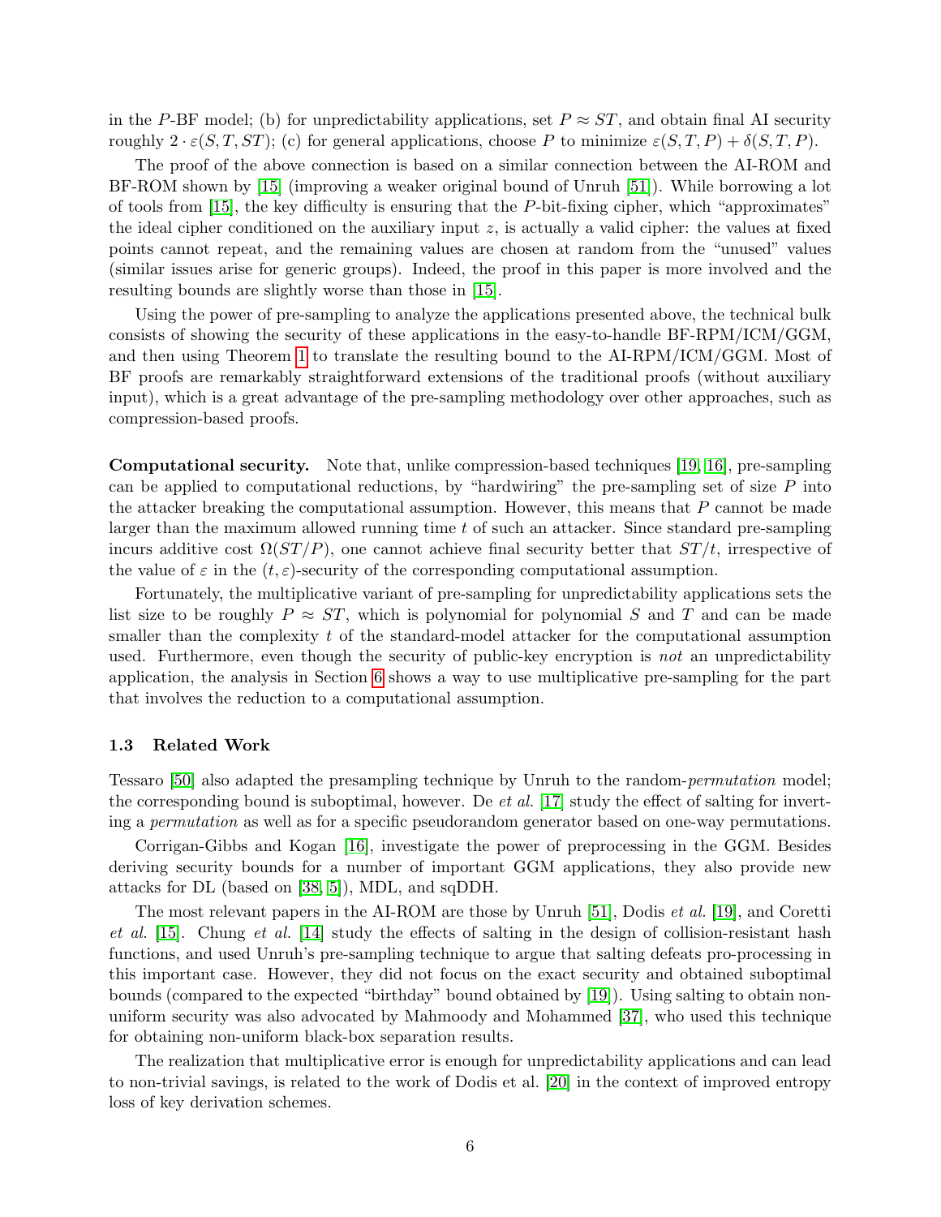in the $P$-BF model; (b) for unpredictability applications, set $P \approx ST$, and obtain final AI security roughly $2 \cdot \varepsilon(S, T, ST)$; (c) for general applications, choose $P$ to minimize $\varepsilon(S, T, P) + \delta(S, T, P)$.

The proof of the above connection is based on a similar connection between the AI-ROM and BF-ROM shown by [15] (improving a weaker original bound of Unruh [51]). While borrowing a lot of tools from [15], the key difficulty is ensuring that the $P$-bit-fixing cipher, which "approximates" the ideal cipher conditioned on the auxiliary input $z$, is actually a valid cipher: the values at fixed points cannot repeat, and the remaining values are chosen at random from the "unused" values (similar issues arise for generic groups). Indeed, the proof in this paper is more involved and the resulting bounds are slightly worse than those in [15].

Using the power of pre-sampling to analyze the applications presented above, the technical bulk consists of showing the security of these applications in the easy-to-handle BF-RPM/ICM/GGM, and then using Theorem 1 to translate the resulting bound to the AI-RPM/ICM/GGM. Most of BF proofs are remarkably straightforward extensions of the traditional proofs (without auxiliary input), which is a great advantage of the pre-sampling methodology over other approaches, such as compression-based proofs.

**Computational security.** Note that, unlike compression-based techniques [19, 16], pre-sampling can be applied to computational reductions, by "hardwiring" the pre-sampling set of size $P$ into the attacker breaking the computational assumption. However, this means that $P$ cannot be made larger than the maximum allowed running time $t$ of such an attacker. Since standard pre-sampling incurs additive cost $\Omega(ST/P)$, one cannot achieve final security better that $ST/t$, irrespective of the value of $\varepsilon$ in the $(t, \varepsilon)$-security of the corresponding computational assumption.

Fortunately, the multiplicative variant of pre-sampling for unpredictability applications sets the list size to be roughly $P \approx ST$, which is polynomial for polynomial $S$ and $T$ and can be made smaller than the complexity $t$ of the standard-model attacker for the computational assumption used. Furthermore, even though the security of public-key encryption is *not* an unpredictability application, the analysis in Section 6 shows a way to use multiplicative pre-sampling for the part that involves the reduction to a computational assumption.

### 1.3 Related Work

Tessaro [50] also adapted the presampling technique by Unruh to the random-*permutation* model; the corresponding bound is suboptimal, however. De *et al.* [17] study the effect of salting for inverting a *permutation* as well as for a specific pseudorandom generator based on one-way permutations.

Corrigan-Gibbs and Kogan [16], investigate the power of preprocessing in the GGM. Besides deriving security bounds for a number of important GGM applications, they also provide new attacks for DL (based on [38, 5]), MDL, and sqDDH.

The most relevant papers in the AI-ROM are those by Unruh [51], Dodis *et al.* [19], and Coretti *et al.* [15]. Chung *et al.* [14] study the effects of salting in the design of collision-resistant hash functions, and used Unruh's pre-sampling technique to argue that salting defeats pro-processing in this important case. However, they did not focus on the exact security and obtained suboptimal bounds (compared to the expected "birthday" bound obtained by [19]). Using salting to obtain non-uniform security was also advocated by Mahmoody and Mohammed [37], who used this technique for obtaining non-uniform black-box separation results.

The realization that multiplicative error is enough for unpredictability applications and can lead to non-trivial savings, is related to the work of Dodis et al. [20] in the context of improved entropy loss of key derivation schemes.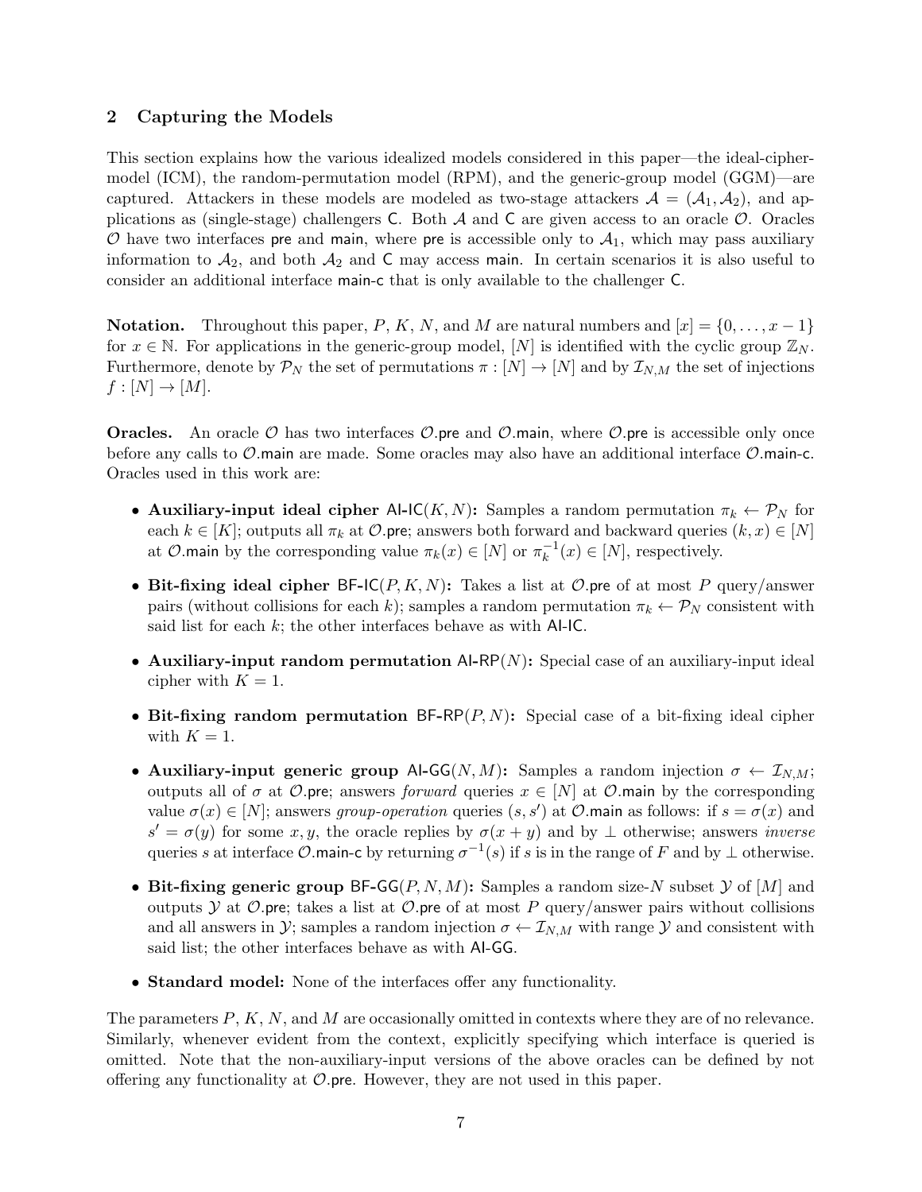## 2 Capturing the Models

This section explains how the various idealized models considered in this paper—the ideal-cipher-model (ICM), the random-permutation model (RPM), and the generic-group model (GGM)—are captured. Attackers in these models are modeled as two-stage attackers $\mathcal{A} = (\mathcal{A}_1, \mathcal{A}_2)$, and applications as (single-stage) challengers $\mathsf{C}$. Both $\mathcal{A}$ and $\mathsf{C}$ are given access to an oracle $\mathcal{O}$. Oracles $\mathcal{O}$ have two interfaces pre and main, where pre is accessible only to $\mathcal{A}_1$, which may pass auxiliary information to $\mathcal{A}_2$, and both $\mathcal{A}_2$ and $\mathsf{C}$ may access main. In certain scenarios it is also useful to consider an additional interface main-c that is only available to the challenger $\mathsf{C}$.

**Notation.** Throughout this paper, $P$, $K$, $N$, and $M$ are natural numbers and $[x] = \{0, \ldots, x-1\}$ for $x \in \mathbb{N}$. For applications in the generic-group model, $[N]$ is identified with the cyclic group $\mathbb{Z}_N$. Furthermore, denote by $\mathcal{P}_N$ the set of permutations $\pi : [N] \to [N]$ and by $\mathcal{I}_{N,M}$ the set of injections $f : [N] \to [M]$.

**Oracles.** An oracle $\mathcal{O}$ has two interfaces $\mathcal{O}.\mathsf{pre}$ and $\mathcal{O}.\mathsf{main}$, where $\mathcal{O}.\mathsf{pre}$ is accessible only once before any calls to $\mathcal{O}.\mathsf{main}$ are made. Some oracles may also have an additional interface $\mathcal{O}.\mathsf{main\text{-}c}$. Oracles used in this work are:

- **Auxiliary-input ideal cipher** $\mathsf{AI\text{-}IC}(K, N)$**:** Samples a random permutation $\pi_k \leftarrow \mathcal{P}_N$ for each $k \in [K]$; outputs all $\pi_k$ at $\mathcal{O}.\mathsf{pre}$; answers both forward and backward queries $(k, x) \in [N]$ at $\mathcal{O}.\mathsf{main}$ by the corresponding value $\pi_k(x) \in [N]$ or $\pi_k^{-1}(x) \in [N]$, respectively.
- **Bit-fixing ideal cipher** $\mathsf{BF\text{-}IC}(P, K, N)$**:** Takes a list at $\mathcal{O}.\mathsf{pre}$ of at most $P$ query/answer pairs (without collisions for each $k$); samples a random permutation $\pi_k \leftarrow \mathcal{P}_N$ consistent with said list for each $k$; the other interfaces behave as with $\mathsf{AI\text{-}IC}$.
- **Auxiliary-input random permutation** $\mathsf{AI\text{-}RP}(N)$**:** Special case of an auxiliary-input ideal cipher with $K = 1$.
- **Bit-fixing random permutation** $\mathsf{BF\text{-}RP}(P, N)$**:** Special case of a bit-fixing ideal cipher with $K = 1$.
- **Auxiliary-input generic group** $\mathsf{AI\text{-}GG}(N, M)$**:** Samples a random injection $\sigma \leftarrow \mathcal{I}_{N,M}$; outputs all of $\sigma$ at $\mathcal{O}.\mathsf{pre}$; answers *forward* queries $x \in [N]$ at $\mathcal{O}.\mathsf{main}$ by the corresponding value $\sigma(x) \in [N]$; answers *group-operation* queries $(s, s')$ at $\mathcal{O}.\mathsf{main}$ as follows: if $s = \sigma(x)$ and $s' = \sigma(y)$ for some $x, y$, the oracle replies by $\sigma(x + y)$ and by $\perp$ otherwise; answers *inverse* queries $s$ at interface $\mathcal{O}.\mathsf{main\text{-}c}$ by returning $\sigma^{-1}(s)$ if $s$ is in the range of $F$ and by $\perp$ otherwise.
- **Bit-fixing generic group** $\mathsf{BF\text{-}GG}(P, N, M)$**:** Samples a random size-$N$ subset $\mathcal{Y}$ of $[M]$ and outputs $\mathcal{Y}$ at $\mathcal{O}.\mathsf{pre}$; takes a list at $\mathcal{O}.\mathsf{pre}$ of at most $P$ query/answer pairs without collisions and all answers in $\mathcal{Y}$; samples a random injection $\sigma \leftarrow \mathcal{I}_{N,M}$ with range $\mathcal{Y}$ and consistent with said list; the other interfaces behave as with $\mathsf{AI\text{-}GG}$.
- **Standard model:** None of the interfaces offer any functionality.

The parameters $P$, $K$, $N$, and $M$ are occasionally omitted in contexts where they are of no relevance. Similarly, whenever evident from the context, explicitly specifying which interface is queried is omitted. Note that the non-auxiliary-input versions of the above oracles can be defined by not offering any functionality at $\mathcal{O}.\mathsf{pre}$. However, they are not used in this paper.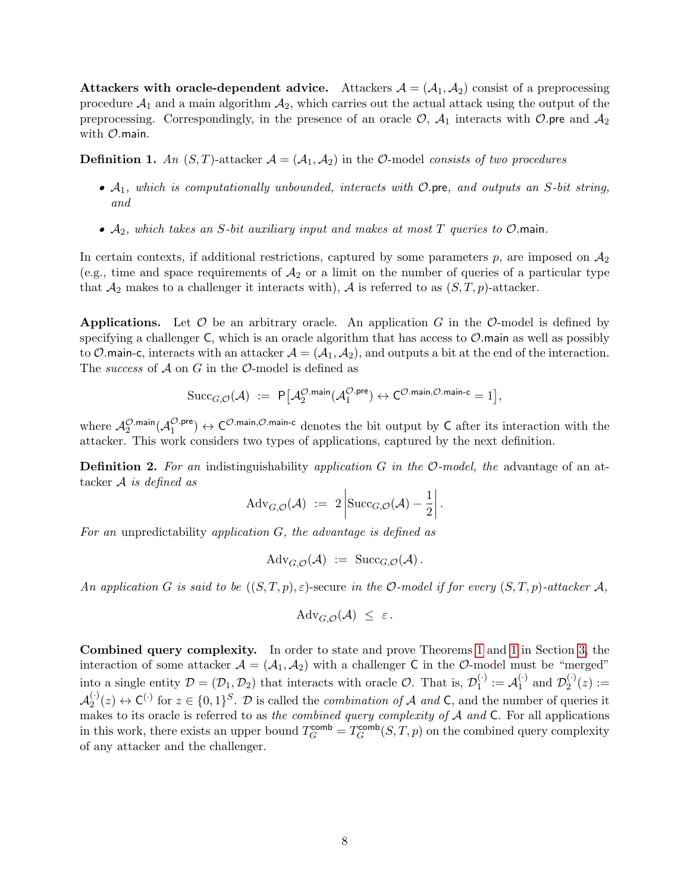**Attackers with oracle-dependent advice.** Attackers $\mathcal{A} = (\mathcal{A}_1, \mathcal{A}_2)$ consist of a preprocessing procedure $\mathcal{A}_1$ and a main algorithm $\mathcal{A}_2$, which carries out the actual attack using the output of the preprocessing. Correspondingly, in the presence of an oracle $\mathcal{O}$, $\mathcal{A}_1$ interacts with $\mathcal{O}.\mathsf{pre}$ and $\mathcal{A}_2$ with $\mathcal{O}.\mathsf{main}$.

**Definition 1.** *An $(S,T)$-attacker $\mathcal{A} = (\mathcal{A}_1, \mathcal{A}_2)$ in the $\mathcal{O}$-model consists of two procedures*

- *$\mathcal{A}_1$, which is computationally unbounded, interacts with $\mathcal{O}.\mathsf{pre}$, and outputs an $S$-bit string, and*
- *$\mathcal{A}_2$, which takes an $S$-bit auxiliary input and makes at most $T$ queries to $\mathcal{O}.\mathsf{main}$.*

In certain contexts, if additional restrictions, captured by some parameters $p$, are imposed on $\mathcal{A}_2$ (e.g., time and space requirements of $\mathcal{A}_2$ or a limit on the number of queries of a particular type that $\mathcal{A}_2$ makes to a challenger it interacts with), $\mathcal{A}$ is referred to as $(S,T,p)$-attacker.

**Applications.** Let $\mathcal{O}$ be an arbitrary oracle. An application $G$ in the $\mathcal{O}$-model is defined by specifying a challenger $\mathsf{C}$, which is an oracle algorithm that has access to $\mathcal{O}.\mathsf{main}$ as well as possibly to $\mathcal{O}.\mathsf{main\text{-}c}$, interacts with an attacker $\mathcal{A} = (\mathcal{A}_1, \mathcal{A}_2)$, and outputs a bit at the end of the interaction. The *success* of $\mathcal{A}$ on $G$ in the $\mathcal{O}$-model is defined as

$$\mathrm{Succ}_{G,\mathcal{O}}(\mathcal{A}) \ := \ \mathsf{P}\big[\mathcal{A}_2^{\mathcal{O}.\mathsf{main}}(\mathcal{A}_1^{\mathcal{O}.\mathsf{pre}}) \leftrightarrow \mathsf{C}^{\mathcal{O}.\mathsf{main},\mathcal{O}.\mathsf{main\text{-}c}} = 1\big],$$

where $\mathcal{A}_2^{\mathcal{O}.\mathsf{main}}(\mathcal{A}_1^{\mathcal{O}.\mathsf{pre}}) \leftrightarrow \mathsf{C}^{\mathcal{O}.\mathsf{main},\mathcal{O}.\mathsf{main\text{-}c}}$ denotes the bit output by $\mathsf{C}$ after its interaction with the attacker. This work considers two types of applications, captured by the next definition.

**Definition 2.** *For an* indistinguishability *application $G$ in the $\mathcal{O}$-model, the* advantage *of an attacker $\mathcal{A}$ is defined as*

$$\mathrm{Adv}_{G,\mathcal{O}}(\mathcal{A}) \ := \ 2\left|\mathrm{Succ}_{G,\mathcal{O}}(\mathcal{A}) - \frac{1}{2}\right|.$$

*For an* unpredictability *application $G$, the advantage is defined as*

$$\mathrm{Adv}_{G,\mathcal{O}}(\mathcal{A}) \ := \ \mathrm{Succ}_{G,\mathcal{O}}(\mathcal{A}).$$

*An application $G$ is said to be $((S,T,p),\varepsilon)$-*secure *in the $\mathcal{O}$-model if for every $(S,T,p)$-attacker $\mathcal{A}$,*

$$\mathrm{Adv}_{G,\mathcal{O}}(\mathcal{A}) \ \leq \ \varepsilon\,.$$

**Combined query complexity.** In order to state and prove Theorems 1 and 1 in Section 3, the interaction of some attacker $\mathcal{A} = (\mathcal{A}_1, \mathcal{A}_2)$ with a challenger $\mathsf{C}$ in the $\mathcal{O}$-model must be "merged" into a single entity $\mathcal{D} = (\mathcal{D}_1, \mathcal{D}_2)$ that interacts with oracle $\mathcal{O}$. That is, $\mathcal{D}_1^{(\cdot)} := \mathcal{A}_1^{(\cdot)}$ and $\mathcal{D}_2^{(\cdot)}(z) := \mathcal{A}_2^{(\cdot)}(z) \leftrightarrow \mathsf{C}^{(\cdot)}$ for $z \in \{0,1\}^S$. $\mathcal{D}$ is called the *combination of $\mathcal{A}$ and $\mathsf{C}$*, and the number of queries it makes to its oracle is referred to as *the combined query complexity of $\mathcal{A}$ and $\mathsf{C}$*. For all applications in this work, there exists an upper bound $T_G^{\mathsf{comb}} = T_G^{\mathsf{comb}}(S,T,p)$ on the combined query complexity of any attacker and the challenger.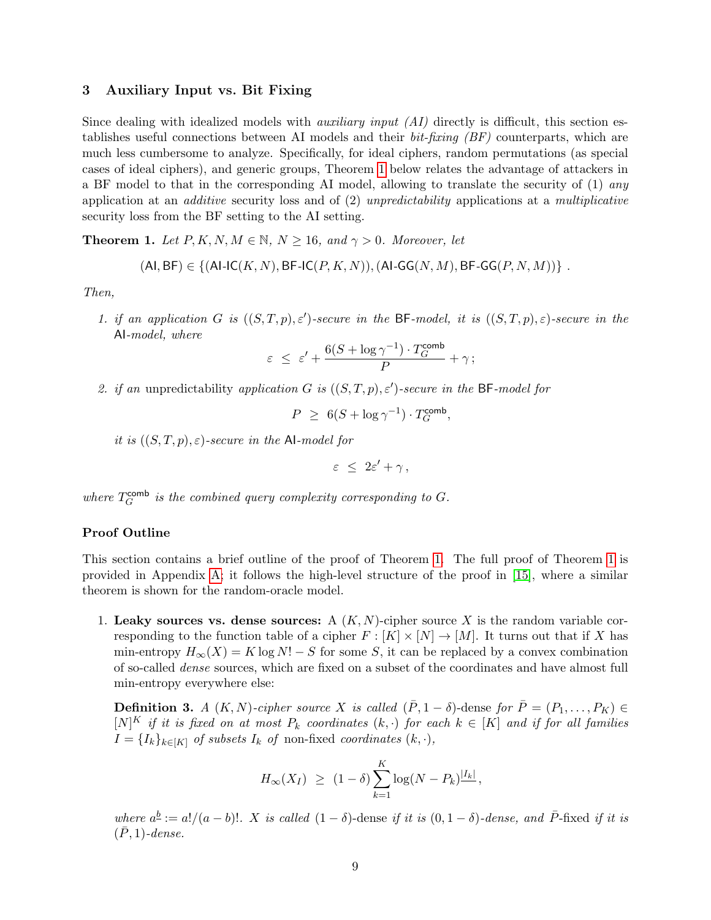## 3 Auxiliary Input vs. Bit Fixing

Since dealing with idealized models with *auxiliary input (AI)* directly is difficult, this section establishes useful connections between AI models and their *bit-fixing (BF)* counterparts, which are much less cumbersome to analyze. Specifically, for ideal ciphers, random permutations (as special cases of ideal ciphers), and generic groups, Theorem 1 below relates the advantage of attackers in a BF model to that in the corresponding AI model, allowing to translate the security of (1) *any* application at an *additive* security loss and of (2) *unpredictability* applications at a *multiplicative* security loss from the BF setting to the AI setting.

**Theorem 1.** *Let $P, K, N, M \in \mathbb{N}$, $N \geq 16$, and $\gamma > 0$. Moreover, let*

$$(\mathsf{AI}, \mathsf{BF}) \in \{(\mathsf{AI\text{-}IC}(K,N), \mathsf{BF\text{-}IC}(P,K,N)), (\mathsf{AI\text{-}GG}(N,M), \mathsf{BF\text{-}GG}(P,N,M))\}\,.$$

*Then,*

1. *if an application $G$ is $((S,T,p),\varepsilon')$-secure in the $\mathsf{BF}$-model, it is $((S,T,p),\varepsilon)$-secure in the $\mathsf{AI}$-model, where*
$$\varepsilon \;\leq\; \varepsilon' + \frac{6(S + \log\gamma^{-1}) \cdot T_G^{\mathsf{comb}}}{P} + \gamma\,;$$
2. *if an* unpredictability *application $G$ is $((S,T,p),\varepsilon')$-secure in the $\mathsf{BF}$-model for*
$$P \;\geq\; 6(S + \log\gamma^{-1}) \cdot T_G^{\mathsf{comb}},$$
*it is $((S,T,p),\varepsilon)$-secure in the $\mathsf{AI}$-model for*
$$\varepsilon \;\leq\; 2\varepsilon' + \gamma\,,$$

*where $T_G^{\mathsf{comb}}$ is the combined query complexity corresponding to $G$.*

### Proof Outline

This section contains a brief outline of the proof of Theorem 1. The full proof of Theorem 1 is provided in Appendix A; it follows the high-level structure of the proof in [15], where a similar theorem is shown for the random-oracle model.

1. **Leaky sources vs. dense sources:** A $(K,N)$-cipher source $X$ is the random variable corresponding to the function table of a cipher $F : [K] \times [N] \to [M]$. It turns out that if $X$ has min-entropy $H_\infty(X) = K \log N! - S$ for some $S$, it can be replaced by a convex combination of so-called *dense* sources, which are fixed on a subset of the coordinates and have almost full min-entropy everywhere else:

   **Definition 3.** *A $(K,N)$-cipher source $X$ is called $(\bar{P}, 1-\delta)$-dense for $\bar{P} = (P_1, \ldots, P_K) \in [N]^K$ if it is fixed on at most $P_k$ coordinates $(k,\cdot)$ for each $k \in [K]$ and if for all families $I = \{I_k\}_{k\in[K]}$ of subsets $I_k$ of* non-fixed *coordinates $(k,\cdot)$,*
$$H_\infty(X_I) \;\geq\; (1-\delta)\sum_{k=1}^{K} \log (N - P_k)^{\underline{|I_k|}}\,,$$
   *where $a^{\underline{b}} := a!/(a-b)!$. $X$ is called* $(1-\delta)$-dense *if it is $(0, 1-\delta)$-dense, and $\bar{P}$-fixed if it is $(\bar{P}, 1)$-dense.*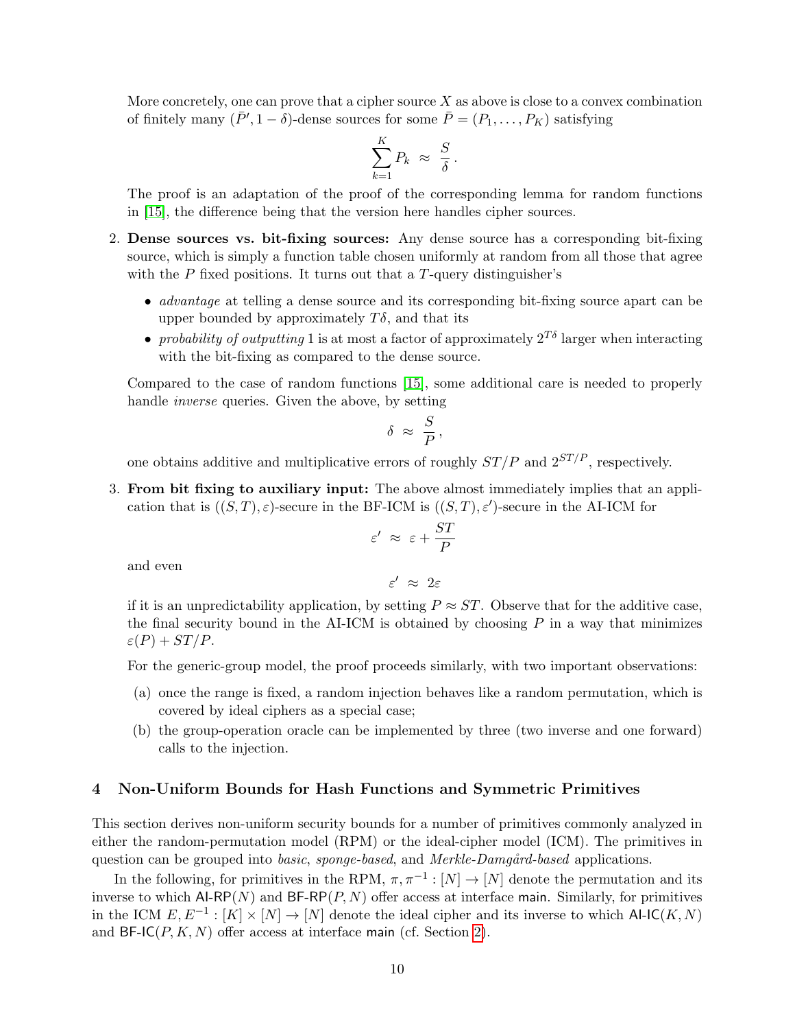More concretely, one can prove that a cipher source $X$ as above is close to a convex combination of finitely many $(\bar{P}', 1-\delta)$-dense sources for some $\bar{P} = (P_1, \ldots, P_K)$ satisfying

$$\sum_{k=1}^{K} P_k \;\approx\; \frac{S}{\delta}\,.$$

The proof is an adaptation of the proof of the corresponding lemma for random functions in [15], the difference being that the version here handles cipher sources.

2. **Dense sources vs. bit-fixing sources:** Any dense source has a corresponding bit-fixing source, which is simply a function table chosen uniformly at random from all those that agree with the $P$ fixed positions. It turns out that a $T$-query distinguisher's
   - *advantage* at telling a dense source and its corresponding bit-fixing source apart can be upper bounded by approximately $T\delta$, and that its
   - *probability of outputting* 1 is at most a factor of approximately $2^{T\delta}$ larger when interacting with the bit-fixing as compared to the dense source.

   Compared to the case of random functions [15], some additional care is needed to properly handle *inverse* queries. Given the above, by setting

   $$\delta \;\approx\; \frac{S}{P}\,,$$

   one obtains additive and multiplicative errors of roughly $ST/P$ and $2^{ST/P}$, respectively.

3. **From bit fixing to auxiliary input:** The above almost immediately implies that an application that is $((S,T),\varepsilon)$-secure in the BF-ICM is $((S,T),\varepsilon')$-secure in the AI-ICM for

   $$\varepsilon' \;\approx\; \varepsilon + \frac{ST}{P}$$

   and even

   $$\varepsilon' \;\approx\; 2\varepsilon$$

   if it is an unpredictability application, by setting $P \approx ST$. Observe that for the additive case, the final security bound in the AI-ICM is obtained by choosing $P$ in a way that minimizes $\varepsilon(P) + ST/P$.

   For the generic-group model, the proof proceeds similarly, with two important observations:

   (a) once the range is fixed, a random injection behaves like a random permutation, which is covered by ideal ciphers as a special case;

   (b) the group-operation oracle can be implemented by three (two inverse and one forward) calls to the injection.

## 4 Non-Uniform Bounds for Hash Functions and Symmetric Primitives

This section derives non-uniform security bounds for a number of primitives commonly analyzed in either the random-permutation model (RPM) or the ideal-cipher model (ICM). The primitives in question can be grouped into *basic*, *sponge-based*, and *Merkle-Damgård-based* applications.

In the following, for primitives in the RPM, $\pi, \pi^{-1} : [N] \to [N]$ denote the permutation and its inverse to which $\mathsf{AI\text{-}RP}(N)$ and $\mathsf{BF\text{-}RP}(P,N)$ offer access at interface $\mathsf{main}$. Similarly, for primitives in the ICM $E, E^{-1} : [K] \times [N] \to [N]$ denote the ideal cipher and its inverse to which $\mathsf{AI\text{-}IC}(K,N)$ and $\mathsf{BF\text{-}IC}(P,K,N)$ offer access at interface $\mathsf{main}$ (cf. Section 2).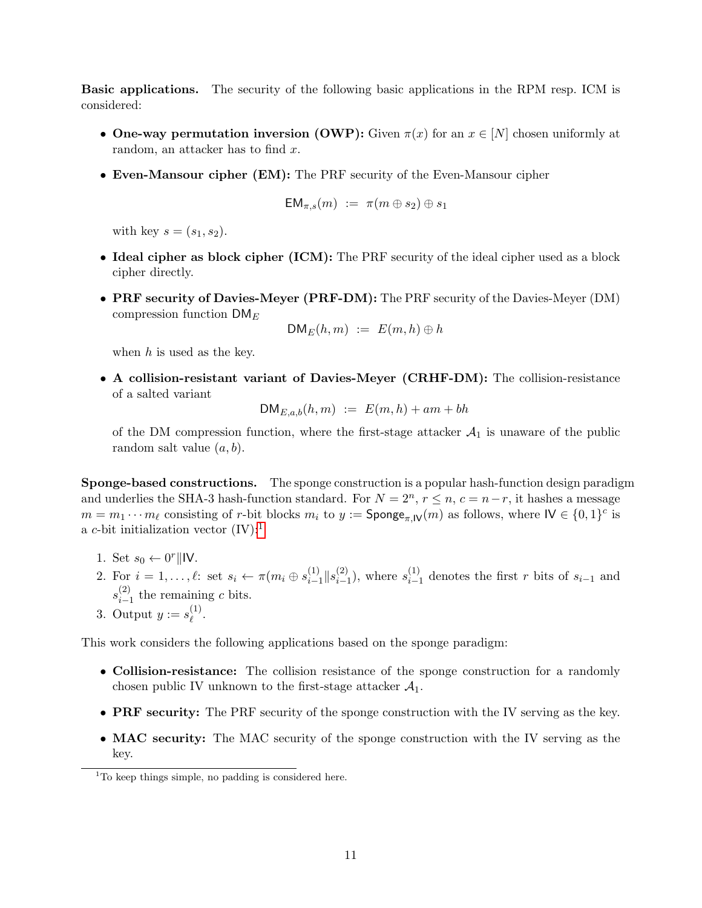**Basic applications.** The security of the following basic applications in the RPM resp. ICM is considered:

- **One-way permutation inversion (OWP):** Given $\pi(x)$ for an $x \in [N]$ chosen uniformly at random, an attacker has to find $x$.
- **Even-Mansour cipher (EM):** The PRF security of the Even-Mansour cipher

$$\mathsf{EM}_{\pi,s}(m) \ := \ \pi(m \oplus s_2) \oplus s_1$$

  with key $s = (s_1, s_2)$.
- **Ideal cipher as block cipher (ICM):** The PRF security of the ideal cipher used as a block cipher directly.
- **PRF security of Davies-Meyer (PRF-DM):** The PRF security of the Davies-Meyer (DM) compression function $\mathsf{DM}_E$

$$\mathsf{DM}_E(h, m) \ := \ E(m, h) \oplus h$$

  when $h$ is used as the key.
- **A collision-resistant variant of Davies-Meyer (CRHF-DM):** The collision-resistance of a salted variant

$$\mathsf{DM}_{E,a,b}(h, m) \ := \ E(m, h) + am + bh$$

  of the DM compression function, where the first-stage attacker $\mathcal{A}_1$ is unaware of the public random salt value $(a, b)$.

**Sponge-based constructions.** The sponge construction is a popular hash-function design paradigm and underlies the SHA-3 hash-function standard. For $N = 2^n$, $r \leq n$, $c = n - r$, it hashes a message $m = m_1 \cdots m_\ell$ consisting of $r$-bit blocks $m_i$ to $y := \mathsf{Sponge}_{\pi,\mathsf{IV}}(m)$ as follows, where $\mathsf{IV} \in \{0,1\}^c$ is a $c$-bit initialization vector (IV):[1]

1. Set $s_0 \leftarrow 0^r \| \mathsf{IV}$.
2. For $i = 1, \ldots, \ell$: set $s_i \leftarrow \pi(m_i \oplus s_{i-1}^{(1)} \| s_{i-1}^{(2)})$, where $s_{i-1}^{(1)}$ denotes the first $r$ bits of $s_{i-1}$ and $s_{i-1}^{(2)}$ the remaining $c$ bits.
3. Output $y := s_\ell^{(1)}$.

This work considers the following applications based on the sponge paradigm:

- **Collision-resistance:** The collision resistance of the sponge construction for a randomly chosen public IV unknown to the first-stage attacker $\mathcal{A}_1$.
- **PRF security:** The PRF security of the sponge construction with the IV serving as the key.
- **MAC security:** The MAC security of the sponge construction with the IV serving as the key.

[1] To keep things simple, no padding is considered here.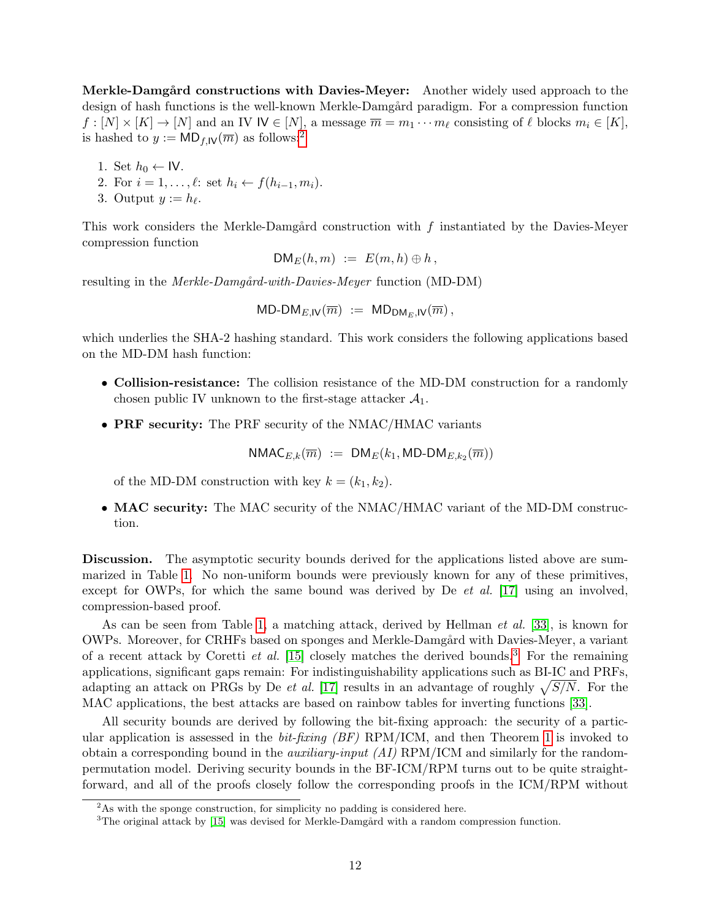**Merkle-Damgård constructions with Davies-Meyer:** Another widely used approach to the design of hash functions is the well-known Merkle-Damgård paradigm. For a compression function $f : [N] \times [K] \to [N]$ and an IV $\mathsf{IV} \in [N]$, a message $\overline{m} = m_1 \cdots m_\ell$ consisting of $\ell$ blocks $m_i \in [K]$, is hashed to $y := \mathsf{MD}_{f,\mathsf{IV}}(\overline{m})$ as follows:[2]

1. Set $h_0 \leftarrow \mathsf{IV}$.
2. For $i = 1, \ldots, \ell$: set $h_i \leftarrow f(h_{i-1}, m_i)$.
3. Output $y := h_\ell$.

This work considers the Merkle-Damgård construction with $f$ instantiated by the Davies-Meyer compression function

$$\mathsf{DM}_E(h, m) \;:=\; E(m, h) \oplus h\,,$$

resulting in the *Merkle-Damgård-with-Davies-Meyer* function (MD-DM)

$$\mathsf{MD\text{-}DM}_{E,\mathsf{IV}}(\overline{m}) \;:=\; \mathsf{MD}_{\mathsf{DM}_E,\mathsf{IV}}(\overline{m})\,,$$

which underlies the SHA-2 hashing standard. This work considers the following applications based on the MD-DM hash function:

- **Collision-resistance:** The collision resistance of the MD-DM construction for a randomly chosen public IV unknown to the first-stage attacker $\mathcal{A}_1$.
- **PRF security:** The PRF security of the NMAC/HMAC variants

  $$\mathsf{NMAC}_{E,k}(\overline{m}) \;:=\; \mathsf{DM}_E(k_1, \mathsf{MD\text{-}DM}_{E,k_2}(\overline{m}))$$

  of the MD-DM construction with key $k = (k_1, k_2)$.
- **MAC security:** The MAC security of the NMAC/HMAC variant of the MD-DM construction.

**Discussion.** The asymptotic security bounds derived for the applications listed above are summarized in Table 1. No non-uniform bounds were previously known for any of these primitives, except for OWPs, for which the same bound was derived by De *et al.* [17] using an involved, compression-based proof.

As can be seen from Table 1, a matching attack, derived by Hellman *et al.* [33], is known for OWPs. Moreover, for CRHFs based on sponges and Merkle-Damgård with Davies-Meyer, a variant of a recent attack by Coretti *et al.* [15] closely matches the derived bounds.[3] For the remaining applications, significant gaps remain: For indistinguishability applications such as BI-IC and PRFs, adapting an attack on PRGs by De *et al.* [17] results in an advantage of roughly $\sqrt{S/N}$. For the MAC applications, the best attacks are based on rainbow tables for inverting functions [33].

All security bounds are derived by following the bit-fixing approach: the security of a particular application is assessed in the *bit-fixing (BF)* RPM/ICM, and then Theorem 1 is invoked to obtain a corresponding bound in the *auxiliary-input (AI)* RPM/ICM and similarly for the random-permutation model. Deriving security bounds in the BF-ICM/RPM turns out to be quite straightforward, and all of the proofs closely follow the corresponding proofs in the ICM/RPM without

[2] As with the sponge construction, for simplicity no padding is considered here.

[3] The original attack by [15] was devised for Merkle-Damgård with a random compression function.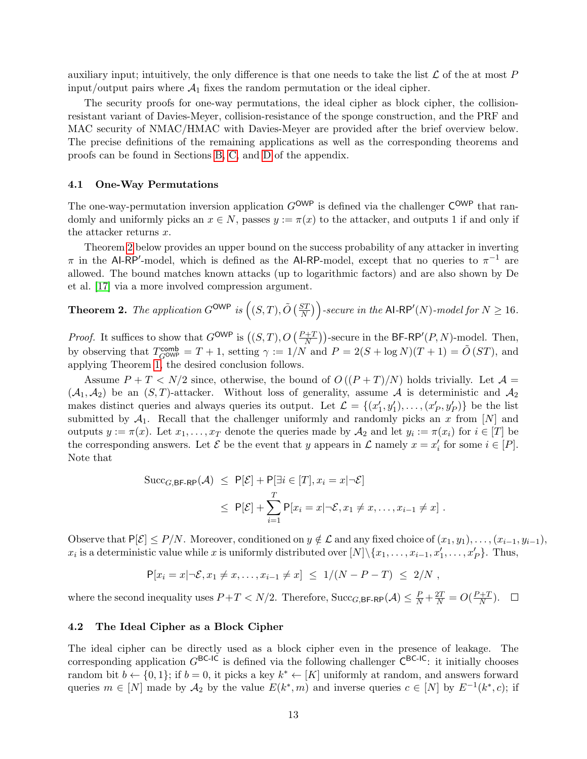auxiliary input; intuitively, the only difference is that one needs to take the list $\mathcal{L}$ of the at most $P$ input/output pairs where $\mathcal{A}_1$ fixes the random permutation or the ideal cipher.

The security proofs for one-way permutations, the ideal cipher as block cipher, the collision-resistant variant of Davies-Meyer, collision-resistance of the sponge construction, and the PRF and MAC security of NMAC/HMAC with Davies-Meyer are provided after the brief overview below. The precise definitions of the remaining applications as well as the corresponding theorems and proofs can be found in Sections B, C, and D of the appendix.

### 4.1 One-Way Permutations

The one-way-permutation inversion application $G^{\mathsf{OWP}}$ is defined via the challenger $\mathsf{C}^{\mathsf{OWP}}$ that randomly and uniformly picks an $x \in N$, passes $y := \pi(x)$ to the attacker, and outputs 1 if and only if the attacker returns $x$.

Theorem 2 below provides an upper bound on the success probability of any attacker in inverting $\pi$ in the $\mathsf{AI\text{-}RP'}$-model, which is defined as the $\mathsf{AI\text{-}RP}$-model, except that no queries to $\pi^{-1}$ are allowed. The bound matches known attacks (up to logarithmic factors) and are also shown by De et al. [17] via a more involved compression argument.

**Theorem 2.** *The application $G^{\mathsf{OWP}}$ is $\left((S,T), \tilde{O}\left(\frac{ST}{N}\right)\right)$-secure in the $\mathsf{AI\text{-}RP'}(N)$-model for $N \geq 16$.*

*Proof.* It suffices to show that $G^{\mathsf{OWP}}$ is $\left((S,T), O\left(\frac{P+T}{N}\right)\right)$-secure in the $\mathsf{BF\text{-}RP'}(P,N)$-model. Then, by observing that $T^{\mathsf{comb}}_{G^{\mathsf{OWP}}} = T + 1$, setting $\gamma := 1/N$ and $P = 2(S + \log N)(T+1) = \tilde{O}(ST)$, and applying Theorem 1, the desired conclusion follows.

Assume $P + T < N/2$ since, otherwise, the bound of $O((P+T)/N)$ holds trivially. Let $\mathcal{A} = (\mathcal{A}_1, \mathcal{A}_2)$ be an $(S,T)$-attacker. Without loss of generality, assume $\mathcal{A}$ is deterministic and $\mathcal{A}_2$ makes distinct queries and always queries its output. Let $\mathcal{L} = \{(x'_1, y'_1), \ldots, (x'_P, y'_P)\}$ be the list submitted by $\mathcal{A}_1$. Recall that the challenger uniformly and randomly picks an $x$ from $[N]$ and outputs $y := \pi(x)$. Let $x_1, \ldots, x_T$ denote the queries made by $\mathcal{A}_2$ and let $y_i := \pi(x_i)$ for $i \in [T]$ be the corresponding answers. Let $\mathcal{E}$ be the event that $y$ appears in $\mathcal{L}$ namely $x = x'_i$ for some $i \in [P]$. Note that

$$
\begin{aligned}
\mathrm{Succ}_{G,\mathsf{BF\text{-}RP}}(\mathcal{A}) &\leq \mathsf{P}[\mathcal{E}] + \mathsf{P}[\exists i \in [T], x_i = x | \neg\mathcal{E}] \\
&\leq \mathsf{P}[\mathcal{E}] + \sum_{i=1}^{T} \mathsf{P}[x_i = x | \neg\mathcal{E}, x_1 \neq x, \ldots, x_{i-1} \neq x] \ .
\end{aligned}
$$

Observe that $\mathsf{P}[\mathcal{E}] \leq P/N$. Moreover, conditioned on $y \notin \mathcal{L}$ and any fixed choice of $(x_1, y_1), \ldots, (x_{i-1}, y_{i-1})$, $x_i$ is a deterministic value while $x$ is uniformly distributed over $[N] \setminus \{x_1, \ldots, x_{i-1}, x'_1, \ldots, x'_P\}$. Thus,

$$
\mathsf{P}[x_i = x | \neg\mathcal{E}, x_1 \neq x, \ldots, x_{i-1} \neq x] \ \leq \ 1/(N - P - T) \ \leq \ 2/N \ ,
$$

where the second inequality uses $P+T < N/2$. Therefore, $\mathrm{Succ}_{G,\mathsf{BF\text{-}RP}}(\mathcal{A}) \leq \frac{P}{N} + \frac{2T}{N} = O(\frac{P+T}{N})$. $\square$

### 4.2 The Ideal Cipher as a Block Cipher

The ideal cipher can be directly used as a block cipher even in the presence of leakage. The corresponding application $G^{\mathsf{BC\text{-}IC}}$ is defined via the following challenger $\mathsf{C}^{\mathsf{BC\text{-}IC}}$: it initially chooses random bit $b \leftarrow \{0,1\}$; if $b = 0$, it picks a key $k^* \leftarrow [K]$ uniformly at random, and answers forward queries $m \in [N]$ made by $\mathcal{A}_2$ by the value $E(k^*, m)$ and inverse queries $c \in [N]$ by $E^{-1}(k^*, c)$; if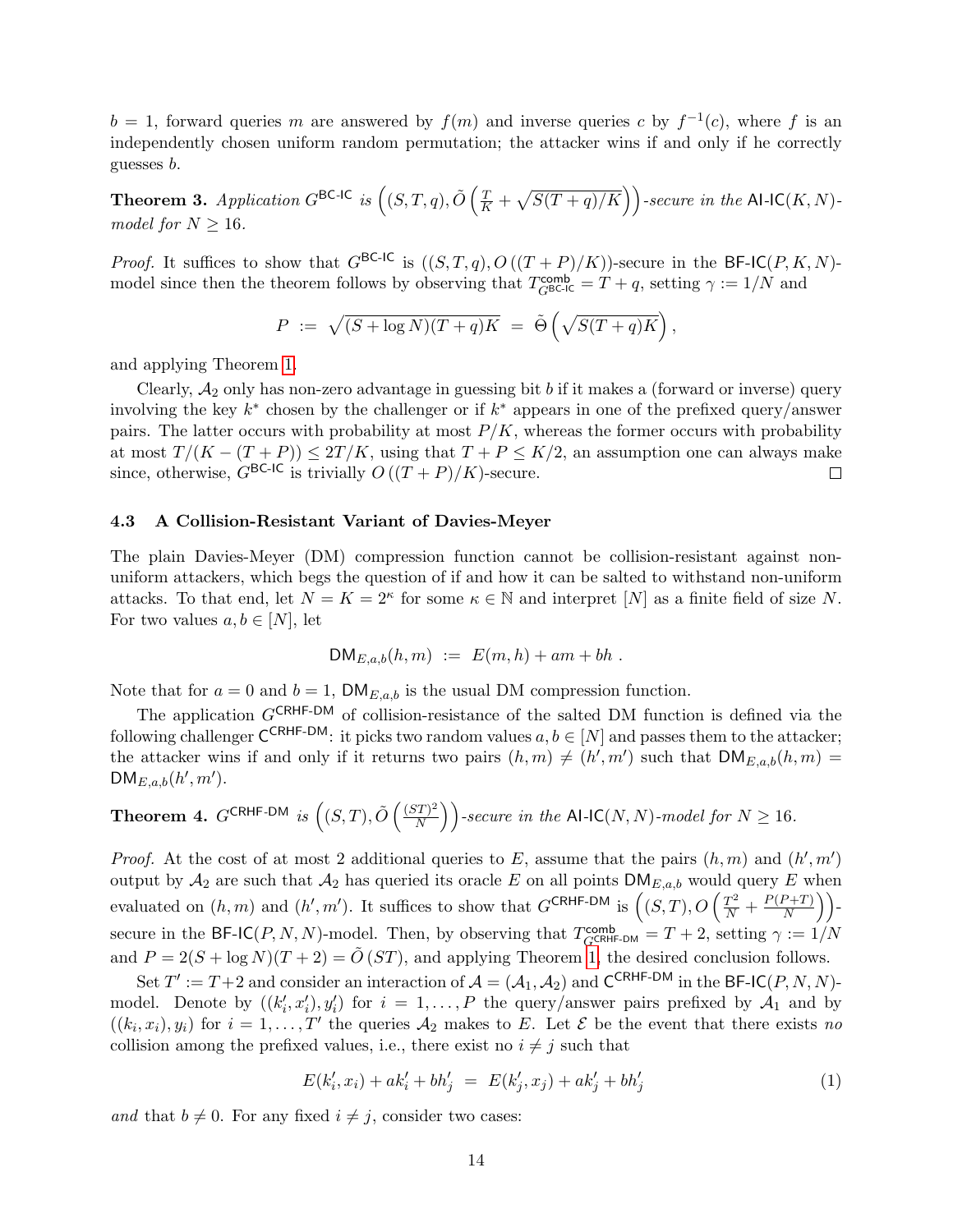$b = 1$, forward queries $m$ are answered by $f(m)$ and inverse queries $c$ by $f^{-1}(c)$, where $f$ is an independently chosen uniform random permutation; the attacker wins if and only if he correctly guesses $b$.

**Theorem 3.** *Application $G^{\mathsf{BC\text{-}IC}}$ is $\left((S,T,q), \tilde{O}\left(\frac{T}{K} + \sqrt{S(T+q)/K}\right)\right)$-secure in the $\mathsf{AI\text{-}IC}(K,N)$-model for $N \geq 16$.*

*Proof.* It suffices to show that $G^{\mathsf{BC\text{-}IC}}$ is $((S,T,q), O((T+P)/K))$-secure in the $\mathsf{BF\text{-}IC}(P,K,N)$-model since then the theorem follows by observing that $T^{\mathsf{comb}}_{G^{\mathsf{BC\text{-}IC}}} = T + q$, setting $\gamma := 1/N$ and

$$P \;:=\; \sqrt{(S + \log N)(T+q)K} \;=\; \tilde{\Theta}\left(\sqrt{S(T+q)K}\right),$$

and applying Theorem 1.

Clearly, $\mathcal{A}_2$ only has non-zero advantage in guessing bit $b$ if it makes a (forward or inverse) query involving the key $k^*$ chosen by the challenger or if $k^*$ appears in one of the prefixed query/answer pairs. The latter occurs with probability at most $P/K$, whereas the former occurs with probability at most $T/(K-(T+P)) \leq 2T/K$, using that $T + P \leq K/2$, an assumption one can always make since, otherwise, $G^{\mathsf{BC\text{-}IC}}$ is trivially $O((T+P)/K)$-secure. $\square$

### 4.3 A Collision-Resistant Variant of Davies-Meyer

The plain Davies-Meyer (DM) compression function cannot be collision-resistant against non-uniform attackers, which begs the question of if and how it can be salted to withstand non-uniform attacks. To that end, let $N = K = 2^{\kappa}$ for some $\kappa \in \mathbb{N}$ and interpret $[N]$ as a finite field of size $N$. For two values $a, b \in [N]$, let

$$\mathsf{DM}_{E,a,b}(h,m) \;:=\; E(m,h) + am + bh\;.$$

Note that for $a = 0$ and $b = 1$, $\mathsf{DM}_{E,a,b}$ is the usual DM compression function.

The application $G^{\mathsf{CRHF\text{-}DM}}$ of collision-resistance of the salted DM function is defined via the following challenger $\mathsf{C}^{\mathsf{CRHF\text{-}DM}}$: it picks two random values $a, b \in [N]$ and passes them to the attacker; the attacker wins if and only if it returns two pairs $(h,m) \neq (h',m')$ such that $\mathsf{DM}_{E,a,b}(h,m) = \mathsf{DM}_{E,a,b}(h',m')$.

**Theorem 4.** *$G^{\mathsf{CRHF\text{-}DM}}$ is $\left((S,T), \tilde{O}\left(\frac{(ST)^2}{N}\right)\right)$-secure in the $\mathsf{AI\text{-}IC}(N,N)$-model for $N \geq 16$.*

*Proof.* At the cost of at most 2 additional queries to $E$, assume that the pairs $(h,m)$ and $(h',m')$ output by $\mathcal{A}_2$ are such that $\mathcal{A}_2$ has queried its oracle $E$ on all points $\mathsf{DM}_{E,a,b}$ would query $E$ when evaluated on $(h,m)$ and $(h',m')$. It suffices to show that $G^{\mathsf{CRHF\text{-}DM}}$ is $\left((S,T), O\left(\frac{T^2}{N} + \frac{P(P+T)}{N}\right)\right)$-secure in the $\mathsf{BF\text{-}IC}(P,N,N)$-model. Then, by observing that $T^{\mathsf{comb}}_{G^{\mathsf{CRHF\text{-}DM}}} = T+2$, setting $\gamma := 1/N$ and $P = 2(S + \log N)(T+2) = \tilde{O}(ST)$, and applying Theorem 1, the desired conclusion follows.

Set $T' := T+2$ and consider an interaction of $\mathcal{A} = (\mathcal{A}_1, \mathcal{A}_2)$ and $\mathsf{C}^{\mathsf{CRHF\text{-}DM}}$ in the $\mathsf{BF\text{-}IC}(P,N,N)$-model. Denote by $((k'_i, x'_i), y'_i)$ for $i = 1, \ldots, P$ the query/answer pairs prefixed by $\mathcal{A}_1$ and by $((k_i, x_i), y_i)$ for $i = 1, \ldots, T'$ the queries $\mathcal{A}_2$ makes to $E$. Let $\mathcal{E}$ be the event that there exists *no* collision among the prefixed values, i.e., there exist no $i \neq j$ such that

$$E(k'_i, x_i) + ak'_i + bh'_j \;=\; E(k'_j, x_j) + ak'_j + bh'_j \tag{1}$$

*and* that $b \neq 0$. For any fixed $i \neq j$, consider two cases: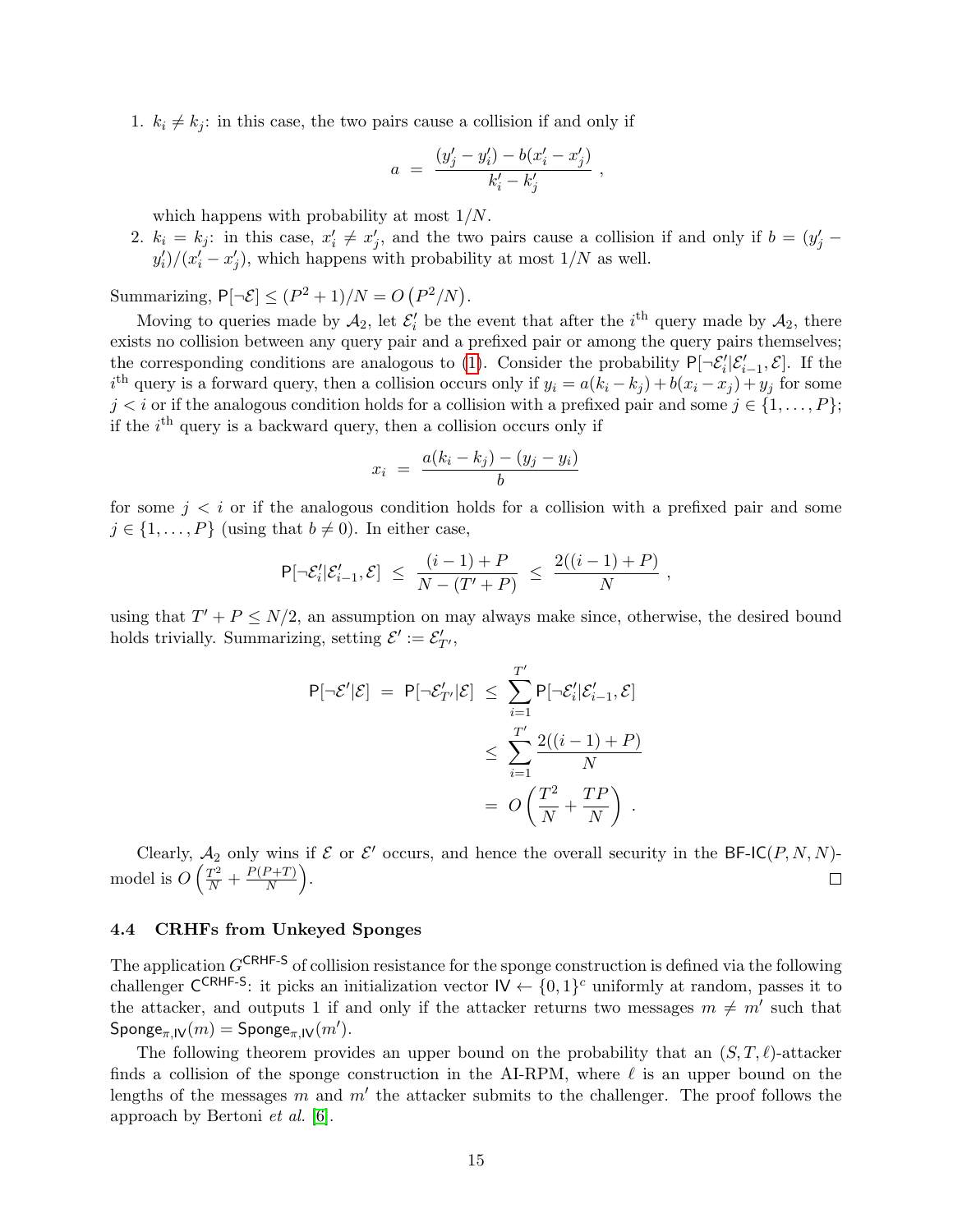1. $k_i \neq k_j$: in this case, the two pairs cause a collision if and only if

$$a \;=\; \frac{(y'_j - y'_i) - b(x'_i - x'_j)}{k'_i - k'_j} \;,$$

which happens with probability at most $1/N$.

2. $k_i = k_j$: in this case, $x'_i \neq x'_j$, and the two pairs cause a collision if and only if $b = (y'_j - y'_i)/(x'_i - x'_j)$, which happens with probability at most $1/N$ as well.

Summarizing, $\mathsf{P}[\neg\mathcal{E}] \leq (P^2+1)/N = O\left(P^2/N\right)$.

Moving to queries made by $\mathcal{A}_2$, let $\mathcal{E}'_i$ be the event that after the $i^{\text{th}}$ query made by $\mathcal{A}_2$, there exists no collision between any query pair and a prefixed pair or among the query pairs themselves; the corresponding conditions are analogous to (1). Consider the probability $\mathsf{P}[\neg\mathcal{E}'_i|\mathcal{E}'_{i-1},\mathcal{E}]$. If the $i^{\text{th}}$ query is a forward query, then a collision occurs only if $y_i = a(k_i - k_j) + b(x_i - x_j) + y_j$ for some $j < i$ or if the analogous condition holds for a collision with a prefixed pair and some $j \in \{1,\dots,P\}$; if the $i^{\text{th}}$ query is a backward query, then a collision occurs only if

$$x_i \;=\; \frac{a(k_i - k_j) - (y_j - y_i)}{b}$$

for some $j < i$ or if the analogous condition holds for a collision with a prefixed pair and some $j \in \{1,\dots,P\}$ (using that $b \neq 0$). In either case,

$$\mathsf{P}[\neg\mathcal{E}'_i|\mathcal{E}'_{i-1},\mathcal{E}] \;\leq\; \frac{(i-1)+P}{N-(T'+P)} \;\leq\; \frac{2((i-1)+P)}{N} \;,$$

using that $T' + P \leq N/2$, an assumption on may always make since, otherwise, the desired bound holds trivially. Summarizing, setting $\mathcal{E}' := \mathcal{E}'_{T'}$,

$$\begin{aligned}
\mathsf{P}[\neg\mathcal{E}'|\mathcal{E}] \;=\; \mathsf{P}[\neg\mathcal{E}'_{T'}|\mathcal{E}] \;&\leq\; \sum_{i=1}^{T'} \mathsf{P}[\neg\mathcal{E}'_i|\mathcal{E}'_{i-1},\mathcal{E}] \\
&\leq\; \sum_{i=1}^{T'} \frac{2((i-1)+P)}{N} \\
&=\; O\left(\frac{T^2}{N} + \frac{TP}{N}\right) .
\end{aligned}$$

Clearly, $\mathcal{A}_2$ only wins if $\mathcal{E}$ or $\mathcal{E}'$ occurs, and hence the overall security in the $\mathsf{BF\text{-}IC}(P,N,N)$-model is $O\left(\frac{T^2}{N} + \frac{P(P+T)}{N}\right)$. □

### 4.4 CRHFs from Unkeyed Sponges

The application $G^{\mathsf{CRHF\text{-}S}}$ of collision resistance for the sponge construction is defined via the following challenger $\mathsf{C}^{\mathsf{CRHF\text{-}S}}$: it picks an initialization vector $\mathsf{IV} \leftarrow \{0,1\}^c$ uniformly at random, passes it to the attacker, and outputs 1 if and only if the attacker returns two messages $m \neq m'$ such that $\mathsf{Sponge}_{\pi,\mathsf{IV}}(m) = \mathsf{Sponge}_{\pi,\mathsf{IV}}(m')$.

The following theorem provides an upper bound on the probability that an $(S,T,\ell)$-attacker finds a collision of the sponge construction in the AI-RPM, where $\ell$ is an upper bound on the lengths of the messages $m$ and $m'$ the attacker submits to the challenger. The proof follows the approach by Bertoni *et al.* [6].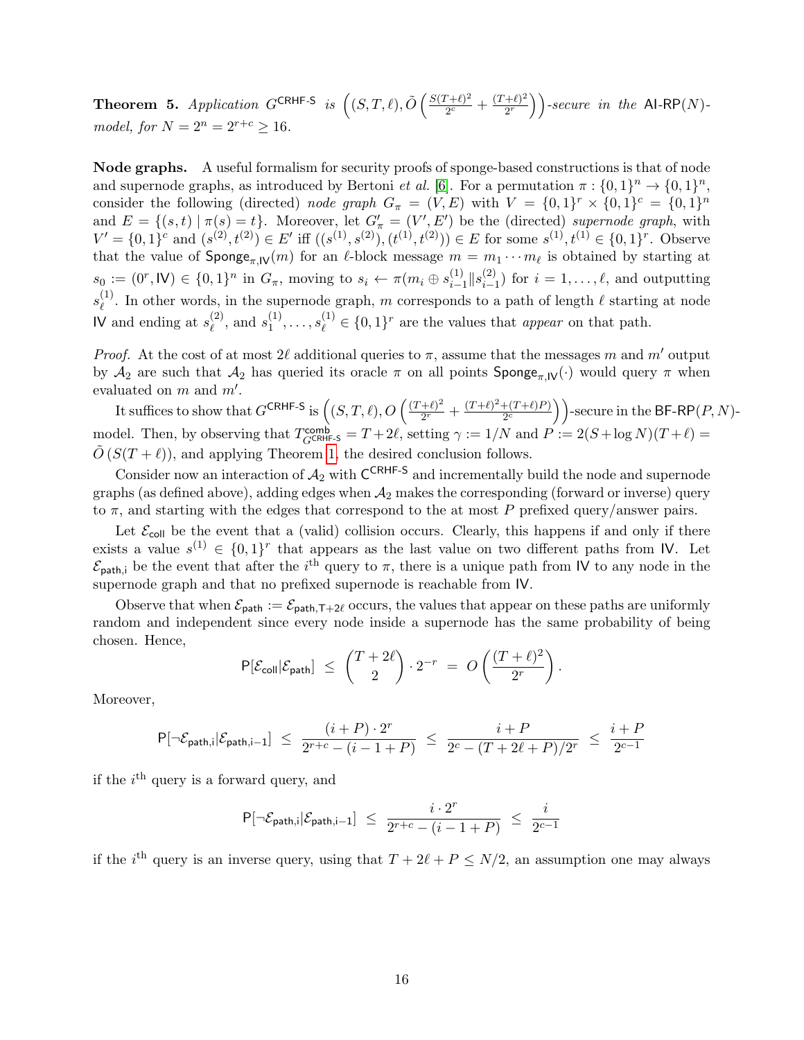**Theorem 5.** *Application $G^{\mathsf{CRHF\text{-}S}}$ is $\left((S,T,\ell), \tilde{O}\left(\frac{S(T+\ell)^2}{2^c} + \frac{(T+\ell)^2}{2^r}\right)\right)$-secure in the $\mathsf{AI\text{-}RP}(N)$-model, for $N = 2^n = 2^{r+c} \geq 16$.*

**Node graphs.** A useful formalism for security proofs of sponge-based constructions is that of node and supernode graphs, as introduced by Bertoni *et al.* [6]. For a permutation $\pi : \{0,1\}^n \to \{0,1\}^n$, consider the following (directed) *node graph* $G_\pi = (V, E)$ with $V = \{0,1\}^r \times \{0,1\}^c = \{0,1\}^n$ and $E = \{(s,t) \mid \pi(s) = t\}$. Moreover, let $G'_\pi = (V', E')$ be the (directed) *supernode graph*, with $V' = \{0,1\}^c$ and $(s^{(2)}, t^{(2)}) \in E'$ iff $((s^{(1)}, s^{(2)}), (t^{(1)}, t^{(2)})) \in E$ for some $s^{(1)}, t^{(1)} \in \{0,1\}^r$. Observe that the value of $\mathsf{Sponge}_{\pi,\mathsf{IV}}(m)$ for an $\ell$-block message $m = m_1 \cdots m_\ell$ is obtained by starting at $s_0 := (0^r, \mathsf{IV}) \in \{0,1\}^n$ in $G_\pi$, moving to $s_i \leftarrow \pi(m_i \oplus s_{i-1}^{(1)} \| s_{i-1}^{(2)})$ for $i = 1, \ldots, \ell$, and outputting $s_\ell^{(1)}$. In other words, in the supernode graph, $m$ corresponds to a path of length $\ell$ starting at node $\mathsf{IV}$ and ending at $s_\ell^{(2)}$, and $s_1^{(1)}, \ldots, s_\ell^{(1)} \in \{0,1\}^r$ are the values that *appear* on that path.

*Proof.* At the cost of at most $2\ell$ additional queries to $\pi$, assume that the messages $m$ and $m'$ output by $\mathcal{A}_2$ are such that $\mathcal{A}_2$ has queried its oracle $\pi$ on all points $\mathsf{Sponge}_{\pi,\mathsf{IV}}(\cdot)$ would query $\pi$ when evaluated on $m$ and $m'$.

It suffices to show that $G^{\mathsf{CRHF\text{-}S}}$ is $\left((S,T,\ell), O\left(\frac{(T+\ell)^2}{2^r} + \frac{(T+\ell)^2 + (T+\ell)P}{2^c}\right)\right)$-secure in the $\mathsf{BF\text{-}RP}(P,N)$-model. Then, by observing that $T^{\mathsf{comb}}_{G^{\mathsf{CRHF\text{-}S}}} = T + 2\ell$, setting $\gamma := 1/N$ and $P := 2(S + \log N)(T+\ell) = \tilde{O}(S(T+\ell))$, and applying Theorem 1, the desired conclusion follows.

Consider now an interaction of $\mathcal{A}_2$ with $\mathsf{C}^{\mathsf{CRHF\text{-}S}}$ and incrementally build the node and supernode graphs (as defined above), adding edges when $\mathcal{A}_2$ makes the corresponding (forward or inverse) query to $\pi$, and starting with the edges that correspond to the at most $P$ prefixed query/answer pairs.

Let $\mathcal{E}_{\mathsf{coll}}$ be the event that a (valid) collision occurs. Clearly, this happens if and only if there exists a value $s^{(1)} \in \{0,1\}^r$ that appears as the last value on two different paths from $\mathsf{IV}$. Let $\mathcal{E}_{\mathsf{path,i}}$ be the event that after the $i^{\text{th}}$ query to $\pi$, there is a unique path from $\mathsf{IV}$ to any node in the supernode graph and that no prefixed supernode is reachable from $\mathsf{IV}$.

Observe that when $\mathcal{E}_{\mathsf{path}} := \mathcal{E}_{\mathsf{path,T+2\ell}}$ occurs, the values that appear on these paths are uniformly random and independent since every node inside a supernode has the same probability of being chosen. Hence,

$$\mathsf{P}[\mathcal{E}_{\mathsf{coll}} | \mathcal{E}_{\mathsf{path}}] \;\leq\; \binom{T+2\ell}{2} \cdot 2^{-r} \;=\; O\left(\frac{(T+\ell)^2}{2^r}\right).$$

Moreover,

$$\mathsf{P}[\neg\mathcal{E}_{\mathsf{path,i}} | \mathcal{E}_{\mathsf{path,i-1}}] \;\leq\; \frac{(i+P) \cdot 2^r}{2^{r+c} - (i-1+P)} \;\leq\; \frac{i+P}{2^c - (T+2\ell+P)/2^r} \;\leq\; \frac{i+P}{2^{c-1}}$$

if the $i^{\text{th}}$ query is a forward query, and

$$\mathsf{P}[\neg\mathcal{E}_{\mathsf{path,i}} | \mathcal{E}_{\mathsf{path,i-1}}] \;\leq\; \frac{i \cdot 2^r}{2^{r+c} - (i-1+P)} \;\leq\; \frac{i}{2^{c-1}}$$

if the $i^{\text{th}}$ query is an inverse query, using that $T + 2\ell + P \leq N/2$, an assumption one may always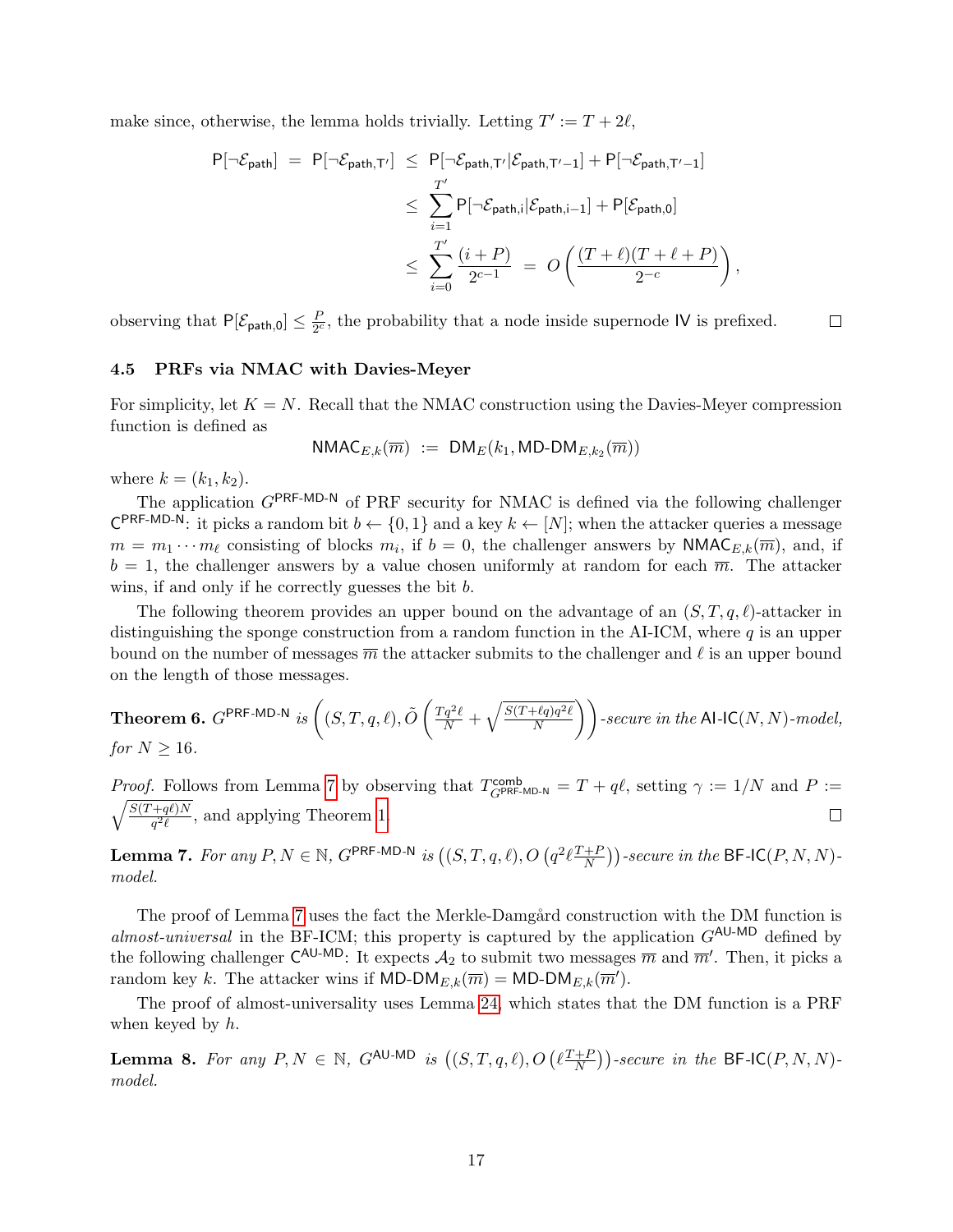make since, otherwise, the lemma holds trivially. Letting $T' := T + 2\ell$,

$$\begin{aligned}
\mathsf{P}[\neg\mathcal{E}_{\mathsf{path}}] \;=\; \mathsf{P}[\neg\mathcal{E}_{\mathsf{path},\mathsf{T'}}] &\;\le\; \mathsf{P}[\neg\mathcal{E}_{\mathsf{path},\mathsf{T'}}|\mathcal{E}_{\mathsf{path},\mathsf{T'}-1}] + \mathsf{P}[\neg\mathcal{E}_{\mathsf{path},\mathsf{T'}-1}] \\
&\;\le\; \sum_{i=1}^{T'} \mathsf{P}[\neg\mathcal{E}_{\mathsf{path},\mathsf{i}}|\mathcal{E}_{\mathsf{path},\mathsf{i}-1}] + \mathsf{P}[\mathcal{E}_{\mathsf{path},0}] \\
&\;\le\; \sum_{i=0}^{T'} \frac{(i+P)}{2^{c-1}} \;=\; O\left(\frac{(T+\ell)(T+\ell+P)}{2^{-c}}\right),
\end{aligned}$$

observing that $\mathsf{P}[\mathcal{E}_{\mathsf{path},0}] \le \frac{P}{2^c}$, the probability that a node inside supernode $\mathsf{IV}$ is prefixed. $\square$

### 4.5 PRFs via NMAC with Davies-Meyer

For simplicity, let $K = N$. Recall that the NMAC construction using the Davies-Meyer compression function is defined as

$$\mathsf{NMAC}_{E,k}(\overline{m}) \;:=\; \mathsf{DM}_E(k_1, \mathsf{MD}\text{-}\mathsf{DM}_{E,k_2}(\overline{m}))$$

where $k = (k_1, k_2)$.

The application $G^{\mathsf{PRF\text{-}MD\text{-}N}}$ of PRF security for NMAC is defined via the following challenger $\mathsf{C}^{\mathsf{PRF\text{-}MD\text{-}N}}$: it picks a random bit $b \leftarrow \{0,1\}$ and a key $k \leftarrow [N]$; when the attacker queries a message $m = m_1 \cdots m_\ell$ consisting of blocks $m_i$, if $b = 0$, the challenger answers by $\mathsf{NMAC}_{E,k}(\overline{m})$, and, if $b = 1$, the challenger answers by a value chosen uniformly at random for each $\overline{m}$. The attacker wins, if and only if he correctly guesses the bit $b$.

The following theorem provides an upper bound on the advantage of an $(S,T,q,\ell)$-attacker in distinguishing the sponge construction from a random function in the AI-ICM, where $q$ is an upper bound on the number of messages $\overline{m}$ the attacker submits to the challenger and $\ell$ is an upper bound on the length of those messages.

**Theorem 6.** *$G^{\mathsf{PRF\text{-}MD\text{-}N}}$ is $\left((S,T,q,\ell), \tilde{O}\left(\frac{Tq^2\ell}{N} + \sqrt{\frac{S(T+\ell q)q^2\ell}{N}}\right)\right)$-secure in the $\mathsf{AI\text{-}IC}(N,N)$-model, for $N \ge 16$.*

*Proof.* Follows from Lemma 7 by observing that $T^{\mathsf{comb}}_{G^{\mathsf{PRF\text{-}MD\text{-}N}}} = T + q\ell$, setting $\gamma := 1/N$ and $P := \sqrt{\frac{S(T+q\ell)N}{q^2\ell}}$, and applying Theorem 1. $\square$

**Lemma 7.** *For any $P, N \in \mathbb{N}$, $G^{\mathsf{PRF\text{-}MD\text{-}N}}$ is $\left((S,T,q,\ell), O\left(q^2\ell\frac{T+P}{N}\right)\right)$-secure in the $\mathsf{BF\text{-}IC}(P,N,N)$-model.*

The proof of Lemma 7 uses the fact the Merkle-Damgård construction with the DM function is *almost-universal* in the BF-ICM; this property is captured by the application $G^{\mathsf{AU\text{-}MD}}$ defined by the following challenger $\mathsf{C}^{\mathsf{AU\text{-}MD}}$: It expects $\mathcal{A}_2$ to submit two messages $\overline{m}$ and $\overline{m}'$. Then, it picks a random key $k$. The attacker wins if $\mathsf{MD}\text{-}\mathsf{DM}_{E,k}(\overline{m}) = \mathsf{MD}\text{-}\mathsf{DM}_{E,k}(\overline{m}')$.

The proof of almost-universality uses Lemma 24, which states that the DM function is a PRF when keyed by $h$.

**Lemma 8.** *For any $P, N \in \mathbb{N}$, $G^{\mathsf{AU\text{-}MD}}$ is $\left((S,T,q,\ell), O\left(\ell\frac{T+P}{N}\right)\right)$-secure in the $\mathsf{BF\text{-}IC}(P,N,N)$-model.*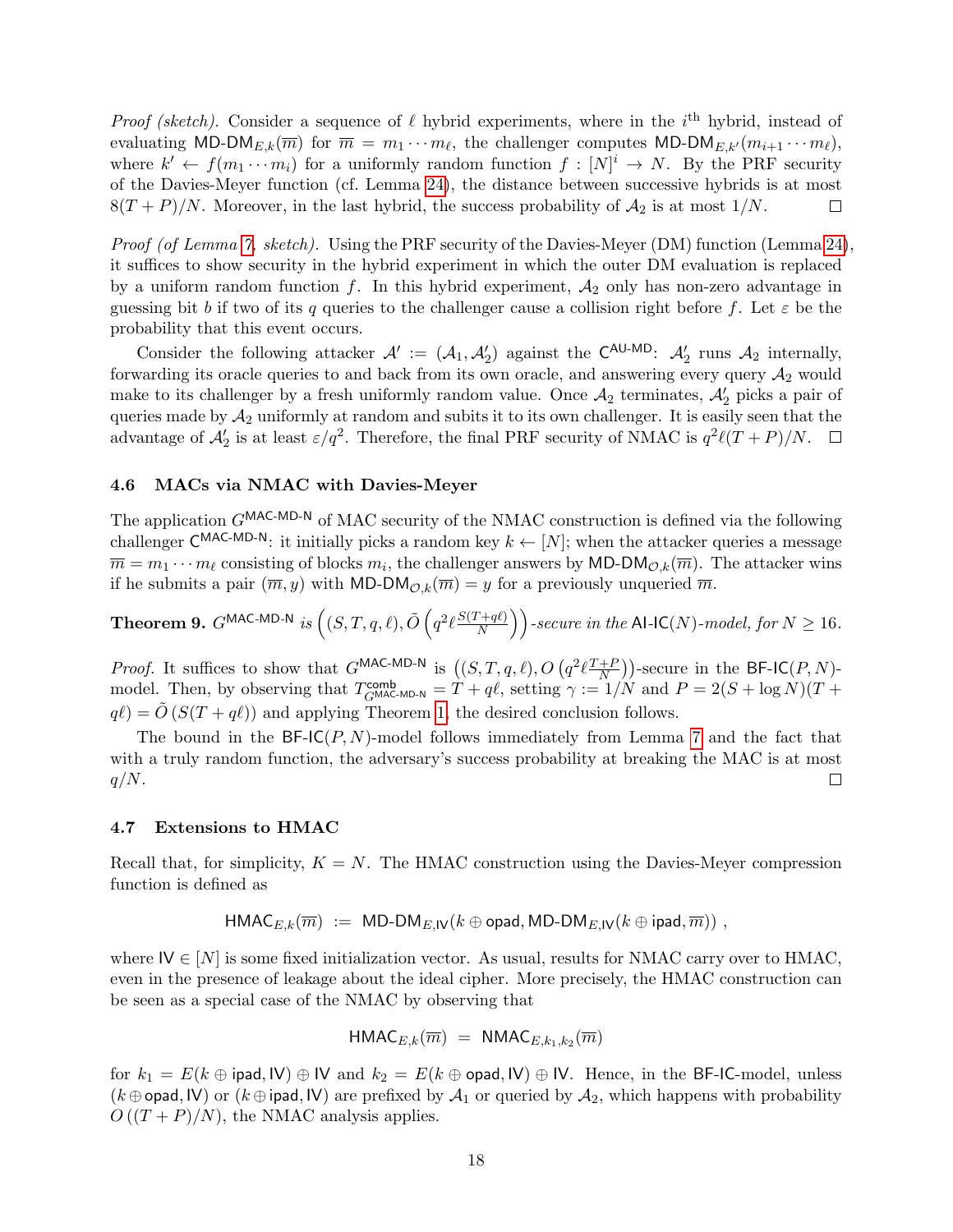*Proof (sketch).* Consider a sequence of $\ell$ hybrid experiments, where in the $i^{\text{th}}$ hybrid, instead of evaluating $\mathsf{MD\text{-}DM}_{E,k}(\overline{m})$ for $\overline{m} = m_1 \cdots m_\ell$, the challenger computes $\mathsf{MD\text{-}DM}_{E,k'}(m_{i+1} \cdots m_\ell)$, where $k' \leftarrow f(m_1 \cdots m_i)$ for a uniformly random function $f : [N]^i \to N$. By the PRF security of the Davies-Meyer function (cf. Lemma 24), the distance between successive hybrids is at most $8(T+P)/N$. Moreover, in the last hybrid, the success probability of $\mathcal{A}_2$ is at most $1/N$. □

*Proof (of Lemma 7, sketch).* Using the PRF security of the Davies-Meyer (DM) function (Lemma 24), it suffices to show security in the hybrid experiment in which the outer DM evaluation is replaced by a uniform random function $f$. In this hybrid experiment, $\mathcal{A}_2$ only has non-zero advantage in guessing bit $b$ if two of its $q$ queries to the challenger cause a collision right before $f$. Let $\varepsilon$ be the probability that this event occurs.

Consider the following attacker $\mathcal{A}' := (\mathcal{A}_1, \mathcal{A}'_2)$ against the $\mathsf{C}^{\mathsf{AU\text{-}MD}}$: $\mathcal{A}'_2$ runs $\mathcal{A}_2$ internally, forwarding its oracle queries to and back from its own oracle, and answering every query $\mathcal{A}_2$ would make to its challenger by a fresh uniformly random value. Once $\mathcal{A}_2$ terminates, $\mathcal{A}'_2$ picks a pair of queries made by $\mathcal{A}_2$ uniformly at random and subits it to its own challenger. It is easily seen that the advantage of $\mathcal{A}'_2$ is at least $\varepsilon/q^2$. Therefore, the final PRF security of NMAC is $q^2\ell(T+P)/N$. □

### 4.6 MACs via NMAC with Davies-Meyer

The application $G^{\mathsf{MAC\text{-}MD\text{-}N}}$ of MAC security of the NMAC construction is defined via the following challenger $\mathsf{C}^{\mathsf{MAC\text{-}MD\text{-}N}}$: it initially picks a random key $k \leftarrow [N]$; when the attacker queries a message $\overline{m} = m_1 \cdots m_\ell$ consisting of blocks $m_i$, the challenger answers by $\mathsf{MD\text{-}DM}_{\mathcal{O},k}(\overline{m})$. The attacker wins if he submits a pair $(\overline{m}, y)$ with $\mathsf{MD\text{-}DM}_{\mathcal{O},k}(\overline{m}) = y$ for a previously unqueried $\overline{m}$.

**Theorem 9.** *$G^{\mathsf{MAC\text{-}MD\text{-}N}}$ is $\left((S,T,q,\ell), \tilde{O}\left(q^2\ell\frac{S(T+q\ell)}{N}\right)\right)$-secure in the $\mathsf{AI\text{-}IC}(N)$-model, for $N \geq 16$.*

*Proof.* It suffices to show that $G^{\mathsf{MAC\text{-}MD\text{-}N}}$ is $\left((S,T,q,\ell), O\left(q^2\ell\frac{T+P}{N}\right)\right)$-secure in the $\mathsf{BF\text{-}IC}(P,N)$-model. Then, by observing that $T^{\mathsf{comb}}_{G^{\mathsf{MAC\text{-}MD\text{-}N}}} = T + q\ell$, setting $\gamma := 1/N$ and $P = 2(S + \log N)(T + q\ell) = \tilde{O}\left(S(T+q\ell)\right)$ and applying Theorem 1, the desired conclusion follows.

The bound in the $\mathsf{BF\text{-}IC}(P,N)$-model follows immediately from Lemma 7 and the fact that with a truly random function, the adversary's success probability at breaking the MAC is at most $q/N$. □

### 4.7 Extensions to HMAC

Recall that, for simplicity, $K = N$. The HMAC construction using the Davies-Meyer compression function is defined as

$$\mathsf{HMAC}_{E,k}(\overline{m}) \ := \ \mathsf{MD\text{-}DM}_{E,\mathsf{IV}}(k \oplus \mathsf{opad}, \mathsf{MD\text{-}DM}_{E,\mathsf{IV}}(k \oplus \mathsf{ipad}, \overline{m}))\ ,$$

where $\mathsf{IV} \in [N]$ is some fixed initialization vector. As usual, results for NMAC carry over to HMAC, even in the presence of leakage about the ideal cipher. More precisely, the HMAC construction can be seen as a special case of the NMAC by observing that

$$\mathsf{HMAC}_{E,k}(\overline{m}) \ = \ \mathsf{NMAC}_{E,k_1,k_2}(\overline{m})$$

for $k_1 = E(k \oplus \mathsf{ipad}, \mathsf{IV}) \oplus \mathsf{IV}$ and $k_2 = E(k \oplus \mathsf{opad}, \mathsf{IV}) \oplus \mathsf{IV}$. Hence, in the $\mathsf{BF\text{-}IC}$-model, unless $(k \oplus \mathsf{opad}, \mathsf{IV})$ or $(k \oplus \mathsf{ipad}, \mathsf{IV})$ are prefixed by $\mathcal{A}_1$ or queried by $\mathcal{A}_2$, which happens with probability $O\left((T+P)/N\right)$, the NMAC analysis applies.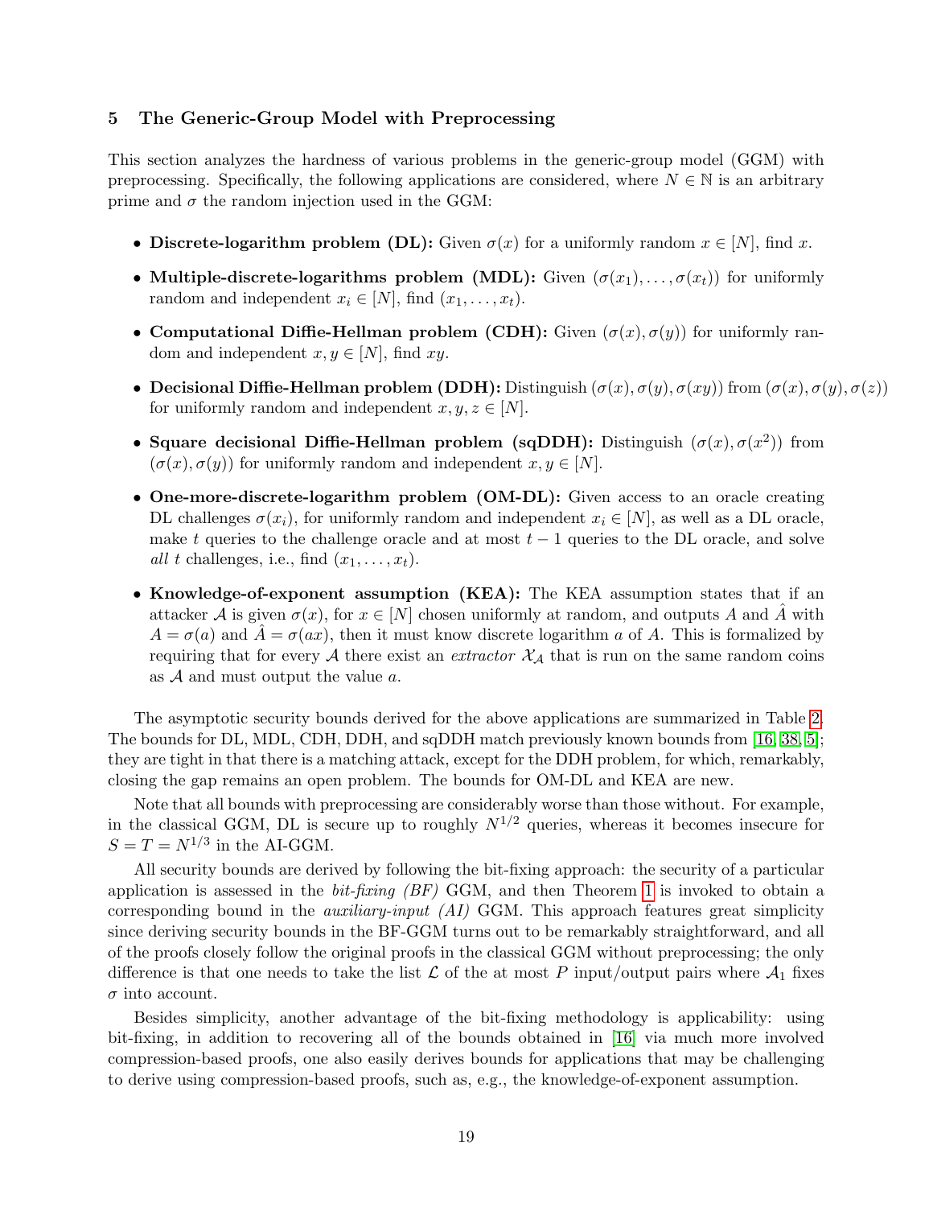## 5 The Generic-Group Model with Preprocessing

This section analyzes the hardness of various problems in the generic-group model (GGM) with preprocessing. Specifically, the following applications are considered, where $N \in \mathbb{N}$ is an arbitrary prime and $\sigma$ the random injection used in the GGM:

- **Discrete-logarithm problem (DL):** Given $\sigma(x)$ for a uniformly random $x \in [N]$, find $x$.
- **Multiple-discrete-logarithms problem (MDL):** Given $(\sigma(x_1), \ldots, \sigma(x_t))$ for uniformly random and independent $x_i \in [N]$, find $(x_1, \ldots, x_t)$.
- **Computational Diffie-Hellman problem (CDH):** Given $(\sigma(x), \sigma(y))$ for uniformly random and independent $x, y \in [N]$, find $xy$.
- **Decisional Diffie-Hellman problem (DDH):** Distinguish $(\sigma(x), \sigma(y), \sigma(xy))$ from $(\sigma(x), \sigma(y), \sigma(z))$ for uniformly random and independent $x, y, z \in [N]$.
- **Square decisional Diffie-Hellman problem (sqDDH):** Distinguish $(\sigma(x), \sigma(x^2))$ from $(\sigma(x), \sigma(y))$ for uniformly random and independent $x, y \in [N]$.
- **One-more-discrete-logarithm problem (OM-DL):** Given access to an oracle creating DL challenges $\sigma(x_i)$, for uniformly random and independent $x_i \in [N]$, as well as a DL oracle, make $t$ queries to the challenge oracle and at most $t-1$ queries to the DL oracle, and solve *all* $t$ challenges, i.e., find $(x_1, \ldots, x_t)$.
- **Knowledge-of-exponent assumption (KEA):** The KEA assumption states that if an attacker $\mathcal{A}$ is given $\sigma(x)$, for $x \in [N]$ chosen uniformly at random, and outputs $A$ and $\hat{A}$ with $A = \sigma(a)$ and $\hat{A} = \sigma(ax)$, then it must know discrete logarithm $a$ of $A$. This is formalized by requiring that for every $\mathcal{A}$ there exist an *extractor* $\mathcal{X}_{\mathcal{A}}$ that is run on the same random coins as $\mathcal{A}$ and must output the value $a$.

The asymptotic security bounds derived for the above applications are summarized in Table 2. The bounds for DL, MDL, CDH, DDH, and sqDDH match previously known bounds from [16, 38, 5]; they are tight in that there is a matching attack, except for the DDH problem, for which, remarkably, closing the gap remains an open problem. The bounds for OM-DL and KEA are new.

Note that all bounds with preprocessing are considerably worse than those without. For example, in the classical GGM, DL is secure up to roughly $N^{1/2}$ queries, whereas it becomes insecure for $S = T = N^{1/3}$ in the AI-GGM.

All security bounds are derived by following the bit-fixing approach: the security of a particular application is assessed in the *bit-fixing (BF)* GGM, and then Theorem 1 is invoked to obtain a corresponding bound in the *auxiliary-input (AI)* GGM. This approach features great simplicity since deriving security bounds in the BF-GGM turns out to be remarkably straightforward, and all of the proofs closely follow the original proofs in the classical GGM without preprocessing; the only difference is that one needs to take the list $\mathcal{L}$ of the at most $P$ input/output pairs where $\mathcal{A}_1$ fixes $\sigma$ into account.

Besides simplicity, another advantage of the bit-fixing methodology is applicability: using bit-fixing, in addition to recovering all of the bounds obtained in [16] via much more involved compression-based proofs, one also easily derives bounds for applications that may be challenging to derive using compression-based proofs, such as, e.g., the knowledge-of-exponent assumption.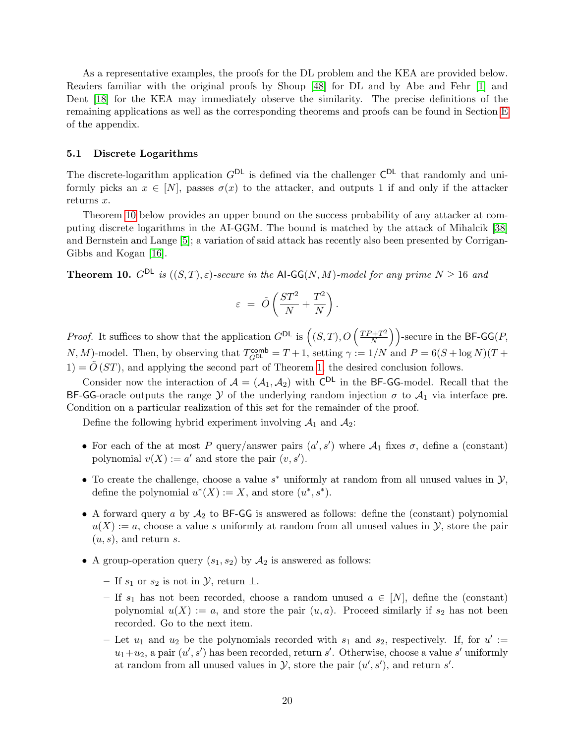As a representative examples, the proofs for the DL problem and the KEA are provided below. Readers familiar with the original proofs by Shoup [48] for DL and by Abe and Fehr [1] and Dent [18] for the KEA may immediately observe the similarity. The precise definitions of the remaining applications as well as the corresponding theorems and proofs can be found in Section E of the appendix.

### 5.1 Discrete Logarithms

The discrete-logarithm application $G^{\mathsf{DL}}$ is defined via the challenger $\mathsf{C}^{\mathsf{DL}}$ that randomly and uniformly picks an $x \in [N]$, passes $\sigma(x)$ to the attacker, and outputs 1 if and only if the attacker returns $x$.

Theorem 10 below provides an upper bound on the success probability of any attacker at computing discrete logarithms in the AI-GGM. The bound is matched by the attack of Mihalcik [38] and Bernstein and Lange [5]; a variation of said attack has recently also been presented by Corrigan-Gibbs and Kogan [16].

**Theorem 10.** *$G^{\mathsf{DL}}$ is $((S,T),\varepsilon)$-secure in the $\mathsf{AI\text{-}GG}(N,M)$-model for any prime $N \geq 16$ and*

$$\varepsilon \;=\; \tilde{O}\left(\frac{ST^2}{N} + \frac{T^2}{N}\right).$$

*Proof.* It suffices to show that the application $G^{\mathsf{DL}}$ is $\left((S,T), O\left(\frac{TP+T^2}{N}\right)\right)$-secure in the $\mathsf{BF\text{-}GG}(P, N, M)$-model. Then, by observing that $T^{\mathsf{comb}}_{G^{\mathsf{DL}}} = T+1$, setting $\gamma := 1/N$ and $P = 6(S + \log N)(T + 1) = \tilde{O}(ST)$, and applying the second part of Theorem 1, the desired conclusion follows.

Consider now the interaction of $\mathcal{A} = (\mathcal{A}_1, \mathcal{A}_2)$ with $\mathsf{C}^{\mathsf{DL}}$ in the $\mathsf{BF\text{-}GG}$-model. Recall that the $\mathsf{BF\text{-}GG}$-oracle outputs the range $\mathcal{Y}$ of the underlying random injection $\sigma$ to $\mathcal{A}_1$ via interface $\mathsf{pre}$. Condition on a particular realization of this set for the remainder of the proof.

Define the following hybrid experiment involving $\mathcal{A}_1$ and $\mathcal{A}_2$:

- For each of the at most $P$ query/answer pairs $(a', s')$ where $\mathcal{A}_1$ fixes $\sigma$, define a (constant) polynomial $v(X) := a'$ and store the pair $(v, s')$.
- To create the challenge, choose a value $s^*$ uniformly at random from all unused values in $\mathcal{Y}$, define the polynomial $u^*(X) := X$, and store $(u^*, s^*)$.
- A forward query $a$ by $\mathcal{A}_2$ to $\mathsf{BF\text{-}GG}$ is answered as follows: define the (constant) polynomial $u(X) := a$, choose a value $s$ uniformly at random from all unused values in $\mathcal{Y}$, store the pair $(u, s)$, and return $s$.
- A group-operation query $(s_1, s_2)$ by $\mathcal{A}_2$ is answered as follows:
  - If $s_1$ or $s_2$ is not in $\mathcal{Y}$, return $\perp$.
  - If $s_1$ has not been recorded, choose a random unused $a \in [N]$, define the (constant) polynomial $u(X) := a$, and store the pair $(u, a)$. Proceed similarly if $s_2$ has not been recorded. Go to the next item.
  - Let $u_1$ and $u_2$ be the polynomials recorded with $s_1$ and $s_2$, respectively. If, for $u' := u_1 + u_2$, a pair $(u', s')$ has been recorded, return $s'$. Otherwise, choose a value $s'$ uniformly at random from all unused values in $\mathcal{Y}$, store the pair $(u', s')$, and return $s'$.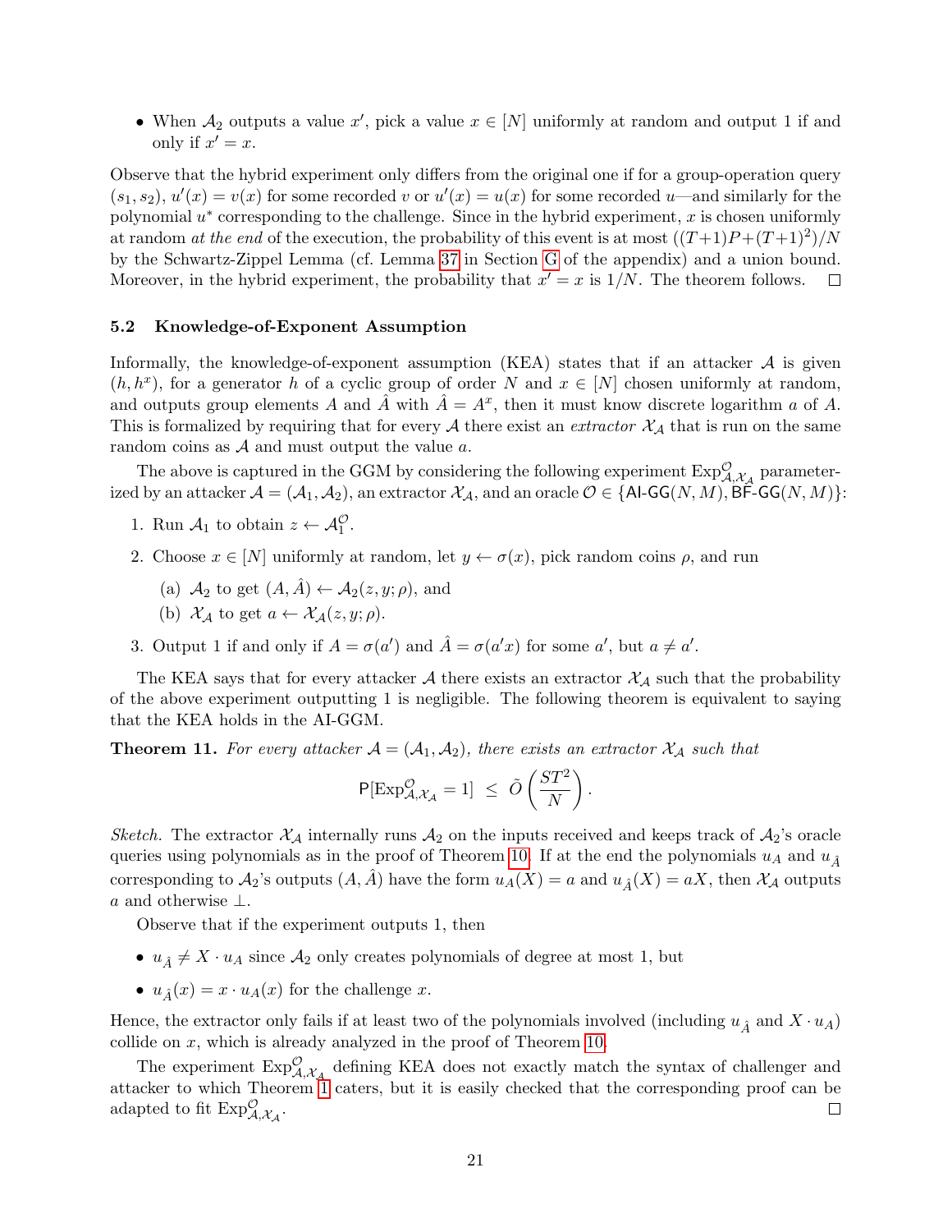- When $\mathcal{A}_2$ outputs a value $x'$, pick a value $x \in [N]$ uniformly at random and output 1 if and only if $x' = x$.

Observe that the hybrid experiment only differs from the original one if for a group-operation query $(s_1, s_2)$, $u'(x) = v(x)$ for some recorded $v$ or $u'(x) = u(x)$ for some recorded $u$—and similarly for the polynomial $u^*$ corresponding to the challenge. Since in the hybrid experiment, $x$ is chosen uniformly at random *at the end* of the execution, the probability of this event is at most $((T+1)P+(T+1)^2)/N$ by the Schwartz-Zippel Lemma (cf. Lemma 37 in Section G of the appendix) and a union bound. Moreover, in the hybrid experiment, the probability that $x' = x$ is $1/N$. The theorem follows. $\square$

### 5.2 Knowledge-of-Exponent Assumption

Informally, the knowledge-of-exponent assumption (KEA) states that if an attacker $\mathcal{A}$ is given $(h, h^x)$, for a generator $h$ of a cyclic group of order $N$ and $x \in [N]$ chosen uniformly at random, and outputs group elements $A$ and $\hat{A}$ with $\hat{A} = A^x$, then it must know discrete logarithm $a$ of $A$. This is formalized by requiring that for every $\mathcal{A}$ there exist an *extractor* $\mathcal{X}_\mathcal{A}$ that is run on the same random coins as $\mathcal{A}$ and must output the value $a$.

The above is captured in the GGM by considering the following experiment $\mathrm{Exp}^{\mathcal{O}}_{\mathcal{A},\mathcal{X}_\mathcal{A}}$ parameterized by an attacker $\mathcal{A} = (\mathcal{A}_1, \mathcal{A}_2)$, an extractor $\mathcal{X}_\mathcal{A}$, and an oracle $\mathcal{O} \in \{\mathsf{AI\text{-}GG}(N, M), \mathsf{BF\text{-}GG}(N, M)\}$:

1. Run $\mathcal{A}_1$ to obtain $z \leftarrow \mathcal{A}_1^{\mathcal{O}}$.
2. Choose $x \in [N]$ uniformly at random, let $y \leftarrow \sigma(x)$, pick random coins $\rho$, and run
   (a) $\mathcal{A}_2$ to get $(A, \hat{A}) \leftarrow \mathcal{A}_2(z, y; \rho)$, and
   (b) $\mathcal{X}_\mathcal{A}$ to get $a \leftarrow \mathcal{X}_\mathcal{A}(z, y; \rho)$.
3. Output 1 if and only if $A = \sigma(a')$ and $\hat{A} = \sigma(a'x)$ for some $a'$, but $a \neq a'$.

The KEA says that for every attacker $\mathcal{A}$ there exists an extractor $\mathcal{X}_\mathcal{A}$ such that the probability of the above experiment outputting 1 is negligible. The following theorem is equivalent to saying that the KEA holds in the AI-GGM.

**Theorem 11.** *For every attacker $\mathcal{A} = (\mathcal{A}_1, \mathcal{A}_2)$, there exists an extractor $\mathcal{X}_\mathcal{A}$ such that*

$$\mathsf{P}[\mathrm{Exp}^{\mathcal{O}}_{\mathcal{A},\mathcal{X}_\mathcal{A}} = 1] \ \leq \ \tilde{O}\left(\frac{ST^2}{N}\right).$$

*Sketch.* The extractor $\mathcal{X}_\mathcal{A}$ internally runs $\mathcal{A}_2$ on the inputs received and keeps track of $\mathcal{A}_2$'s oracle queries using polynomials as in the proof of Theorem 10. If at the end the polynomials $u_A$ and $u_{\hat{A}}$ corresponding to $\mathcal{A}_2$'s outputs $(A, \hat{A})$ have the form $u_A(X) = a$ and $u_{\hat{A}}(X) = aX$, then $\mathcal{X}_\mathcal{A}$ outputs $a$ and otherwise $\perp$.

Observe that if the experiment outputs 1, then

- $u_{\hat{A}} \neq X \cdot u_A$ since $\mathcal{A}_2$ only creates polynomials of degree at most 1, but
- $u_{\hat{A}}(x) = x \cdot u_A(x)$ for the challenge $x$.

Hence, the extractor only fails if at least two of the polynomials involved (including $u_{\hat{A}}$ and $X \cdot u_A$) collide on $x$, which is already analyzed in the proof of Theorem 10.

The experiment $\mathrm{Exp}^{\mathcal{O}}_{\mathcal{A},\mathcal{X}_\mathcal{A}}$ defining KEA does not exactly match the syntax of challenger and attacker to which Theorem 1 caters, but it is easily checked that the corresponding proof can be adapted to fit $\mathrm{Exp}^{\mathcal{O}}_{\mathcal{A},\mathcal{X}_\mathcal{A}}$. $\square$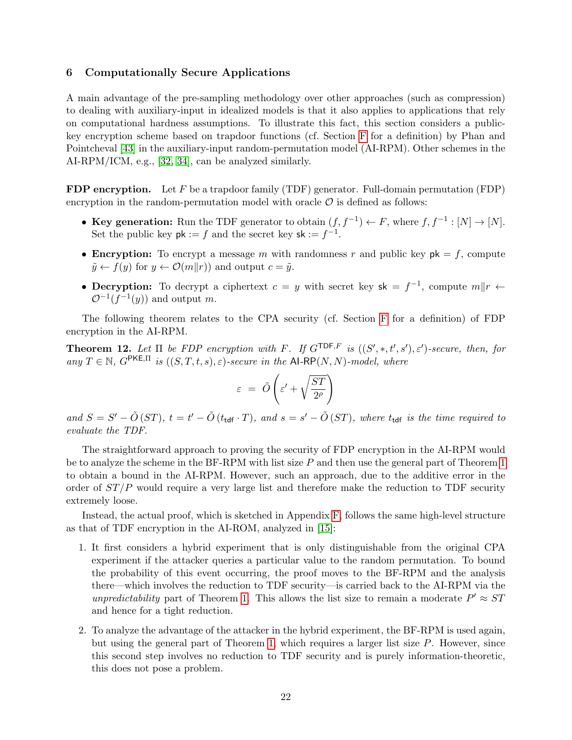## 6 Computationally Secure Applications

A main advantage of the pre-sampling methodology over other approaches (such as compression) to dealing with auxiliary-input in idealized models is that it also applies to applications that rely on computational hardness assumptions. To illustrate this fact, this section considers a public-key encryption scheme based on trapdoor functions (cf. Section F for a definition) by Phan and Pointcheval [43] in the auxiliary-input random-permutation model (AI-RPM). Other schemes in the AI-RPM/ICM, e.g., [32, 34], can be analyzed similarly.

**FDP encryption.** Let $F$ be a trapdoor family (TDF) generator. Full-domain permutation (FDP) encryption in the random-permutation model with oracle $\mathcal{O}$ is defined as follows:

- **Key generation:** Run the TDF generator to obtain $(f, f^{-1}) \leftarrow F$, where $f, f^{-1} : [N] \to [N]$. Set the public key $\mathsf{pk} := f$ and the secret key $\mathsf{sk} := f^{-1}$.
- **Encryption:** To encrypt a message $m$ with randomness $r$ and public key $\mathsf{pk} = f$, compute $\tilde{y} \leftarrow f(y)$ for $y \leftarrow \mathcal{O}(m \| r)$ and output $c = \tilde{y}$.
- **Decryption:** To decrypt a ciphertext $c = y$ with secret key $\mathsf{sk} = f^{-1}$, compute $m \| r \leftarrow \mathcal{O}^{-1}(f^{-1}(y))$ and output $m$.

The following theorem relates to the CPA security (cf. Section F for a definition) of FDP encryption in the AI-RPM.

**Theorem 12.** *Let $\Pi$ be FDP encryption with $F$. If $G^{\mathsf{TDF},F}$ is $((S', *, t', s'), \varepsilon')$-secure, then, for any $T \in \mathbb{N}$, $G^{\mathsf{PKE},\Pi}$ is $((S, T, t, s), \varepsilon)$-secure in the $\mathsf{AI\text{-}RP}(N, N)$-model, where*

$$\varepsilon = \tilde{O}\left(\varepsilon' + \sqrt{\frac{ST}{2^{\rho}}}\right)$$

*and $S = S' - \tilde{O}(ST)$, $t = t' - \tilde{O}(t_{\mathsf{tdf}} \cdot T)$, and $s = s' - \tilde{O}(ST)$, where $t_{\mathsf{tdf}}$ is the time required to evaluate the TDF.*

The straightforward approach to proving the security of FDP encryption in the AI-RPM would be to analyze the scheme in the BF-RPM with list size $P$ and then use the general part of Theorem 1 to obtain a bound in the AI-RPM. However, such an approach, due to the additive error in the order of $ST/P$ would require a very large list and therefore make the reduction to TDF security extremely loose.

Instead, the actual proof, which is sketched in Appendix F, follows the same high-level structure as that of TDF encryption in the AI-ROM, analyzed in [15]:

1. It first considers a hybrid experiment that is only distinguishable from the original CPA experiment if the attacker queries a particular value to the random permutation. To bound the probability of this event occurring, the proof moves to the BF-RPM and the analysis there—which involves the reduction to TDF security—is carried back to the AI-RPM via the *unpredictability* part of Theorem 1. This allows the list size to remain a moderate $P' \approx ST$ and hence for a tight reduction.
2. To analyze the advantage of the attacker in the hybrid experiment, the BF-RPM is used again, but using the general part of Theorem 1, which requires a larger list size $P$. However, since this second step involves no reduction to TDF security and is purely information-theoretic, this does not pose a problem.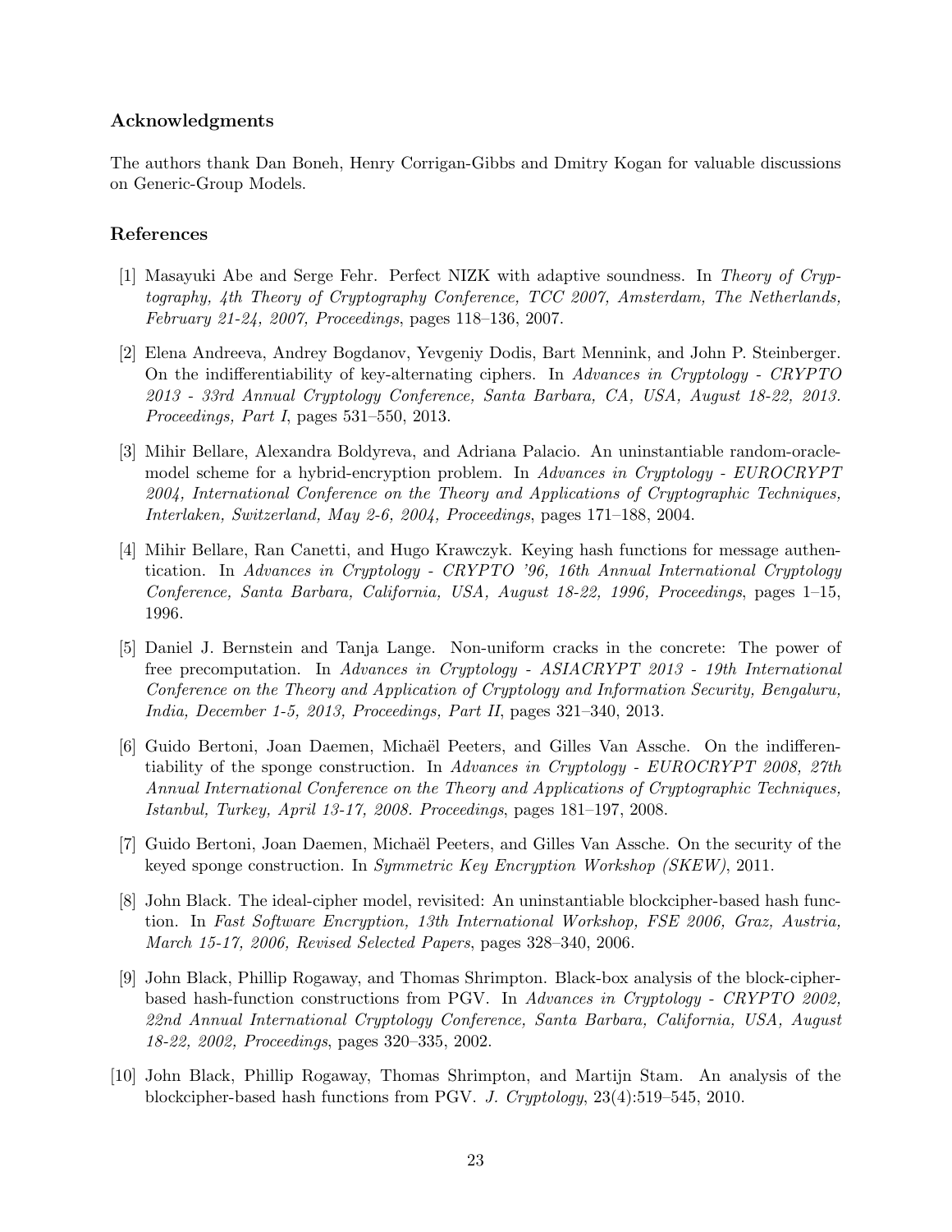### Acknowledgments

The authors thank Dan Boneh, Henry Corrigan-Gibbs and Dmitry Kogan for valuable discussions on Generic-Group Models.

### References

[1] Masayuki Abe and Serge Fehr. Perfect NIZK with adaptive soundness. In *Theory of Cryptography, 4th Theory of Cryptography Conference, TCC 2007, Amsterdam, The Netherlands, February 21-24, 2007, Proceedings*, pages 118–136, 2007.

[2] Elena Andreeva, Andrey Bogdanov, Yevgeniy Dodis, Bart Mennink, and John P. Steinberger. On the indifferentiability of key-alternating ciphers. In *Advances in Cryptology - CRYPTO 2013 - 33rd Annual Cryptology Conference, Santa Barbara, CA, USA, August 18-22, 2013. Proceedings, Part I*, pages 531–550, 2013.

[3] Mihir Bellare, Alexandra Boldyreva, and Adriana Palacio. An uninstantiable random-oracle-model scheme for a hybrid-encryption problem. In *Advances in Cryptology - EUROCRYPT 2004, International Conference on the Theory and Applications of Cryptographic Techniques, Interlaken, Switzerland, May 2-6, 2004, Proceedings*, pages 171–188, 2004.

[4] Mihir Bellare, Ran Canetti, and Hugo Krawczyk. Keying hash functions for message authentication. In *Advances in Cryptology - CRYPTO '96, 16th Annual International Cryptology Conference, Santa Barbara, California, USA, August 18-22, 1996, Proceedings*, pages 1–15, 1996.

[5] Daniel J. Bernstein and Tanja Lange. Non-uniform cracks in the concrete: The power of free precomputation. In *Advances in Cryptology - ASIACRYPT 2013 - 19th International Conference on the Theory and Application of Cryptology and Information Security, Bengaluru, India, December 1-5, 2013, Proceedings, Part II*, pages 321–340, 2013.

[6] Guido Bertoni, Joan Daemen, Michaël Peeters, and Gilles Van Assche. On the indifferentiability of the sponge construction. In *Advances in Cryptology - EUROCRYPT 2008, 27th Annual International Conference on the Theory and Applications of Cryptographic Techniques, Istanbul, Turkey, April 13-17, 2008. Proceedings*, pages 181–197, 2008.

[7] Guido Bertoni, Joan Daemen, Michaël Peeters, and Gilles Van Assche. On the security of the keyed sponge construction. In *Symmetric Key Encryption Workshop (SKEW)*, 2011.

[8] John Black. The ideal-cipher model, revisited: An uninstantiable blockcipher-based hash function. In *Fast Software Encryption, 13th International Workshop, FSE 2006, Graz, Austria, March 15-17, 2006, Revised Selected Papers*, pages 328–340, 2006.

[9] John Black, Phillip Rogaway, and Thomas Shrimpton. Black-box analysis of the block-cipher-based hash-function constructions from PGV. In *Advances in Cryptology - CRYPTO 2002, 22nd Annual International Cryptology Conference, Santa Barbara, California, USA, August 18-22, 2002, Proceedings*, pages 320–335, 2002.

[10] John Black, Phillip Rogaway, Thomas Shrimpton, and Martijn Stam. An analysis of the blockcipher-based hash functions from PGV. *J. Cryptology*, 23(4):519–545, 2010.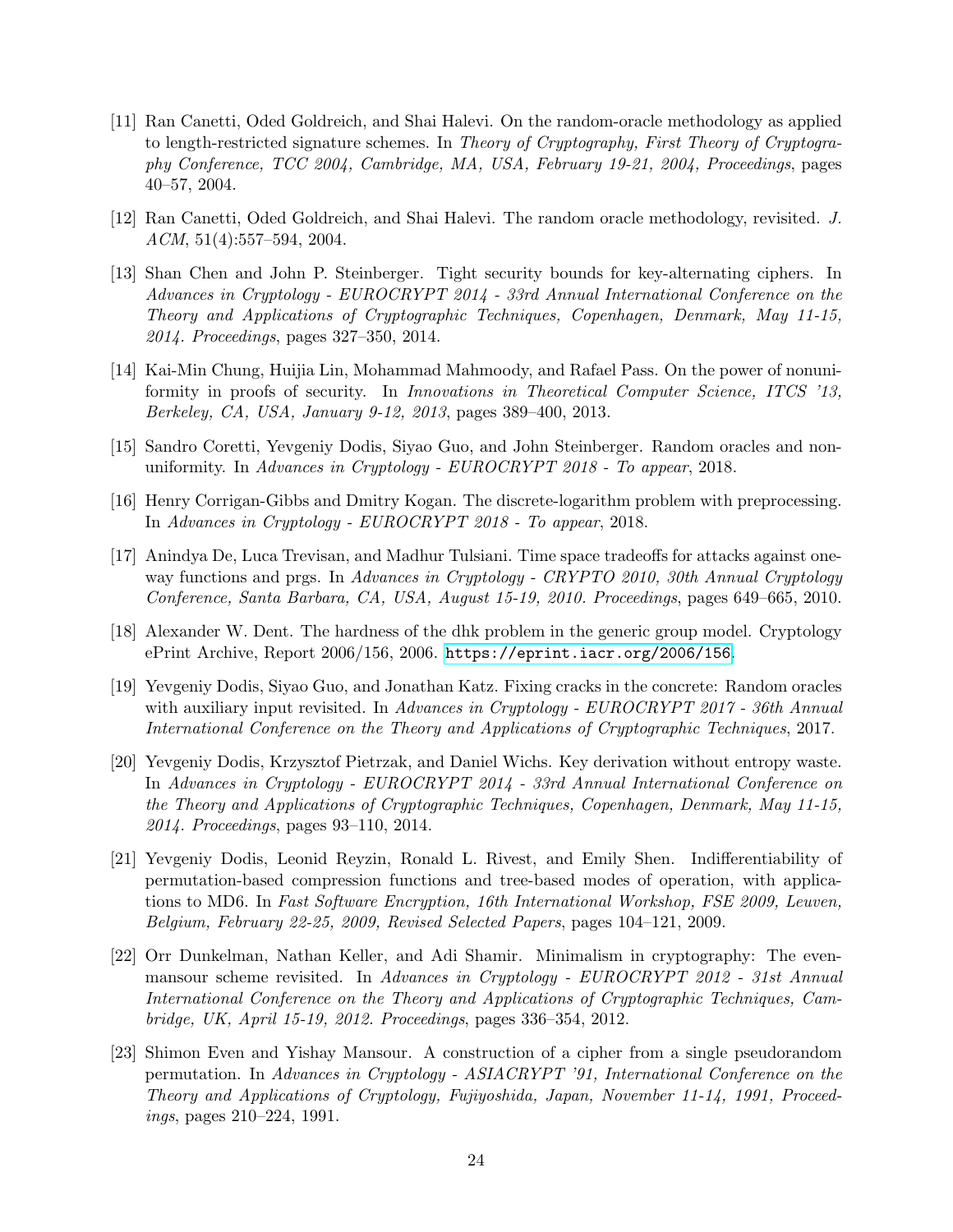[11] Ran Canetti, Oded Goldreich, and Shai Halevi. On the random-oracle methodology as applied to length-restricted signature schemes. In *Theory of Cryptography, First Theory of Cryptography Conference, TCC 2004, Cambridge, MA, USA, February 19-21, 2004, Proceedings*, pages 40–57, 2004.

[12] Ran Canetti, Oded Goldreich, and Shai Halevi. The random oracle methodology, revisited. *J. ACM*, 51(4):557–594, 2004.

[13] Shan Chen and John P. Steinberger. Tight security bounds for key-alternating ciphers. In *Advances in Cryptology - EUROCRYPT 2014 - 33rd Annual International Conference on the Theory and Applications of Cryptographic Techniques, Copenhagen, Denmark, May 11-15, 2014. Proceedings*, pages 327–350, 2014.

[14] Kai-Min Chung, Huijia Lin, Mohammad Mahmoody, and Rafael Pass. On the power of nonuniformity in proofs of security. In *Innovations in Theoretical Computer Science, ITCS '13, Berkeley, CA, USA, January 9-12, 2013*, pages 389–400, 2013.

[15] Sandro Coretti, Yevgeniy Dodis, Siyao Guo, and John Steinberger. Random oracles and nonuniformity. In *Advances in Cryptology - EUROCRYPT 2018 - To appear*, 2018.

[16] Henry Corrigan-Gibbs and Dmitry Kogan. The discrete-logarithm problem with preprocessing. In *Advances in Cryptology - EUROCRYPT 2018 - To appear*, 2018.

[17] Anindya De, Luca Trevisan, and Madhur Tulsiani. Time space tradeoffs for attacks against oneway functions and prgs. In *Advances in Cryptology - CRYPTO 2010, 30th Annual Cryptology Conference, Santa Barbara, CA, USA, August 15-19, 2010. Proceedings*, pages 649–665, 2010.

[18] Alexander W. Dent. The hardness of the dhk problem in the generic group model. Cryptology ePrint Archive, Report 2006/156, 2006. https://eprint.iacr.org/2006/156.

[19] Yevgeniy Dodis, Siyao Guo, and Jonathan Katz. Fixing cracks in the concrete: Random oracles with auxiliary input revisited. In *Advances in Cryptology - EUROCRYPT 2017 - 36th Annual International Conference on the Theory and Applications of Cryptographic Techniques*, 2017.

[20] Yevgeniy Dodis, Krzysztof Pietrzak, and Daniel Wichs. Key derivation without entropy waste. In *Advances in Cryptology - EUROCRYPT 2014 - 33rd Annual International Conference on the Theory and Applications of Cryptographic Techniques, Copenhagen, Denmark, May 11-15, 2014. Proceedings*, pages 93–110, 2014.

[21] Yevgeniy Dodis, Leonid Reyzin, Ronald L. Rivest, and Emily Shen. Indifferentiability of permutation-based compression functions and tree-based modes of operation, with applications to MD6. In *Fast Software Encryption, 16th International Workshop, FSE 2009, Leuven, Belgium, February 22-25, 2009, Revised Selected Papers*, pages 104–121, 2009.

[22] Orr Dunkelman, Nathan Keller, and Adi Shamir. Minimalism in cryptography: The evenmansour scheme revisited. In *Advances in Cryptology - EUROCRYPT 2012 - 31st Annual International Conference on the Theory and Applications of Cryptographic Techniques, Cambridge, UK, April 15-19, 2012. Proceedings*, pages 336–354, 2012.

[23] Shimon Even and Yishay Mansour. A construction of a cipher from a single pseudorandom permutation. In *Advances in Cryptology - ASIACRYPT '91, International Conference on the Theory and Applications of Cryptology, Fujiyoshida, Japan, November 11-14, 1991, Proceedings*, pages 210–224, 1991.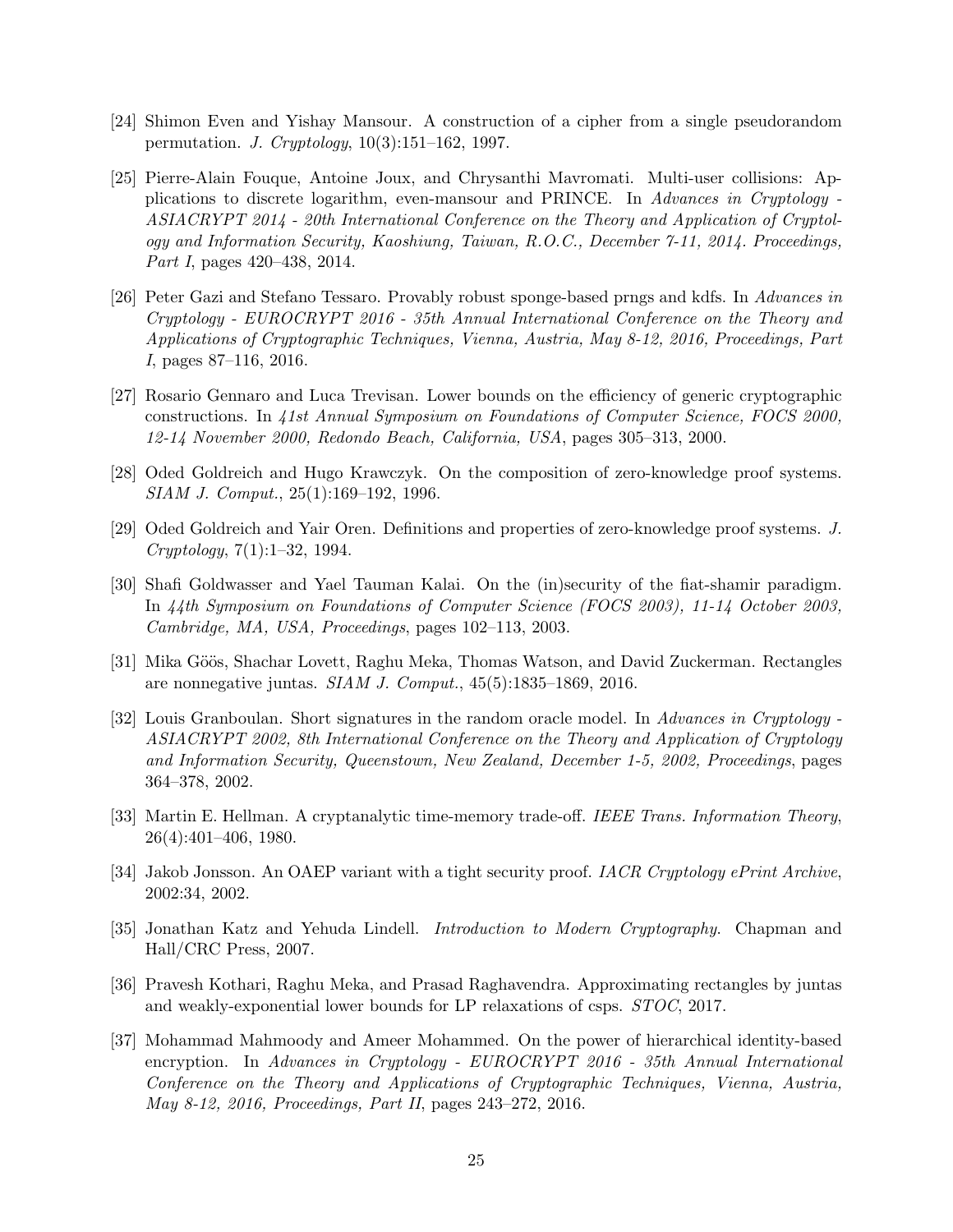[24] Shimon Even and Yishay Mansour. A construction of a cipher from a single pseudorandom permutation. *J. Cryptology*, 10(3):151–162, 1997.

[25] Pierre-Alain Fouque, Antoine Joux, and Chrysanthi Mavromati. Multi-user collisions: Applications to discrete logarithm, even-mansour and PRINCE. In *Advances in Cryptology - ASIACRYPT 2014 - 20th International Conference on the Theory and Application of Cryptology and Information Security, Kaoshiung, Taiwan, R.O.C., December 7-11, 2014. Proceedings, Part I*, pages 420–438, 2014.

[26] Peter Gazi and Stefano Tessaro. Provably robust sponge-based prngs and kdfs. In *Advances in Cryptology - EUROCRYPT 2016 - 35th Annual International Conference on the Theory and Applications of Cryptographic Techniques, Vienna, Austria, May 8-12, 2016, Proceedings, Part I*, pages 87–116, 2016.

[27] Rosario Gennaro and Luca Trevisan. Lower bounds on the efficiency of generic cryptographic constructions. In *41st Annual Symposium on Foundations of Computer Science, FOCS 2000, 12-14 November 2000, Redondo Beach, California, USA*, pages 305–313, 2000.

[28] Oded Goldreich and Hugo Krawczyk. On the composition of zero-knowledge proof systems. *SIAM J. Comput.*, 25(1):169–192, 1996.

[29] Oded Goldreich and Yair Oren. Definitions and properties of zero-knowledge proof systems. *J. Cryptology*, 7(1):1–32, 1994.

[30] Shafi Goldwasser and Yael Tauman Kalai. On the (in)security of the fiat-shamir paradigm. In *44th Symposium on Foundations of Computer Science (FOCS 2003), 11-14 October 2003, Cambridge, MA, USA, Proceedings*, pages 102–113, 2003.

[31] Mika Göös, Shachar Lovett, Raghu Meka, Thomas Watson, and David Zuckerman. Rectangles are nonnegative juntas. *SIAM J. Comput.*, 45(5):1835–1869, 2016.

[32] Louis Granboulan. Short signatures in the random oracle model. In *Advances in Cryptology - ASIACRYPT 2002, 8th International Conference on the Theory and Application of Cryptology and Information Security, Queenstown, New Zealand, December 1-5, 2002, Proceedings*, pages 364–378, 2002.

[33] Martin E. Hellman. A cryptanalytic time-memory trade-off. *IEEE Trans. Information Theory*, 26(4):401–406, 1980.

[34] Jakob Jonsson. An OAEP variant with a tight security proof. *IACR Cryptology ePrint Archive*, 2002:34, 2002.

[35] Jonathan Katz and Yehuda Lindell. *Introduction to Modern Cryptography*. Chapman and Hall/CRC Press, 2007.

[36] Pravesh Kothari, Raghu Meka, and Prasad Raghavendra. Approximating rectangles by juntas and weakly-exponential lower bounds for LP relaxations of csps. *STOC*, 2017.

[37] Mohammad Mahmoody and Ameer Mohammed. On the power of hierarchical identity-based encryption. In *Advances in Cryptology - EUROCRYPT 2016 - 35th Annual International Conference on the Theory and Applications of Cryptographic Techniques, Vienna, Austria, May 8-12, 2016, Proceedings, Part II*, pages 243–272, 2016.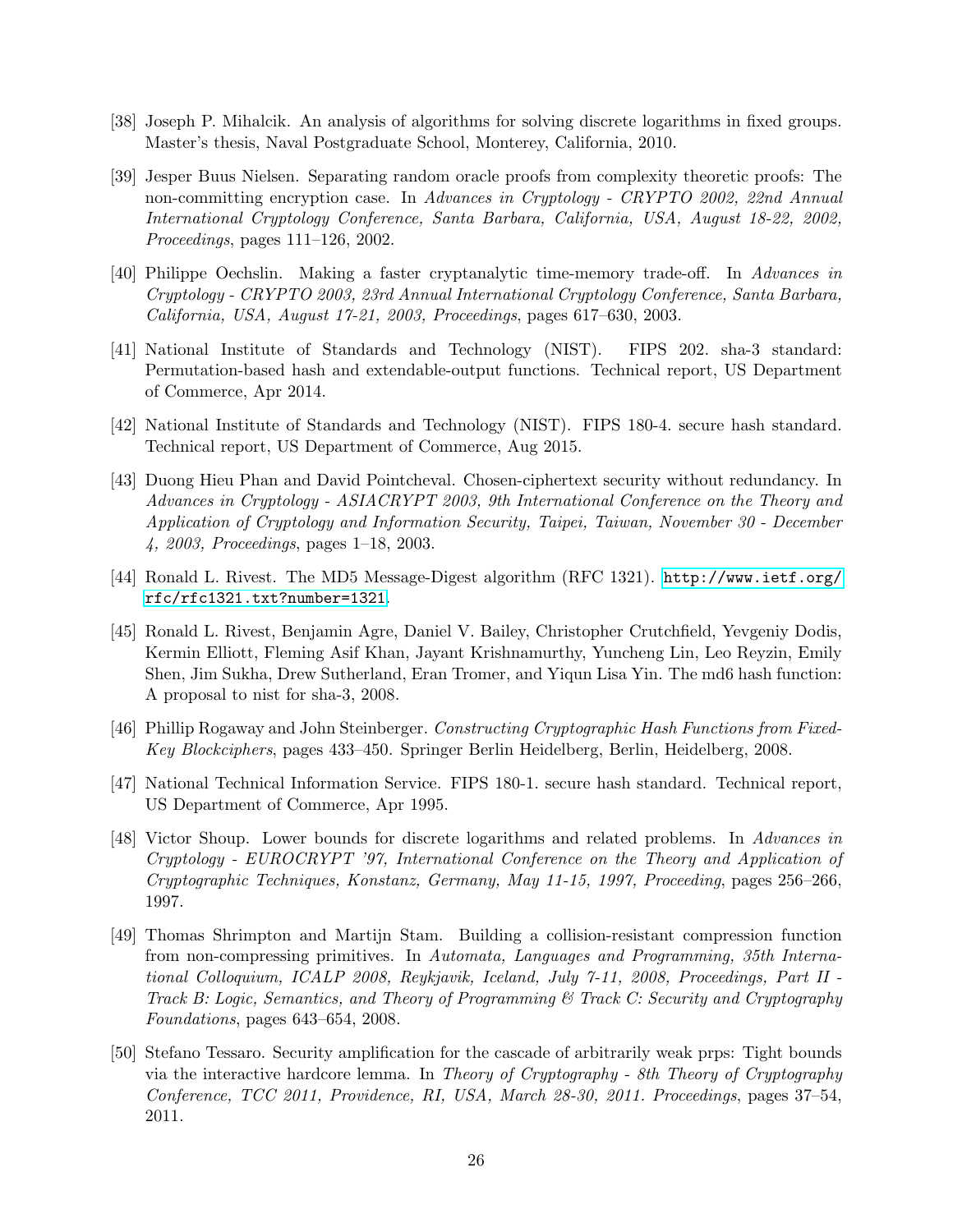[38] Joseph P. Mihalcik. An analysis of algorithms for solving discrete logarithms in fixed groups. Master's thesis, Naval Postgraduate School, Monterey, California, 2010.

[39] Jesper Buus Nielsen. Separating random oracle proofs from complexity theoretic proofs: The non-committing encryption case. In *Advances in Cryptology - CRYPTO 2002, 22nd Annual International Cryptology Conference, Santa Barbara, California, USA, August 18-22, 2002, Proceedings*, pages 111–126, 2002.

[40] Philippe Oechslin. Making a faster cryptanalytic time-memory trade-off. In *Advances in Cryptology - CRYPTO 2003, 23rd Annual International Cryptology Conference, Santa Barbara, California, USA, August 17-21, 2003, Proceedings*, pages 617–630, 2003.

[41] National Institute of Standards and Technology (NIST). FIPS 202. sha-3 standard: Permutation-based hash and extendable-output functions. Technical report, US Department of Commerce, Apr 2014.

[42] National Institute of Standards and Technology (NIST). FIPS 180-4. secure hash standard. Technical report, US Department of Commerce, Aug 2015.

[43] Duong Hieu Phan and David Pointcheval. Chosen-ciphertext security without redundancy. In *Advances in Cryptology - ASIACRYPT 2003, 9th International Conference on the Theory and Application of Cryptology and Information Security, Taipei, Taiwan, November 30 - December 4, 2003, Proceedings*, pages 1–18, 2003.

[44] Ronald L. Rivest. The MD5 Message-Digest algorithm (RFC 1321). http://www.ietf.org/rfc/rfc1321.txt?number=1321.

[45] Ronald L. Rivest, Benjamin Agre, Daniel V. Bailey, Christopher Crutchfield, Yevgeniy Dodis, Kermin Elliott, Fleming Asif Khan, Jayant Krishnamurthy, Yuncheng Lin, Leo Reyzin, Emily Shen, Jim Sukha, Drew Sutherland, Eran Tromer, and Yiqun Lisa Yin. The md6 hash function: A proposal to nist for sha-3, 2008.

[46] Phillip Rogaway and John Steinberger. *Constructing Cryptographic Hash Functions from Fixed-Key Blockciphers*, pages 433–450. Springer Berlin Heidelberg, Berlin, Heidelberg, 2008.

[47] National Technical Information Service. FIPS 180-1. secure hash standard. Technical report, US Department of Commerce, Apr 1995.

[48] Victor Shoup. Lower bounds for discrete logarithms and related problems. In *Advances in Cryptology - EUROCRYPT '97, International Conference on the Theory and Application of Cryptographic Techniques, Konstanz, Germany, May 11-15, 1997, Proceeding*, pages 256–266, 1997.

[49] Thomas Shrimpton and Martijn Stam. Building a collision-resistant compression function from non-compressing primitives. In *Automata, Languages and Programming, 35th International Colloquium, ICALP 2008, Reykjavik, Iceland, July 7-11, 2008, Proceedings, Part II - Track B: Logic, Semantics, and Theory of Programming & Track C: Security and Cryptography Foundations*, pages 643–654, 2008.

[50] Stefano Tessaro. Security amplification for the cascade of arbitrarily weak prps: Tight bounds via the interactive hardcore lemma. In *Theory of Cryptography - 8th Theory of Cryptography Conference, TCC 2011, Providence, RI, USA, March 28-30, 2011. Proceedings*, pages 37–54, 2011.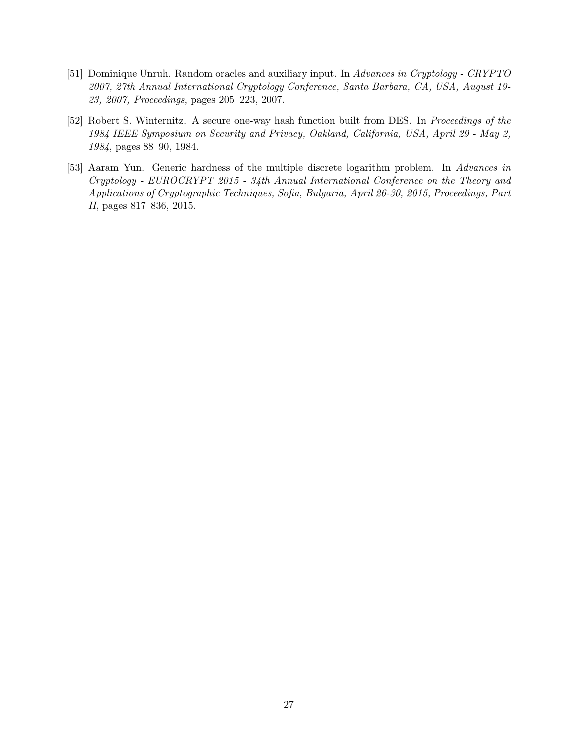[51] Dominique Unruh. Random oracles and auxiliary input. In *Advances in Cryptology - CRYPTO 2007, 27th Annual International Cryptology Conference, Santa Barbara, CA, USA, August 19-23, 2007, Proceedings*, pages 205–223, 2007.

[52] Robert S. Winternitz. A secure one-way hash function built from DES. In *Proceedings of the 1984 IEEE Symposium on Security and Privacy, Oakland, California, USA, April 29 - May 2, 1984*, pages 88–90, 1984.

[53] Aaram Yun. Generic hardness of the multiple discrete logarithm problem. In *Advances in Cryptology - EUROCRYPT 2015 - 34th Annual International Conference on the Theory and Applications of Cryptographic Techniques, Sofia, Bulgaria, April 26-30, 2015, Proceedings, Part II*, pages 817–836, 2015.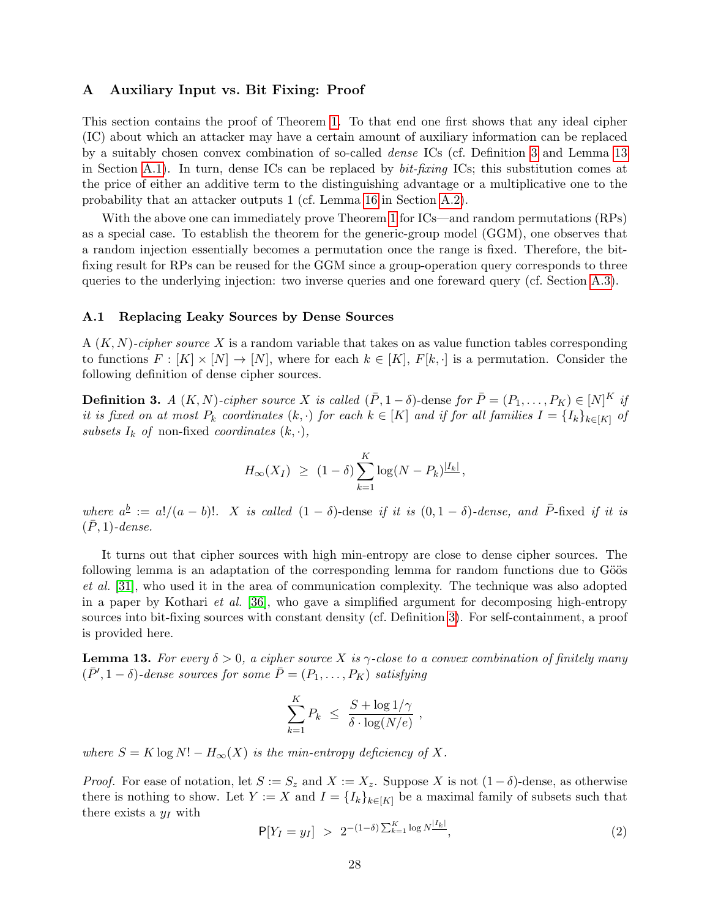## A Auxiliary Input vs. Bit Fixing: Proof

This section contains the proof of Theorem 1. To that end one first shows that any ideal cipher (IC) about which an attacker may have a certain amount of auxiliary information can be replaced by a suitably chosen convex combination of so-called *dense* ICs (cf. Definition 3 and Lemma 13 in Section A.1). In turn, dense ICs can be replaced by *bit-fixing* ICs; this substitution comes at the price of either an additive term to the distinguishing advantage or a multiplicative one to the probability that an attacker outputs 1 (cf. Lemma 16 in Section A.2).

With the above one can immediately prove Theorem 1 for ICs—and random permutations (RPs) as a special case. To establish the theorem for the generic-group model (GGM), one observes that a random injection essentially becomes a permutation once the range is fixed. Therefore, the bit-fixing result for RPs can be reused for the GGM since a group-operation query corresponds to three queries to the underlying injection: two inverse queries and one foreward query (cf. Section A.3).

### A.1 Replacing Leaky Sources by Dense Sources

A $(K, N)$-*cipher source* $X$ is a random variable that takes on as value function tables corresponding to functions $F : [K] \times [N] \to [N]$, where for each $k \in [K]$, $F[k, \cdot]$ is a permutation. Consider the following definition of dense cipher sources.

**Definition 3.** *A $(K, N)$-cipher source $X$ is called $(\bar{P}, 1-\delta)$-*dense *for $\bar{P} = (P_1, \ldots, P_K) \in [N]^K$ if it is fixed on at most $P_k$ coordinates $(k, \cdot)$ for each $k \in [K]$ and if for all families $I = \{I_k\}_{k \in [K]}$ of subsets $I_k$ of* non-fixed *coordinates $(k, \cdot)$,*

$$H_\infty(X_I) \;\geq\; (1-\delta) \sum_{k=1}^{K} \log (N - P_k)^{\underline{|I_k|}},$$

*where $a^{\underline{b}} := a!/(a-b)!$. $X$ is called $(1-\delta)$-*dense *if it is $(0, 1-\delta)$-dense, and $\bar{P}$-*fixed *if it is $(\bar{P}, 1)$-dense.*

It turns out that cipher sources with high min-entropy are close to dense cipher sources. The following lemma is an adaptation of the corresponding lemma for random functions due to Göös *et al.* [31], who used it in the area of communication complexity. The technique was also adopted in a paper by Kothari *et al.* [36], who gave a simplified argument for decomposing high-entropy sources into bit-fixing sources with constant density (cf. Definition 3). For self-containment, a proof is provided here.

**Lemma 13.** *For every $\delta > 0$, a cipher source $X$ is $\gamma$-close to a convex combination of finitely many $(\bar{P}', 1-\delta)$-dense sources for some $\bar{P} = (P_1, \ldots, P_K)$ satisfying*

$$\sum_{k=1}^{K} P_k \;\leq\; \frac{S + \log 1/\gamma}{\delta \cdot \log(N/e)} \ ,$$

*where $S = K \log N! - H_\infty(X)$ is the min-entropy deficiency of $X$.*

*Proof.* For ease of notation, let $S := S_z$ and $X := X_z$. Suppose $X$ is not $(1-\delta)$-dense, as otherwise there is nothing to show. Let $Y := X$ and $I = \{I_k\}_{k \in [K]}$ be a maximal family of subsets such that there exists a $y_I$ with

$$\mathsf{P}[Y_I = y_I] \;>\; 2^{-(1-\delta)\sum_{k=1}^{K} \log N^{\underline{|I_k|}}}, \tag{2}$$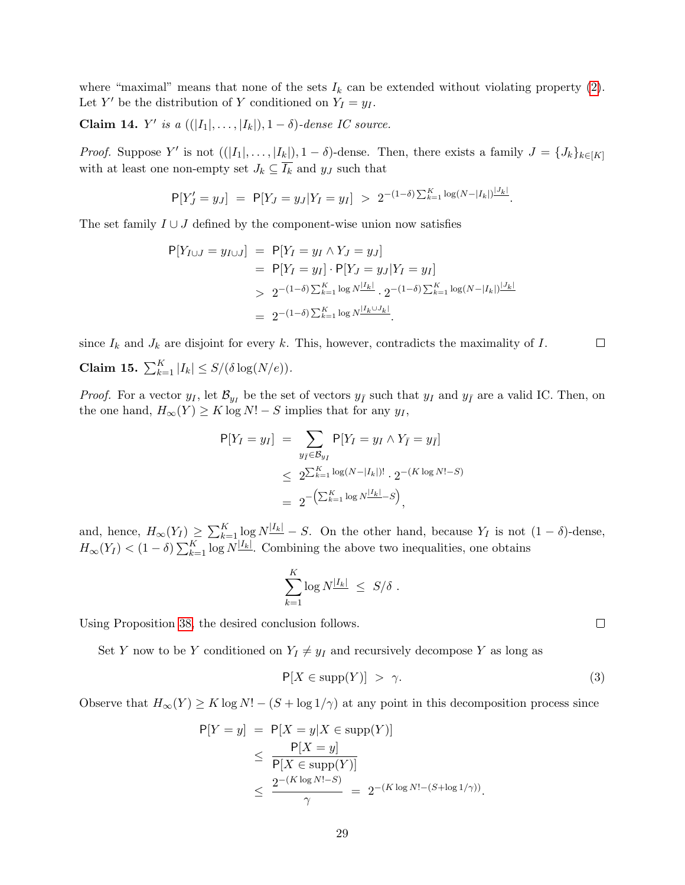where "maximal" means that none of the sets $I_k$ can be extended without violating property (2). Let $Y'$ be the distribution of $Y$ conditioned on $Y_I = y_I$.

**Claim 14.** *$Y'$ is a $((|I_1|, \ldots, |I_k|), 1-\delta)$-dense IC source.*

*Proof.* Suppose $Y'$ is not $((|I_1|, \ldots, |I_k|), 1-\delta)$-dense. Then, there exists a family $J = \{J_k\}_{k\in[K]}$ with at least one non-empty set $J_k \subseteq \overline{I_k}$ and $y_J$ such that

$$\mathsf{P}[Y'_J = y_J] \;=\; \mathsf{P}[Y_J = y_J | Y_I = y_I] \;>\; 2^{-(1-\delta)\sum_{k=1}^{K}\log (N-|I_k|)^{\underline{|J_k|}}}.$$

The set family $I \cup J$ defined by the component-wise union now satisfies

$$\begin{aligned}
\mathsf{P}[Y_{I\cup J} = y_{I\cup J}] \;&=\; \mathsf{P}[Y_I = y_I \wedge Y_J = y_J] \\
&=\; \mathsf{P}[Y_I = y_I] \cdot \mathsf{P}[Y_J = y_J | Y_I = y_I] \\
&>\; 2^{-(1-\delta)\sum_{k=1}^{K}\log N^{\underline{|I_k|}}} \cdot 2^{-(1-\delta)\sum_{k=1}^{K}\log (N-|I_k|)^{\underline{|J_k|}}} \\
&=\; 2^{-(1-\delta)\sum_{k=1}^{K}\log N^{\underline{|I_k \cup J_k|}}}.
\end{aligned}$$

since $I_k$ and $J_k$ are disjoint for every $k$. This, however, contradicts the maximality of $I$. $\square$

**Claim 15.** $\sum_{k=1}^{K} |I_k| \leq S/(\delta \log(N/e))$.

*Proof.* For a vector $y_I$, let $\mathcal{B}_{y_I}$ be the set of vectors $y_{\bar{I}}$ such that $y_I$ and $y_{\bar{I}}$ are a valid IC. Then, on the one hand, $H_\infty(Y) \geq K\log N! - S$ implies that for any $y_I$,

$$\begin{aligned}
\mathsf{P}[Y_I = y_I] \;&=\; \sum_{y_{\bar{I}}\in\mathcal{B}_{y_I}} \mathsf{P}[Y_I = y_I \wedge Y_{\bar{I}} = y_{\bar{I}}] \\
&\leq\; 2^{\sum_{k=1}^{K}\log (N-|I_k|)!} \cdot 2^{-(K\log N! - S)} \\
&=\; 2^{-\left(\sum_{k=1}^{K}\log N^{\underline{|I_k|}} - S\right)},
\end{aligned}$$

and, hence, $H_\infty(Y_I) \geq \sum_{k=1}^{K}\log N^{\underline{|I_k|}} - S$. On the other hand, because $Y_I$ is not $(1-\delta)$-dense, $H_\infty(Y_I) < (1-\delta)\sum_{k=1}^{K}\log N^{\underline{|I_k|}}$. Combining the above two inequalities, one obtains

$$\sum_{k=1}^{K}\log N^{\underline{|I_k|}} \;\leq\; S/\delta\ .$$

Using Proposition 38, the desired conclusion follows. $\square$

Set $Y$ now to be $Y$ conditioned on $Y_I \neq y_I$ and recursively decompose $Y$ as long as

$$\mathsf{P}[X \in \operatorname{supp}(Y)] \;>\; \gamma. \tag{3}$$

Observe that $H_\infty(Y) \geq K\log N! - (S + \log 1/\gamma)$ at any point in this decomposition process since

$$\begin{aligned}
\mathsf{P}[Y = y] \;&=\; \mathsf{P}[X = y | X \in \operatorname{supp}(Y)] \\
&\leq\; \frac{\mathsf{P}[X = y]}{\mathsf{P}[X \in \operatorname{supp}(Y)]} \\
&\leq\; \frac{2^{-(K\log N! - S)}}{\gamma} \;=\; 2^{-(K\log N! - (S + \log 1/\gamma))}.
\end{aligned}$$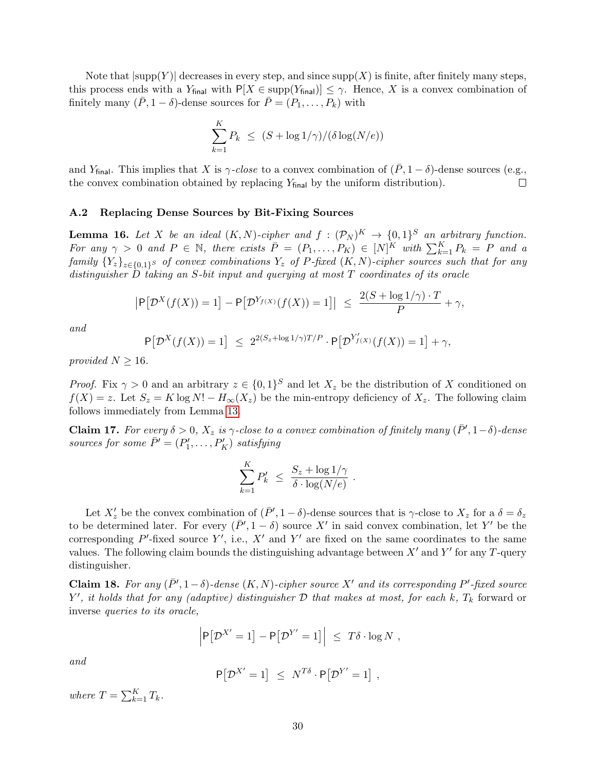Note that $|\mathrm{supp}(Y)|$ decreases in every step, and since $\mathrm{supp}(X)$ is finite, after finitely many steps, this process ends with a $Y_{\mathsf{final}}$ with $\mathsf{P}[X \in \mathrm{supp}(Y_{\mathsf{final}})] \leq \gamma$. Hence, $X$ is a convex combination of finitely many $(\bar{P}, 1-\delta)$-dense sources for $\bar{P} = (P_1, \ldots, P_k)$ with

$$\sum_{k=1}^{K} P_k \;\leq\; (S + \log 1/\gamma)/(\delta \log(N/e))$$

and $Y_{\mathsf{final}}$. This implies that $X$ is $\gamma$-*close* to a convex combination of $(\bar{P}, 1-\delta)$-dense sources (e.g., the convex combination obtained by replacing $Y_{\mathsf{final}}$ by the uniform distribution). ☐

### A.2 Replacing Dense Sources by Bit-Fixing Sources

**Lemma 16.** *Let $X$ be an ideal $(K, N)$-cipher and $f : (\mathcal{P}_N)^K \to \{0,1\}^S$ an arbitrary function. For any $\gamma > 0$ and $P \in \mathbb{N}$, there exists $\bar{P} = (P_1, \ldots, P_K) \in [N]^K$ with $\sum_{k=1}^{K} P_k = P$ and a family $\{Y_z\}_{z \in \{0,1\}^S}$ of convex combinations $Y_z$ of $P$-fixed $(K, N)$-cipher sources such that for any distinguisher $D$ taking an $S$-bit input and querying at most $T$ coordinates of its oracle*

$$\left|\mathsf{P}\big[\mathcal{D}^X(f(X)) = 1\big] - \mathsf{P}\big[\mathcal{D}^{Y_{f(X)}}(f(X)) = 1\big]\right| \;\leq\; \frac{2(S + \log 1/\gamma) \cdot T}{P} + \gamma,$$

*and*

$$\mathsf{P}\big[\mathcal{D}^X(f(X)) = 1\big] \;\leq\; 2^{2(S_z + \log 1/\gamma)T/P} \cdot \mathsf{P}\big[\mathcal{D}^{Y'_{f(X)}}(f(X)) = 1\big] + \gamma,$$

*provided $N \geq 16$.*

*Proof.* Fix $\gamma > 0$ and an arbitrary $z \in \{0,1\}^S$ and let $X_z$ be the distribution of $X$ conditioned on $f(X) = z$. Let $S_z = K \log N! - H_\infty(X_z)$ be the min-entropy deficiency of $X_z$. The following claim follows immediately from Lemma 13.

**Claim 17.** *For every $\delta > 0$, $X_z$ is $\gamma$-close to a convex combination of finitely many $(\bar{P}', 1-\delta)$-dense sources for some $\bar{P}' = (P'_1, \ldots, P'_K)$ satisfying*

$$\sum_{k=1}^{K} P'_k \;\leq\; \frac{S_z + \log 1/\gamma}{\delta \cdot \log(N/e)} \;.$$

Let $X'_z$ be the convex combination of $(\bar{P}', 1-\delta)$-dense sources that is $\gamma$-close to $X_z$ for a $\delta = \delta_z$ to be determined later. For every $(\bar{P}', 1-\delta)$ source $X'$ in said convex combination, let $Y'$ be the corresponding $P'$-fixed source $Y'$, i.e., $X'$ and $Y'$ are fixed on the same coordinates to the same values. The following claim bounds the distinguishing advantage between $X'$ and $Y'$ for any $T$-query distinguisher.

**Claim 18.** *For any $(\bar{P}', 1-\delta)$-dense $(K, N)$-cipher source $X'$ and its corresponding $P'$-fixed source $Y'$, it holds that for any (adaptive) distinguisher $\mathcal{D}$ that makes at most, for each $k$, $T_k$* forward or inverse *queries to its oracle,*

$$\left|\mathsf{P}\big[\mathcal{D}^{X'} = 1\big] - \mathsf{P}\big[\mathcal{D}^{Y'} = 1\big]\right| \;\leq\; T\delta \cdot \log N \;,$$

*and*

$$\mathsf{P}\big[\mathcal{D}^{X'} = 1\big] \;\leq\; N^{T\delta} \cdot \mathsf{P}\big[\mathcal{D}^{Y'} = 1\big] \;,$$

*where $T = \sum_{k=1}^{K} T_k$.*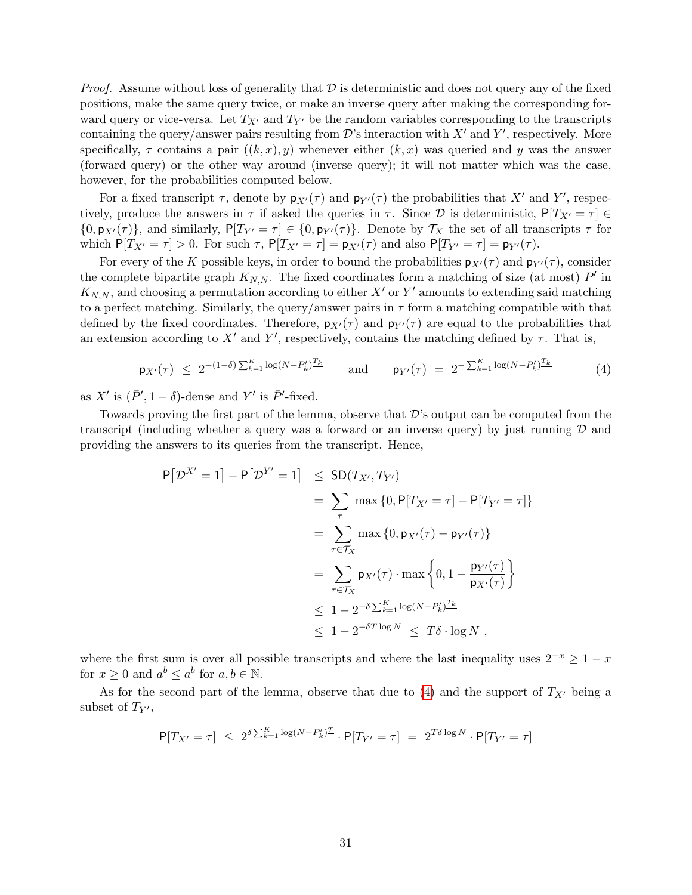*Proof.* Assume without loss of generality that $\mathcal{D}$ is deterministic and does not query any of the fixed positions, make the same query twice, or make an inverse query after making the corresponding forward query or vice-versa. Let $T_{X'}$ and $T_{Y'}$ be the random variables corresponding to the transcripts containing the query/answer pairs resulting from $\mathcal{D}$'s interaction with $X'$ and $Y'$, respectively. More specifically, $\tau$ contains a pair $((k,x),y)$ whenever either $(k,x)$ was queried and $y$ was the answer (forward query) or the other way around (inverse query); it will not matter which was the case, however, for the probabilities computed below.

For a fixed transcript $\tau$, denote by $\mathsf{p}_{X'}(\tau)$ and $\mathsf{p}_{Y'}(\tau)$ the probabilities that $X'$ and $Y'$, respectively, produce the answers in $\tau$ if asked the queries in $\tau$. Since $\mathcal{D}$ is deterministic, $\mathsf{P}[T_{X'} = \tau] \in \{0, \mathsf{p}_{X'}(\tau)\}$, and similarly, $\mathsf{P}[T_{Y'} = \tau] \in \{0, \mathsf{p}_{Y'}(\tau)\}$. Denote by $\mathcal{T}_X$ the set of all transcripts $\tau$ for which $\mathsf{P}[T_{X'} = \tau] > 0$. For such $\tau$, $\mathsf{P}[T_{X'} = \tau] = \mathsf{p}_{X'}(\tau)$ and also $\mathsf{P}[T_{Y'} = \tau] = \mathsf{p}_{Y'}(\tau)$.

For every of the $K$ possible keys, in order to bound the probabilities $\mathsf{p}_{X'}(\tau)$ and $\mathsf{p}_{Y'}(\tau)$, consider the complete bipartite graph $K_{N,N}$. The fixed coordinates form a matching of size (at most) $P'$ in $K_{N,N}$, and choosing a permutation according to either $X'$ or $Y'$ amounts to extending said matching to a perfect matching. Similarly, the query/answer pairs in $\tau$ form a matching compatible with that defined by the fixed coordinates. Therefore, $\mathsf{p}_{X'}(\tau)$ and $\mathsf{p}_{Y'}(\tau)$ are equal to the probabilities that an extension according to $X'$ and $Y'$, respectively, contains the matching defined by $\tau$. That is,

$$\mathsf{p}_{X'}(\tau) \;\leq\; 2^{-(1-\delta)\sum_{k=1}^{K}\log(N-P'_k)^{\underline{T_k}}} \qquad \text{and} \qquad \mathsf{p}_{Y'}(\tau) \;=\; 2^{-\sum_{k=1}^{K}\log(N-P'_k)^{\underline{T_k}}} \tag{4}$$

as $X'$ is $(\bar{P}', 1-\delta)$-dense and $Y'$ is $\bar{P}'$-fixed.

Towards proving the first part of the lemma, observe that $\mathcal{D}$'s output can be computed from the transcript (including whether a query was a forward or an inverse query) by just running $\mathcal{D}$ and providing the answers to its queries from the transcript. Hence,

$$\begin{aligned}
\left|\mathsf{P}\big[\mathcal{D}^{X'} = 1\big] - \mathsf{P}\big[\mathcal{D}^{Y'} = 1\big]\right| \;&\leq\; \mathsf{SD}(T_{X'}, T_{Y'}) \\
&=\; \sum_{\tau} \max\{0, \mathsf{P}[T_{X'} = \tau] - \mathsf{P}[T_{Y'} = \tau]\} \\
&=\; \sum_{\tau \in \mathcal{T}_X} \max\{0, \mathsf{p}_{X'}(\tau) - \mathsf{p}_{Y'}(\tau)\} \\
&=\; \sum_{\tau \in \mathcal{T}_X} \mathsf{p}_{X'}(\tau) \cdot \max\left\{0, 1 - \frac{\mathsf{p}_{Y'}(\tau)}{\mathsf{p}_{X'}(\tau)}\right\} \\
&\leq\; 1 - 2^{-\delta\sum_{k=1}^{K}\log(N-P'_k)^{\underline{T_k}}} \\
&\leq\; 1 - 2^{-\delta T \log N} \;\leq\; T\delta \cdot \log N \;,
\end{aligned}$$

where the first sum is over all possible transcripts and where the last inequality uses $2^{-x} \geq 1 - x$ for $x \geq 0$ and $a^{\underline{b}} \leq a^b$ for $a, b \in \mathbb{N}$.

As for the second part of the lemma, observe that due to (4) and the support of $T_{X'}$ being a subset of $T_{Y'}$,

$$\mathsf{P}[T_{X'} = \tau] \;\leq\; 2^{\delta\sum_{k=1}^{K}\log(N-P'_k)^{\underline{T}}} \cdot \mathsf{P}[T_{Y'} = \tau] \;=\; 2^{T\delta\log N} \cdot \mathsf{P}[T_{Y'} = \tau]$$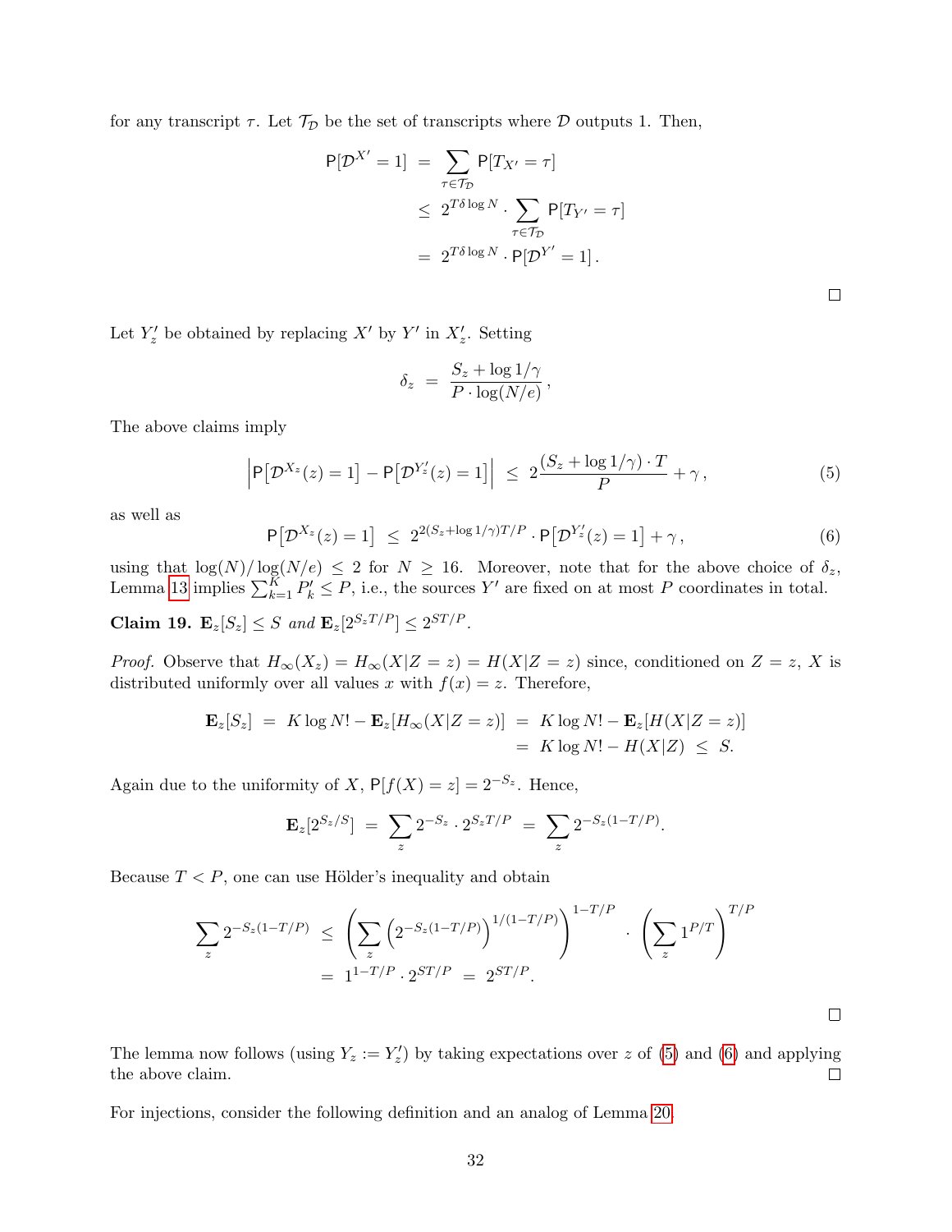for any transcript $\tau$. Let $\mathcal{T}_\mathcal{D}$ be the set of transcripts where $\mathcal{D}$ outputs 1. Then,

$$
\begin{aligned}
\mathsf{P}[\mathcal{D}^{X'} = 1] &= \sum_{\tau \in \mathcal{T}_\mathcal{D}} \mathsf{P}[T_{X'} = \tau] \\
&\leq 2^{T\delta \log N} \cdot \sum_{\tau \in \mathcal{T}_\mathcal{D}} \mathsf{P}[T_{Y'} = \tau] \\
&= 2^{T\delta \log N} \cdot \mathsf{P}[\mathcal{D}^{Y'} = 1] \,.
\end{aligned}
$$

□

Let $Y'_z$ be obtained by replacing $X'$ by $Y'$ in $X'_z$. Setting

$$
\delta_z = \frac{S_z + \log 1/\gamma}{P \cdot \log(N/e)} \,,
$$

The above claims imply

$$
\left| \mathsf{P}\big[\mathcal{D}^{X_z}(z) = 1\big] - \mathsf{P}\big[\mathcal{D}^{Y'_z}(z) = 1\big] \right| \leq 2\frac{(S_z + \log 1/\gamma) \cdot T}{P} + \gamma \,, \tag{5}
$$

as well as

$$
\mathsf{P}\big[\mathcal{D}^{X_z}(z) = 1\big] \leq 2^{2(S_z + \log 1/\gamma)T/P} \cdot \mathsf{P}\big[\mathcal{D}^{Y'_z}(z) = 1\big] + \gamma \,, \tag{6}
$$

using that $\log(N)/\log(N/e) \leq 2$ for $N \geq 16$. Moreover, note that for the above choice of $\delta_z$, Lemma 13 implies $\sum_{k=1}^{K} P'_k \leq P$, i.e., the sources $Y'$ are fixed on at most $P$ coordinates in total.

**Claim 19.** $\mathbf{E}_z[S_z] \leq S$ *and* $\mathbf{E}_z[2^{S_z T/P}] \leq 2^{ST/P}$.

*Proof.* Observe that $H_\infty(X_z) = H_\infty(X|Z = z) = H(X|Z = z)$ since, conditioned on $Z = z$, $X$ is distributed uniformly over all values $x$ with $f(x) = z$. Therefore,

$$
\begin{aligned}
\mathbf{E}_z[S_z] = K \log N! - \mathbf{E}_z[H_\infty(X|Z = z)] &= K \log N! - \mathbf{E}_z[H(X|Z = z)] \\
&= K \log N! - H(X|Z) \leq S.
\end{aligned}
$$

Again due to the uniformity of $X$, $\mathsf{P}[f(X) = z] = 2^{-S_z}$. Hence,

$$
\mathbf{E}_z[2^{S_z/S}] = \sum_z 2^{-S_z} \cdot 2^{S_z T/P} = \sum_z 2^{-S_z(1-T/P)}.
$$

Because $T < P$, one can use Hölder's inequality and obtain

$$
\begin{aligned}
\sum_z 2^{-S_z(1-T/P)} &\leq \left( \sum_z \left( 2^{-S_z(1-T/P)} \right)^{1/(1-T/P)} \right)^{1-T/P} \cdot \left( \sum_z 1^{P/T} \right)^{T/P} \\
&= 1^{1-T/P} \cdot 2^{ST/P} = 2^{ST/P}.
\end{aligned}
$$

□

The lemma now follows (using $Y_z := Y'_z$) by taking expectations over $z$ of (5) and (6) and applying the above claim. □

For injections, consider the following definition and an analog of Lemma 20.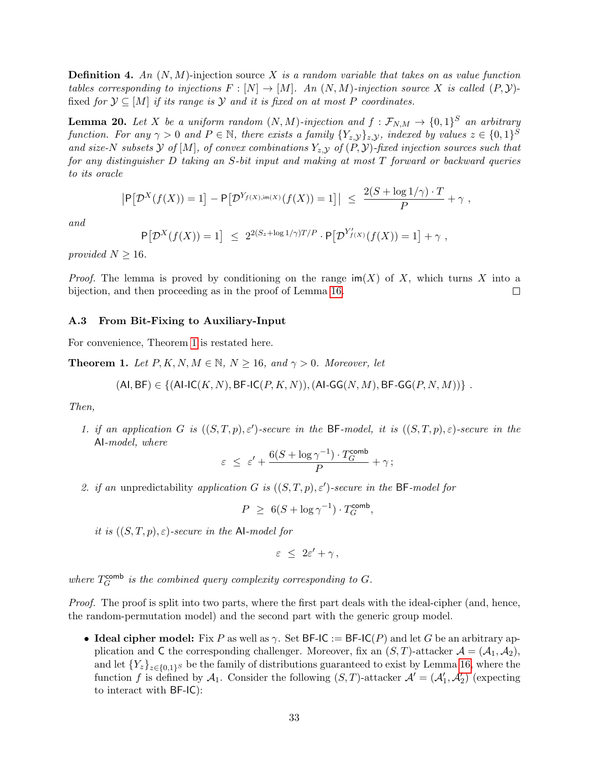**Definition 4.** *An $(N, M)$-*injection source *$X$ is a random variable that takes on as value function tables corresponding to injections $F : [N] \to [M]$. An $(N, M)$-injection source $X$ is called $(P, \mathcal{Y})$-*fixed *for $\mathcal{Y} \subseteq [M]$ if its range is $\mathcal{Y}$ and it is fixed on at most $P$ coordinates.*

**Lemma 20.** *Let $X$ be a uniform random $(N, M)$-injection and $f : \mathcal{F}_{N,M} \to \{0,1\}^S$ an arbitrary function. For any $\gamma > 0$ and $P \in \mathbb{N}$, there exists a family $\{Y_{z,\mathcal{Y}}\}_{z,\mathcal{Y}}$, indexed by values $z \in \{0,1\}^S$ and size-$N$ subsets $\mathcal{Y}$ of $[M]$, of convex combinations $Y_{z,\mathcal{Y}}$ of $(P, \mathcal{Y})$-fixed injection sources such that for any distinguisher $D$ taking an $S$-bit input and making at most $T$ forward or backward queries to its oracle*

$$\left|\mathsf{P}\left[\mathcal{D}^X(f(X)) = 1\right] - \mathsf{P}\left[\mathcal{D}^{Y_{f(X),\mathsf{im}(X)}}(f(X)) = 1\right]\right| \;\leq\; \frac{2(S + \log 1/\gamma) \cdot T}{P} + \gamma \;,$$

*and*

$$\mathsf{P}\left[\mathcal{D}^X(f(X)) = 1\right] \;\leq\; 2^{2(S_z + \log 1/\gamma)T/P} \cdot \mathsf{P}\left[\mathcal{D}^{Y'_{f(X)}}(f(X)) = 1\right] + \gamma \;,$$

*provided $N \geq 16$.*

*Proof.* The lemma is proved by conditioning on the range $\mathsf{im}(X)$ of $X$, which turns $X$ into a bijection, and then proceeding as in the proof of Lemma 16. □

### A.3 From Bit-Fixing to Auxiliary-Input

For convenience, Theorem 1 is restated here.

**Theorem 1.** *Let $P, K, N, M \in \mathbb{N}$, $N \geq 16$, and $\gamma > 0$. Moreover, let*

$$(\mathsf{AI}, \mathsf{BF}) \in \{(\mathsf{AI\text{-}IC}(K, N), \mathsf{BF\text{-}IC}(P, K, N)), (\mathsf{AI\text{-}GG}(N, M), \mathsf{BF\text{-}GG}(P, N, M))\} \;.$$

*Then,*

1. *if an application $G$ is $((S, T, p), \varepsilon')$-secure in the $\mathsf{BF}$-model, it is $((S, T, p), \varepsilon)$-secure in the $\mathsf{AI}$-model, where*
$$\varepsilon \;\leq\; \varepsilon' + \frac{6(S + \log \gamma^{-1}) \cdot T_G^{\mathsf{comb}}}{P} + \gamma \,;$$

2. *if an* unpredictability *application $G$ is $((S, T, p), \varepsilon')$-secure in the $\mathsf{BF}$-model for*
$$P \;\geq\; 6(S + \log \gamma^{-1}) \cdot T_G^{\mathsf{comb}},$$
*it is $((S, T, p), \varepsilon)$-secure in the $\mathsf{AI}$-model for*
$$\varepsilon \;\leq\; 2\varepsilon' + \gamma \,,$$

*where $T_G^{\mathsf{comb}}$ is the combined query complexity corresponding to $G$.*

*Proof.* The proof is split into two parts, where the first part deals with the ideal-cipher (and, hence, the random-permutation model) and the second part with the generic group model.

- **Ideal cipher model:** Fix $P$ as well as $\gamma$. Set $\mathsf{BF\text{-}IC} := \mathsf{BF\text{-}IC}(P)$ and let $G$ be an arbitrary application and $\mathsf{C}$ the corresponding challenger. Moreover, fix an $(S, T)$-attacker $\mathcal{A} = (\mathcal{A}_1, \mathcal{A}_2)$, and let $\{Y_z\}_{z \in \{0,1\}^S}$ be the family of distributions guaranteed to exist by Lemma 16, where the function $f$ is defined by $\mathcal{A}_1$. Consider the following $(S, T)$-attacker $\mathcal{A}' = (\mathcal{A}'_1, \mathcal{A}'_2)$ (expecting to interact with $\mathsf{BF\text{-}IC}$):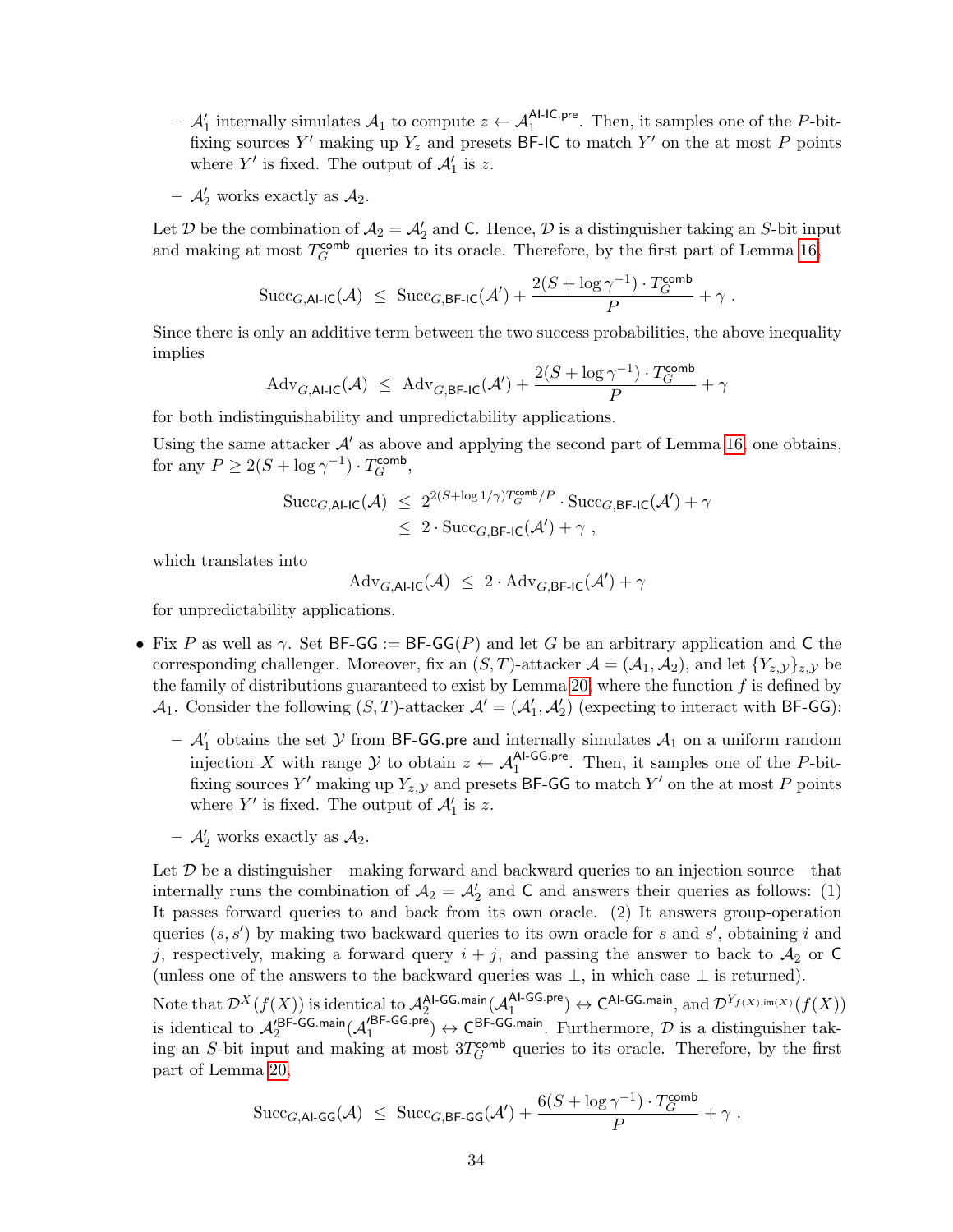- $\mathcal{A}'_1$ internally simulates $\mathcal{A}_1$ to compute $z \leftarrow \mathcal{A}_1^{\mathsf{AI\text{-}IC.pre}}$. Then, it samples one of the $P$-bit-fixing sources $Y'$ making up $Y_z$ and presets $\mathsf{BF\text{-}IC}$ to match $Y'$ on the at most $P$ points where $Y'$ is fixed. The output of $\mathcal{A}'_1$ is $z$.
  - $\mathcal{A}'_2$ works exactly as $\mathcal{A}_2$.

Let $\mathcal{D}$ be the combination of $\mathcal{A}_2 = \mathcal{A}'_2$ and $\mathsf{C}$. Hence, $\mathcal{D}$ is a distinguisher taking an $S$-bit input and making at most $T_G^{\mathsf{comb}}$ queries to its oracle. Therefore, by the first part of Lemma 16,

$$\mathrm{Succ}_{G,\mathsf{AI\text{-}IC}}(\mathcal{A}) \;\leq\; \mathrm{Succ}_{G,\mathsf{BF\text{-}IC}}(\mathcal{A}') + \frac{2(S + \log \gamma^{-1}) \cdot T_G^{\mathsf{comb}}}{P} + \gamma \;.$$

Since there is only an additive term between the two success probabilities, the above inequality implies

$$\mathrm{Adv}_{G,\mathsf{AI\text{-}IC}}(\mathcal{A}) \;\leq\; \mathrm{Adv}_{G,\mathsf{BF\text{-}IC}}(\mathcal{A}') + \frac{2(S + \log \gamma^{-1}) \cdot T_G^{\mathsf{comb}}}{P} + \gamma$$

for both indistinguishability and unpredictability applications.

Using the same attacker $\mathcal{A}'$ as above and applying the second part of Lemma 16, one obtains, for any $P \geq 2(S + \log \gamma^{-1}) \cdot T_G^{\mathsf{comb}}$,

$$\begin{aligned}
\mathrm{Succ}_{G,\mathsf{AI\text{-}IC}}(\mathcal{A}) \;&\leq\; 2^{2(S + \log 1/\gamma)T_G^{\mathsf{comb}}/P} \cdot \mathrm{Succ}_{G,\mathsf{BF\text{-}IC}}(\mathcal{A}') + \gamma \\
&\leq\; 2 \cdot \mathrm{Succ}_{G,\mathsf{BF\text{-}IC}}(\mathcal{A}') + \gamma \;,
\end{aligned}$$

which translates into

$$\mathrm{Adv}_{G,\mathsf{AI\text{-}IC}}(\mathcal{A}) \;\leq\; 2 \cdot \mathrm{Adv}_{G,\mathsf{BF\text{-}IC}}(\mathcal{A}') + \gamma$$

for unpredictability applications.

- Fix $P$ as well as $\gamma$. Set $\mathsf{BF\text{-}GG} := \mathsf{BF\text{-}GG}(P)$ and let $G$ be an arbitrary application and $\mathsf{C}$ the corresponding challenger. Moreover, fix an $(S,T)$-attacker $\mathcal{A} = (\mathcal{A}_1, \mathcal{A}_2)$, and let $\{Y_{z,\mathcal{Y}}\}_{z,\mathcal{Y}}$ be the family of distributions guaranteed to exist by Lemma 20, where the function $f$ is defined by $\mathcal{A}_1$. Consider the following $(S,T)$-attacker $\mathcal{A}' = (\mathcal{A}'_1, \mathcal{A}'_2)$ (expecting to interact with $\mathsf{BF\text{-}GG}$):
  - $\mathcal{A}'_1$ obtains the set $\mathcal{Y}$ from $\mathsf{BF\text{-}GG.pre}$ and internally simulates $\mathcal{A}_1$ on a uniform random injection $X$ with range $\mathcal{Y}$ to obtain $z \leftarrow \mathcal{A}_1^{\mathsf{AI\text{-}GG.pre}}$. Then, it samples one of the $P$-bit-fixing sources $Y'$ making up $Y_{z,\mathcal{Y}}$ and presets $\mathsf{BF\text{-}GG}$ to match $Y'$ on the at most $P$ points where $Y'$ is fixed. The output of $\mathcal{A}'_1$ is $z$.
  - $\mathcal{A}'_2$ works exactly as $\mathcal{A}_2$.

  Let $\mathcal{D}$ be a distinguisher—making forward and backward queries to an injection source—that internally runs the combination of $\mathcal{A}_2 = \mathcal{A}'_2$ and $\mathsf{C}$ and answers their queries as follows: (1) It passes forward queries to and back from its own oracle. (2) It answers group-operation queries $(s, s')$ by making two backward queries to its own oracle for $s$ and $s'$, obtaining $i$ and $j$, respectively, making a forward query $i + j$, and passing the answer to back to $\mathcal{A}_2$ or $\mathsf{C}$ (unless one of the answers to the backward queries was $\perp$, in which case $\perp$ is returned).

  Note that $\mathcal{D}^X(f(X))$ is identical to $\mathcal{A}_2^{\mathsf{AI\text{-}GG.main}}(\mathcal{A}_1^{\mathsf{AI\text{-}GG.pre}}) \leftrightarrow \mathsf{C}^{\mathsf{AI\text{-}GG.main}}$, and $\mathcal{D}^{Y_{f(X),\mathrm{im}(X)}}(f(X))$ is identical to $\mathcal{A}_2'^{\mathsf{BF\text{-}GG.main}}(\mathcal{A}_1'^{\mathsf{BF\text{-}GG.pre}}) \leftrightarrow \mathsf{C}^{\mathsf{BF\text{-}GG.main}}$. Furthermore, $\mathcal{D}$ is a distinguisher taking an $S$-bit input and making at most $3T_G^{\mathsf{comb}}$ queries to its oracle. Therefore, by the first part of Lemma 20,

$$\mathrm{Succ}_{G,\mathsf{AI\text{-}GG}}(\mathcal{A}) \;\leq\; \mathrm{Succ}_{G,\mathsf{BF\text{-}GG}}(\mathcal{A}') + \frac{6(S + \log \gamma^{-1}) \cdot T_G^{\mathsf{comb}}}{P} + \gamma \;.$$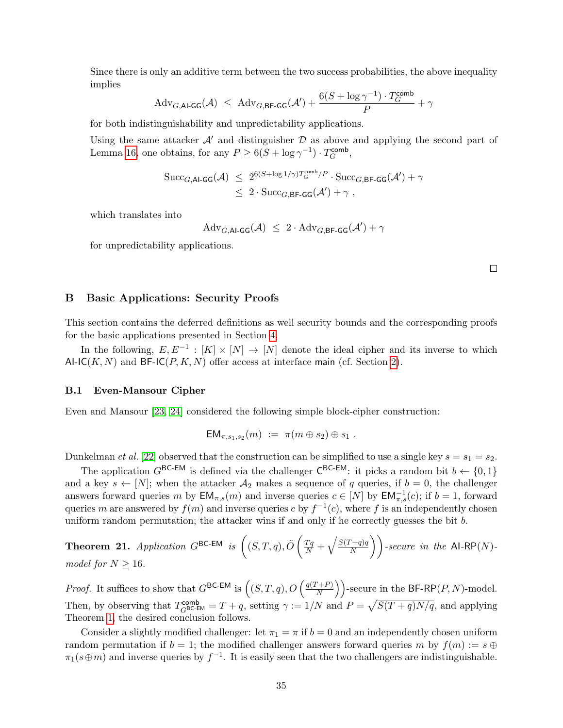Since there is only an additive term between the two success probabilities, the above inequality implies

$$\mathrm{Adv}_{G,\mathsf{AI\text{-}GG}}(\mathcal{A}) \;\leq\; \mathrm{Adv}_{G,\mathsf{BF\text{-}GG}}(\mathcal{A}') + \frac{6(S + \log\gamma^{-1}) \cdot T_G^{\mathsf{comb}}}{P} + \gamma$$

for both indistinguishability and unpredictability applications.

Using the same attacker $\mathcal{A}'$ and distinguisher $\mathcal{D}$ as above and applying the second part of Lemma 16, one obtains, for any $P \geq 6(S + \log\gamma^{-1}) \cdot T_G^{\mathsf{comb}}$,

$$\begin{aligned}
\mathrm{Succ}_{G,\mathsf{AI\text{-}GG}}(\mathcal{A}) \;&\leq\; 2^{6(S+\log 1/\gamma)T_G^{\mathsf{comb}}/P} \cdot \mathrm{Succ}_{G,\mathsf{BF\text{-}GG}}(\mathcal{A}') + \gamma \\
&\leq\; 2 \cdot \mathrm{Succ}_{G,\mathsf{BF\text{-}GG}}(\mathcal{A}') + \gamma \;,
\end{aligned}$$

which translates into

$$\mathrm{Adv}_{G,\mathsf{AI\text{-}GG}}(\mathcal{A}) \;\leq\; 2 \cdot \mathrm{Adv}_{G,\mathsf{BF\text{-}GG}}(\mathcal{A}') + \gamma$$

for unpredictability applications.

□

## B Basic Applications: Security Proofs

This section contains the deferred definitions as well security bounds and the corresponding proofs for the basic applications presented in Section 4.

In the following, $E, E^{-1} : [K] \times [N] \to [N]$ denote the ideal cipher and its inverse to which $\mathsf{AI\text{-}IC}(K,N)$ and $\mathsf{BF\text{-}IC}(P,K,N)$ offer access at interface $\mathsf{main}$ (cf. Section 2).

### B.1 Even-Mansour Cipher

Even and Mansour [23, 24] considered the following simple block-cipher construction:

$$\mathsf{EM}_{\pi,s_1,s_2}(m) \;:=\; \pi(m \oplus s_2) \oplus s_1 \;.$$

Dunkelman *et al.* [22] observed that the construction can be simplified to use a single key $s = s_1 = s_2$.

The application $G^{\mathsf{BC\text{-}EM}}$ is defined via the challenger $\mathsf{C}^{\mathsf{BC\text{-}EM}}$: it picks a random bit $b \leftarrow \{0,1\}$ and a key $s \leftarrow [N]$; when the attacker $\mathcal{A}_2$ makes a sequence of $q$ queries, if $b = 0$, the challenger answers forward queries $m$ by $\mathsf{EM}_{\pi,s}(m)$ and inverse queries $c \in [N]$ by $\mathsf{EM}_{\pi,s}^{-1}(c)$; if $b = 1$, forward queries $m$ are answered by $f(m)$ and inverse queries $c$ by $f^{-1}(c)$, where $f$ is an independently chosen uniform random permutation; the attacker wins if and only if he correctly guesses the bit $b$.

**Theorem 21.** *Application $G^{\mathsf{BC\text{-}EM}}$ is $\left((S,T,q), \tilde{O}\left(\frac{Tq}{N} + \sqrt{\frac{S(T+q)q}{N}}\right)\right)$-secure in the $\mathsf{AI\text{-}RP}(N)$-model for $N \geq 16$.*

*Proof.* It suffices to show that $G^{\mathsf{BC\text{-}EM}}$ is $\left((S,T,q), O\left(\frac{q(T+P)}{N}\right)\right)$-secure in the $\mathsf{BF\text{-}RP}(P,N)$-model. Then, by observing that $T_{G^{\mathsf{BC\text{-}EM}}}^{\mathsf{comb}} = T + q$, setting $\gamma := 1/N$ and $P = \sqrt{S(T+q)N/q}$, and applying Theorem 1, the desired conclusion follows.

Consider a slightly modified challenger: let $\pi_1 = \pi$ if $b = 0$ and an independently chosen uniform random permutation if $b = 1$; the modified challenger answers forward queries $m$ by $f(m) := s \oplus \pi_1(s \oplus m)$ and inverse queries by $f^{-1}$. It is easily seen that the two challengers are indistinguishable.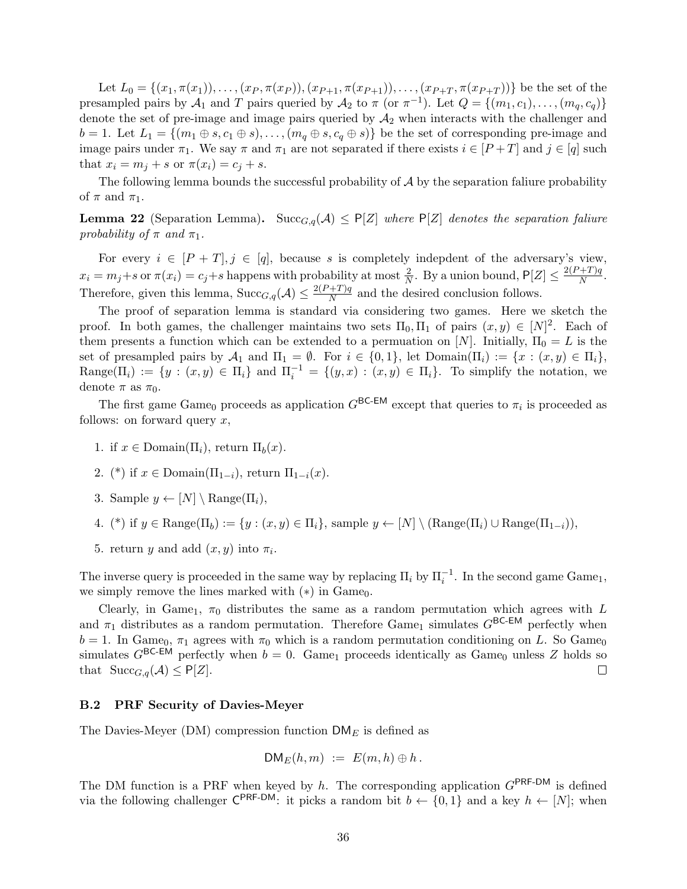Let $L_0 = \{(x_1, \pi(x_1)), \ldots, (x_P, \pi(x_P)), (x_{P+1}, \pi(x_{P+1})), \ldots, (x_{P+T}, \pi(x_{P+T}))\}$ be the set of the presampled pairs by $\mathcal{A}_1$ and $T$ pairs queried by $\mathcal{A}_2$ to $\pi$ (or $\pi^{-1}$). Let $Q = \{(m_1, c_1), \ldots, (m_q, c_q)\}$ denote the set of pre-image and image pairs queried by $\mathcal{A}_2$ when interacts with the challenger and $b = 1$. Let $L_1 = \{(m_1 \oplus s, c_1 \oplus s), \ldots, (m_q \oplus s, c_q \oplus s)\}$ be the set of corresponding pre-image and image pairs under $\pi_1$. We say $\pi$ and $\pi_1$ are not separated if there exists $i \in [P+T]$ and $j \in [q]$ such that $x_i = m_j + s$ or $\pi(x_i) = c_j + s$.

The following lemma bounds the successful probability of $\mathcal{A}$ by the separation faliure probability of $\pi$ and $\pi_1$.

**Lemma 22** (Separation Lemma)**.** $\mathrm{Succ}_{G,q}(\mathcal{A}) \leq \mathsf{P}[Z]$ *where* $\mathsf{P}[Z]$ *denotes the separation faliure probability of* $\pi$ *and* $\pi_1$*.*

For every $i \in [P+T], j \in [q]$, because $s$ is completely indepdent of the adversary's view, $x_i = m_j + s$ or $\pi(x_i) = c_j + s$ happens with probability at most $\frac{2}{N}$. By a union bound, $\mathsf{P}[Z] \leq \frac{2(P+T)q}{N}$. Therefore, given this lemma, $\mathrm{Succ}_{G,q}(\mathcal{A}) \leq \frac{2(P+T)q}{N}$ and the desired conclusion follows.

The proof of separation lemma is standard via considering two games. Here we sketch the proof. In both games, the challenger maintains two sets $\Pi_0, \Pi_1$ of pairs $(x, y) \in [N]^2$. Each of them presents a function which can be extended to a permuation on $[N]$. Initially, $\Pi_0 = L$ is the set of presampled pairs by $\mathcal{A}_1$ and $\Pi_1 = \emptyset$. For $i \in \{0, 1\}$, let $\mathrm{Domain}(\Pi_i) := \{x : (x, y) \in \Pi_i\}$, $\mathrm{Range}(\Pi_i) := \{y : (x, y) \in \Pi_i\}$ and $\Pi_i^{-1} = \{(y, x) : (x, y) \in \Pi_i\}$. To simplify the notation, we denote $\pi$ as $\pi_0$.

The first game $\mathrm{Game}_0$ proceeds as application $G^{\mathsf{BC\text{-}EM}}$ except that queries to $\pi_i$ is proceeded as follows: on forward query $x$,

1. if $x \in \mathrm{Domain}(\Pi_i)$, return $\Pi_b(x)$.
2. (*) if $x \in \mathrm{Domain}(\Pi_{1-i})$, return $\Pi_{1-i}(x)$.
3. Sample $y \leftarrow [N] \setminus \mathrm{Range}(\Pi_i)$,
4. (*) if $y \in \mathrm{Range}(\Pi_b) := \{y : (x, y) \in \Pi_i\}$, sample $y \leftarrow [N] \setminus (\mathrm{Range}(\Pi_i) \cup \mathrm{Range}(\Pi_{1-i}))$,
5. return $y$ and add $(x, y)$ into $\pi_i$.

The inverse query is proceeded in the same way by replacing $\Pi_i$ by $\Pi_i^{-1}$. In the second game $\mathrm{Game}_1$, we simply remove the lines marked with $(*)$ in $\mathrm{Game}_0$.

Clearly, in $\mathrm{Game}_1$, $\pi_0$ distributes the same as a random permutation which agrees with $L$ and $\pi_1$ distributes as a random permutation. Therefore $\mathrm{Game}_1$ simulates $G^{\mathsf{BC\text{-}EM}}$ perfectly when $b = 1$. In $\mathrm{Game}_0$, $\pi_1$ agrees with $\pi_0$ which is a random permutation conditioning on $L$. So $\mathrm{Game}_0$ simulates $G^{\mathsf{BC\text{-}EM}}$ perfectly when $b = 0$. $\mathrm{Game}_1$ proceeds identically as $\mathrm{Game}_0$ unless $Z$ holds so that $\mathrm{Succ}_{G,q}(\mathcal{A}) \leq \mathsf{P}[Z]$. □

### B.2 PRF Security of Davies-Meyer

The Davies-Meyer (DM) compression function $\mathsf{DM}_E$ is defined as

$$\mathsf{DM}_E(h, m) \; := \; E(m, h) \oplus h\,.$$

The DM function is a PRF when keyed by $h$. The corresponding application $G^{\mathsf{PRF\text{-}DM}}$ is defined via the following challenger $\mathsf{C}^{\mathsf{PRF\text{-}DM}}$: it picks a random bit $b \leftarrow \{0, 1\}$ and a key $h \leftarrow [N]$; when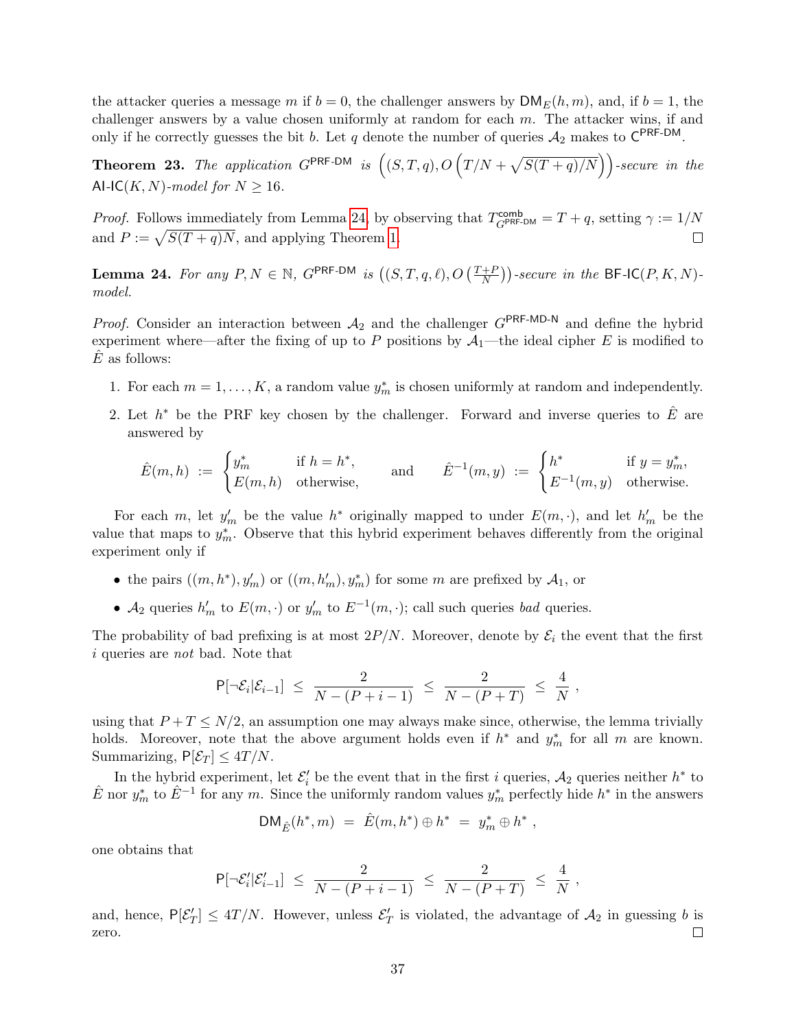the attacker queries a message $m$ if $b = 0$, the challenger answers by $\mathsf{DM}_E(h, m)$, and, if $b = 1$, the challenger answers by a value chosen uniformly at random for each $m$. The attacker wins, if and only if he correctly guesses the bit $b$. Let $q$ denote the number of queries $\mathcal{A}_2$ makes to $\mathsf{C}^{\mathsf{PRF\text{-}DM}}$.

**Theorem 23.** *The application $G^{\mathsf{PRF\text{-}DM}}$ is $\left((S, T, q), O\left(T/N + \sqrt{S(T+q)/N}\right)\right)$-secure in the $\mathsf{AI\text{-}IC}(K, N)$-model for $N \geq 16$.*

*Proof.* Follows immediately from Lemma 24, by observing that $T^{\mathsf{comb}}_{G^{\mathsf{PRF\text{-}DM}}} = T + q$, setting $\gamma := 1/N$ and $P := \sqrt{S(T+q)N}$, and applying Theorem 1. $\square$

**Lemma 24.** *For any $P, N \in \mathbb{N}$, $G^{\mathsf{PRF\text{-}DM}}$ is $\left((S, T, q, \ell), O\left(\frac{T+P}{N}\right)\right)$-secure in the $\mathsf{BF\text{-}IC}(P, K, N)$-model.*

*Proof.* Consider an interaction between $\mathcal{A}_2$ and the challenger $G^{\mathsf{PRF\text{-}MD\text{-}N}}$ and define the hybrid experiment where—after the fixing of up to $P$ positions by $\mathcal{A}_1$—the ideal cipher $E$ is modified to $\hat{E}$ as follows:

1. For each $m = 1, \ldots, K$, a random value $y^*_m$ is chosen uniformly at random and independently.
2. Let $h^*$ be the PRF key chosen by the challenger. Forward and inverse queries to $\hat{E}$ are answered by

$$\hat{E}(m, h) \;:=\; \begin{cases} y^*_m & \text{if } h = h^*, \\ E(m, h) & \text{otherwise,} \end{cases} \qquad \text{and} \qquad \hat{E}^{-1}(m, y) \;:=\; \begin{cases} h^* & \text{if } y = y^*_m, \\ E^{-1}(m, y) & \text{otherwise.} \end{cases}$$

For each $m$, let $y'_m$ be the value $h^*$ originally mapped to under $E(m, \cdot)$, and let $h'_m$ be the value that maps to $y^*_m$. Observe that this hybrid experiment behaves differently from the original experiment only if

- the pairs $((m, h^*), y'_m)$ or $((m, h'_m), y^*_m)$ for some $m$ are prefixed by $\mathcal{A}_1$, or
- $\mathcal{A}_2$ queries $h'_m$ to $E(m, \cdot)$ or $y'_m$ to $E^{-1}(m, \cdot)$; call such queries *bad* queries.

The probability of bad prefixing is at most $2P/N$. Moreover, denote by $\mathcal{E}_i$ the event that the first $i$ queries are *not* bad. Note that

$$\mathsf{P}[\neg\mathcal{E}_i | \mathcal{E}_{i-1}] \;\leq\; \frac{2}{N - (P + i - 1)} \;\leq\; \frac{2}{N - (P + T)} \;\leq\; \frac{4}{N} \;,$$

using that $P + T \leq N/2$, an assumption one may always make since, otherwise, the lemma trivially holds. Moreover, note that the above argument holds even if $h^*$ and $y^*_m$ for all $m$ are known. Summarizing, $\mathsf{P}[\mathcal{E}_T] \leq 4T/N$.

In the hybrid experiment, let $\mathcal{E}'_i$ be the event that in the first $i$ queries, $\mathcal{A}_2$ queries neither $h^*$ to $\hat{E}$ nor $y^*_m$ to $\hat{E}^{-1}$ for any $m$. Since the uniformly random values $y^*_m$ perfectly hide $h^*$ in the answers

$$\mathsf{DM}_{\hat{E}}(h^*, m) \;=\; \hat{E}(m, h^*) \oplus h^* \;=\; y^*_m \oplus h^* \;,$$

one obtains that

$$\mathsf{P}[\neg\mathcal{E}'_i | \mathcal{E}'_{i-1}] \;\leq\; \frac{2}{N - (P + i - 1)} \;\leq\; \frac{2}{N - (P + T)} \;\leq\; \frac{4}{N} \;,$$

and, hence, $\mathsf{P}[\mathcal{E}'_T] \leq 4T/N$. However, unless $\mathcal{E}'_T$ is violated, the advantage of $\mathcal{A}_2$ in guessing $b$ is zero. $\square$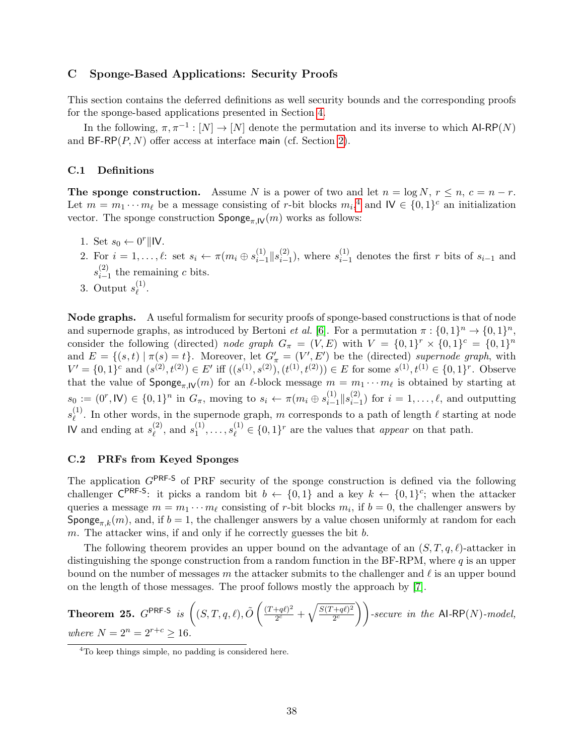## C Sponge-Based Applications: Security Proofs

This section contains the deferred definitions as well security bounds and the corresponding proofs for the sponge-based applications presented in Section 4.

In the following, $\pi, \pi^{-1} : [N] \to [N]$ denote the permutation and its inverse to which $\mathsf{AI\text{-}RP}(N)$ and $\mathsf{BF\text{-}RP}(P, N)$ offer access at interface $\mathsf{main}$ (cf. Section 2).

### C.1 Definitions

**The sponge construction.** Assume $N$ is a power of two and let $n = \log N$, $r \leq n$, $c = n - r$. Let $m = m_1 \cdots m_\ell$ be a message consisting of $r$-bit blocks $m_i$.[4] and $\mathsf{IV} \in \{0,1\}^c$ an initialization vector. The sponge construction $\mathsf{Sponge}_{\pi,\mathsf{IV}}(m)$ works as follows:

1. Set $s_0 \leftarrow 0^r \| \mathsf{IV}$.
2. For $i = 1, \ldots, \ell$: set $s_i \leftarrow \pi(m_i \oplus s_{i-1}^{(1)} \| s_{i-1}^{(2)})$, where $s_{i-1}^{(1)}$ denotes the first $r$ bits of $s_{i-1}$ and $s_{i-1}^{(2)}$ the remaining $c$ bits.
3. Output $s_\ell^{(1)}$.

**Node graphs.** A useful formalism for security proofs of sponge-based constructions is that of node and supernode graphs, as introduced by Bertoni *et al.* [6]. For a permutation $\pi : \{0,1\}^n \to \{0,1\}^n$, consider the following (directed) *node graph* $G_\pi = (V, E)$ with $V = \{0,1\}^r \times \{0,1\}^c = \{0,1\}^n$ and $E = \{(s,t) \mid \pi(s) = t\}$. Moreover, let $G'_\pi = (V', E')$ be the (directed) *supernode graph*, with $V' = \{0,1\}^c$ and $(s^{(2)}, t^{(2)}) \in E'$ iff $((s^{(1)}, s^{(2)}), (t^{(1)}, t^{(2)})) \in E$ for some $s^{(1)}, t^{(1)} \in \{0,1\}^r$. Observe that the value of $\mathsf{Sponge}_{\pi,\mathsf{IV}}(m)$ for an $\ell$-block message $m = m_1 \cdots m_\ell$ is obtained by starting at $s_0 := (0^r, \mathsf{IV}) \in \{0,1\}^n$ in $G_\pi$, moving to $s_i \leftarrow \pi(m_i \oplus s_{i-1}^{(1)} \| s_{i-1}^{(2)})$ for $i = 1, \ldots, \ell$, and outputting $s_\ell^{(1)}$. In other words, in the supernode graph, $m$ corresponds to a path of length $\ell$ starting at node $\mathsf{IV}$ and ending at $s_\ell^{(2)}$, and $s_1^{(1)}, \ldots, s_\ell^{(1)} \in \{0,1\}^r$ are the values that *appear* on that path.

### C.2 PRFs from Keyed Sponges

The application $G^{\mathsf{PRF\text{-}S}}$ of PRF security of the sponge construction is defined via the following challenger $\mathsf{C}^{\mathsf{PRF\text{-}S}}$: it picks a random bit $b \leftarrow \{0,1\}$ and a key $k \leftarrow \{0,1\}^c$; when the attacker queries a message $m = m_1 \cdots m_\ell$ consisting of $r$-bit blocks $m_i$, if $b = 0$, the challenger answers by $\mathsf{Sponge}_{\pi,k}(m)$, and, if $b = 1$, the challenger answers by a value chosen uniformly at random for each $m$. The attacker wins, if and only if he correctly guesses the bit $b$.

The following theorem provides an upper bound on the advantage of an $(S, T, q, \ell)$-attacker in distinguishing the sponge construction from a random function in the BF-RPM, where $q$ is an upper bound on the number of messages $m$ the attacker submits to the challenger and $\ell$ is an upper bound on the length of those messages. The proof follows mostly the approach by [7].

**Theorem 25.** *$G^{\mathsf{PRF\text{-}S}}$ is $\left((S, T, q, \ell), \tilde{O}\left(\frac{(T+q\ell)^2}{2^c} + \sqrt{\frac{S(T+q\ell)^2}{2^c}}\right)\right)$-secure in the $\mathsf{AI\text{-}RP}(N)$-model, where $N = 2^n = 2^{r+c} \geq 16$.*

[4] To keep things simple, no padding is considered here.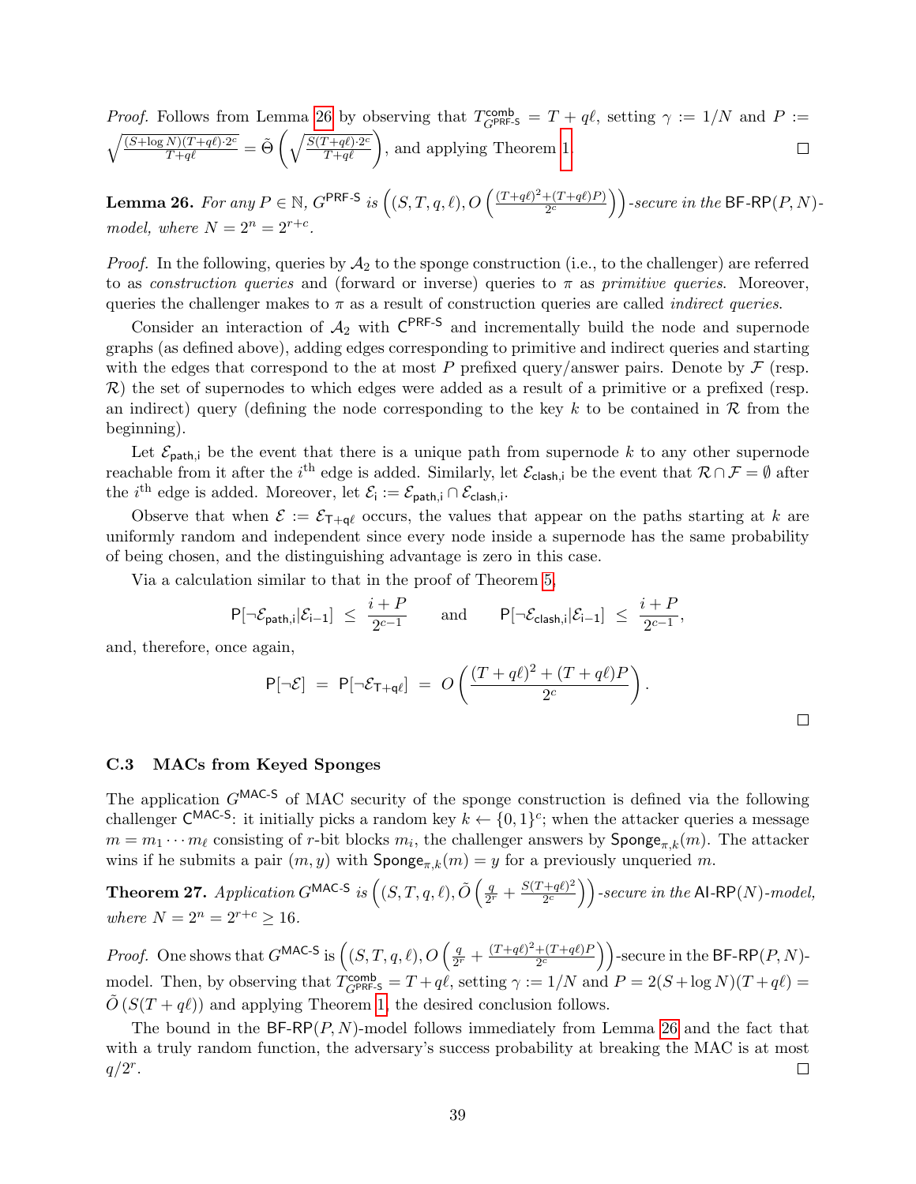*Proof.* Follows from Lemma 26 by observing that $T^{\mathsf{comb}}_{G^{\mathsf{PRF\text{-}S}}} = T + q\ell$, setting $\gamma := 1/N$ and $P := \sqrt{\frac{(S+\log N)(T+q\ell)\cdot 2^c}{T+q\ell}} = \tilde{\Theta}\left(\sqrt{\frac{S(T+q\ell)\cdot 2^c}{T+q\ell}}\right)$, and applying Theorem 1. □

**Lemma 26.** *For any $P \in \mathbb{N}$, $G^{\mathsf{PRF\text{-}S}}$ is $\left((S,T,q,\ell), O\left(\frac{(T+q\ell)^2+(T+q\ell)P)}{2^c}\right)\right)$-secure in the $\mathsf{BF\text{-}RP}(P,N)$-model, where $N = 2^n = 2^{r+c}$.*

*Proof.* In the following, queries by $\mathcal{A}_2$ to the sponge construction (i.e., to the challenger) are referred to as *construction queries* and (forward or inverse) queries to $\pi$ as *primitive queries*. Moreover, queries the challenger makes to $\pi$ as a result of construction queries are called *indirect queries*.

Consider an interaction of $\mathcal{A}_2$ with $\mathsf{C}^{\mathsf{PRF\text{-}S}}$ and incrementally build the node and supernode graphs (as defined above), adding edges corresponding to primitive and indirect queries and starting with the edges that correspond to the at most $P$ prefixed query/answer pairs. Denote by $\mathcal{F}$ (resp. $\mathcal{R}$) the set of supernodes to which edges were added as a result of a primitive or a prefixed (resp. an indirect) query (defining the node corresponding to the key $k$ to be contained in $\mathcal{R}$ from the beginning).

Let $\mathcal{E}_{\mathsf{path,i}}$ be the event that there is a unique path from supernode $k$ to any other supernode reachable from it after the $i^{\text{th}}$ edge is added. Similarly, let $\mathcal{E}_{\mathsf{clash,i}}$ be the event that $\mathcal{R} \cap \mathcal{F} = \emptyset$ after the $i^{\text{th}}$ edge is added. Moreover, let $\mathcal{E}_{\mathsf{i}} := \mathcal{E}_{\mathsf{path,i}} \cap \mathcal{E}_{\mathsf{clash,i}}$.

Observe that when $\mathcal{E} := \mathcal{E}_{\mathsf{T+q\ell}}$ occurs, the values that appear on the paths starting at $k$ are uniformly random and independent since every node inside a supernode has the same probability of being chosen, and the distinguishing advantage is zero in this case.

Via a calculation similar to that in the proof of Theorem 5,

$$\mathsf{P}[\neg\mathcal{E}_{\mathsf{path,i}}|\mathcal{E}_{\mathsf{i-1}}] \;\le\; \frac{i+P}{2^{c-1}} \qquad \text{and} \qquad \mathsf{P}[\neg\mathcal{E}_{\mathsf{clash,i}}|\mathcal{E}_{\mathsf{i-1}}] \;\le\; \frac{i+P}{2^{c-1}},$$

and, therefore, once again,

$$\mathsf{P}[\neg\mathcal{E}] \;=\; \mathsf{P}[\neg\mathcal{E}_{\mathsf{T+q\ell}}] \;=\; O\left(\frac{(T+q\ell)^2+(T+q\ell)P}{2^c}\right).$$

□

### C.3 MACs from Keyed Sponges

The application $G^{\mathsf{MAC\text{-}S}}$ of MAC security of the sponge construction is defined via the following challenger $\mathsf{C}^{\mathsf{MAC\text{-}S}}$: it initially picks a random key $k \leftarrow \{0,1\}^c$; when the attacker queries a message $m = m_1 \cdots m_\ell$ consisting of $r$-bit blocks $m_i$, the challenger answers by $\mathsf{Sponge}_{\pi,k}(m)$. The attacker wins if he submits a pair $(m,y)$ with $\mathsf{Sponge}_{\pi,k}(m) = y$ for a previously unqueried $m$.

**Theorem 27.** *Application $G^{\mathsf{MAC\text{-}S}}$ is $\left((S,T,q,\ell), \tilde{O}\left(\frac{q}{2^r} + \frac{S(T+q\ell)^2}{2^c}\right)\right)$-secure in the $\mathsf{AI\text{-}RP}(N)$-model, where $N = 2^n = 2^{r+c} \ge 16$.*

*Proof.* One shows that $G^{\mathsf{MAC\text{-}S}}$ is $\left((S,T,q,\ell), O\left(\frac{q}{2^r} + \frac{(T+q\ell)^2+(T+q\ell)P}{2^c}\right)\right)$-secure in the $\mathsf{BF\text{-}RP}(P,N)$-model. Then, by observing that $T^{\mathsf{comb}}_{G^{\mathsf{PRF\text{-}S}}} = T + q\ell$, setting $\gamma := 1/N$ and $P = 2(S+\log N)(T+q\ell) = \tilde{O}\left(S(T+q\ell)\right)$ and applying Theorem 1, the desired conclusion follows.

The bound in the $\mathsf{BF\text{-}RP}(P,N)$-model follows immediately from Lemma 26 and the fact that with a truly random function, the adversary's success probability at breaking the MAC is at most $q/2^r$. □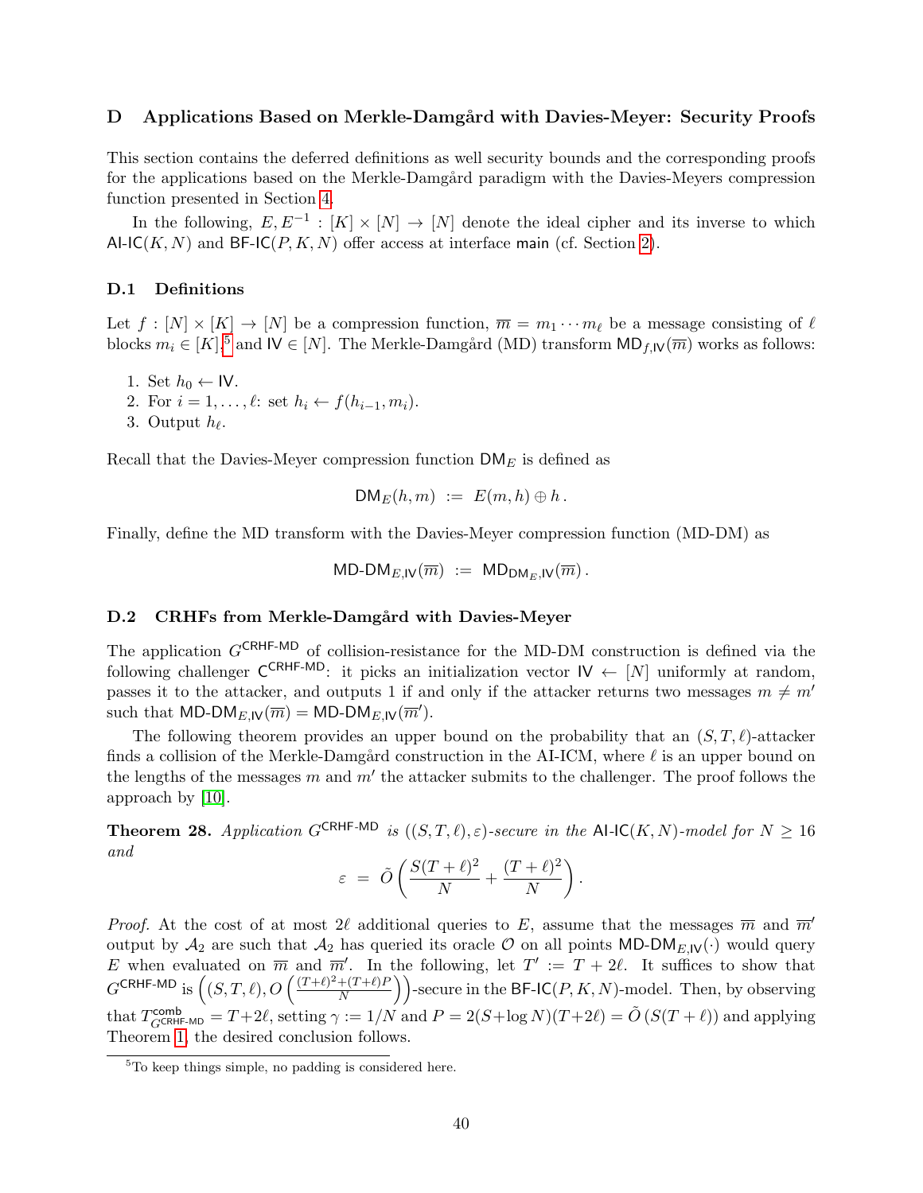# D Applications Based on Merkle-Damgård with Davies-Meyer: Security Proofs

This section contains the deferred definitions as well security bounds and the corresponding proofs for the applications based on the Merkle-Damgård paradigm with the Davies-Meyers compression function presented in Section 4.

In the following, $E, E^{-1} : [K] \times [N] \to [N]$ denote the ideal cipher and its inverse to which $\mathsf{AI\text{-}IC}(K, N)$ and $\mathsf{BF\text{-}IC}(P, K, N)$ offer access at interface $\mathsf{main}$ (cf. Section 2).

## D.1 Definitions

Let $f : [N] \times [K] \to [N]$ be a compression function, $\overline{m} = m_1 \cdots m_\ell$ be a message consisting of $\ell$ blocks $m_i \in [K]$,[5] and $\mathsf{IV} \in [N]$. The Merkle-Damgård (MD) transform $\mathsf{MD}_{f,\mathsf{IV}}(\overline{m})$ works as follows:

1. Set $h_0 \leftarrow \mathsf{IV}$.
2. For $i = 1, \ldots, \ell$: set $h_i \leftarrow f(h_{i-1}, m_i)$.
3. Output $h_\ell$.

Recall that the Davies-Meyer compression function $\mathsf{DM}_E$ is defined as

$$\mathsf{DM}_E(h, m) \;:=\; E(m, h) \oplus h\,.$$

Finally, define the MD transform with the Davies-Meyer compression function (MD-DM) as

$$\mathsf{MD\text{-}DM}_{E,\mathsf{IV}}(\overline{m}) \;:=\; \mathsf{MD}_{\mathsf{DM}_E,\mathsf{IV}}(\overline{m})\,.$$

## D.2 CRHFs from Merkle-Damgård with Davies-Meyer

The application $G^{\mathsf{CRHF\text{-}MD}}$ of collision-resistance for the MD-DM construction is defined via the following challenger $\mathsf{C}^{\mathsf{CRHF\text{-}MD}}$: it picks an initialization vector $\mathsf{IV} \leftarrow [N]$ uniformly at random, passes it to the attacker, and outputs 1 if and only if the attacker returns two messages $m \neq m'$ such that $\mathsf{MD\text{-}DM}_{E,\mathsf{IV}}(\overline{m}) = \mathsf{MD\text{-}DM}_{E,\mathsf{IV}}(\overline{m}')$.

The following theorem provides an upper bound on the probability that an $(S, T, \ell)$-attacker finds a collision of the Merkle-Damgård construction in the AI-ICM, where $\ell$ is an upper bound on the lengths of the messages $m$ and $m'$ the attacker submits to the challenger. The proof follows the approach by [10].

**Theorem 28.** *Application $G^{\mathsf{CRHF\text{-}MD}}$ is $((S, T, \ell), \varepsilon)$-secure in the $\mathsf{AI\text{-}IC}(K, N)$-model for $N \geq 16$ and*

$$\varepsilon \;=\; \tilde{O}\left(\frac{S(T+\ell)^2}{N} + \frac{(T+\ell)^2}{N}\right).$$

*Proof.* At the cost of at most $2\ell$ additional queries to $E$, assume that the messages $\overline{m}$ and $\overline{m}'$ output by $\mathcal{A}_2$ are such that $\mathcal{A}_2$ has queried its oracle $\mathcal{O}$ on all points $\mathsf{MD\text{-}DM}_{E,\mathsf{IV}}(\cdot)$ would query $E$ when evaluated on $\overline{m}$ and $\overline{m}'$. In the following, let $T' := T + 2\ell$. It suffices to show that $G^{\mathsf{CRHF\text{-}MD}}$ is $\left((S, T, \ell), O\left(\frac{(T+\ell)^2 + (T+\ell)P}{N}\right)\right)$-secure in the $\mathsf{BF\text{-}IC}(P, K, N)$-model. Then, by observing that $T^{\mathsf{comb}}_{G^{\mathsf{CRHF\text{-}MD}}} = T + 2\ell$, setting $\gamma := 1/N$ and $P = 2(S + \log N)(T + 2\ell) = \tilde{O}\left(S(T+\ell)\right)$ and applying Theorem 1, the desired conclusion follows.

[5] To keep things simple, no padding is considered here.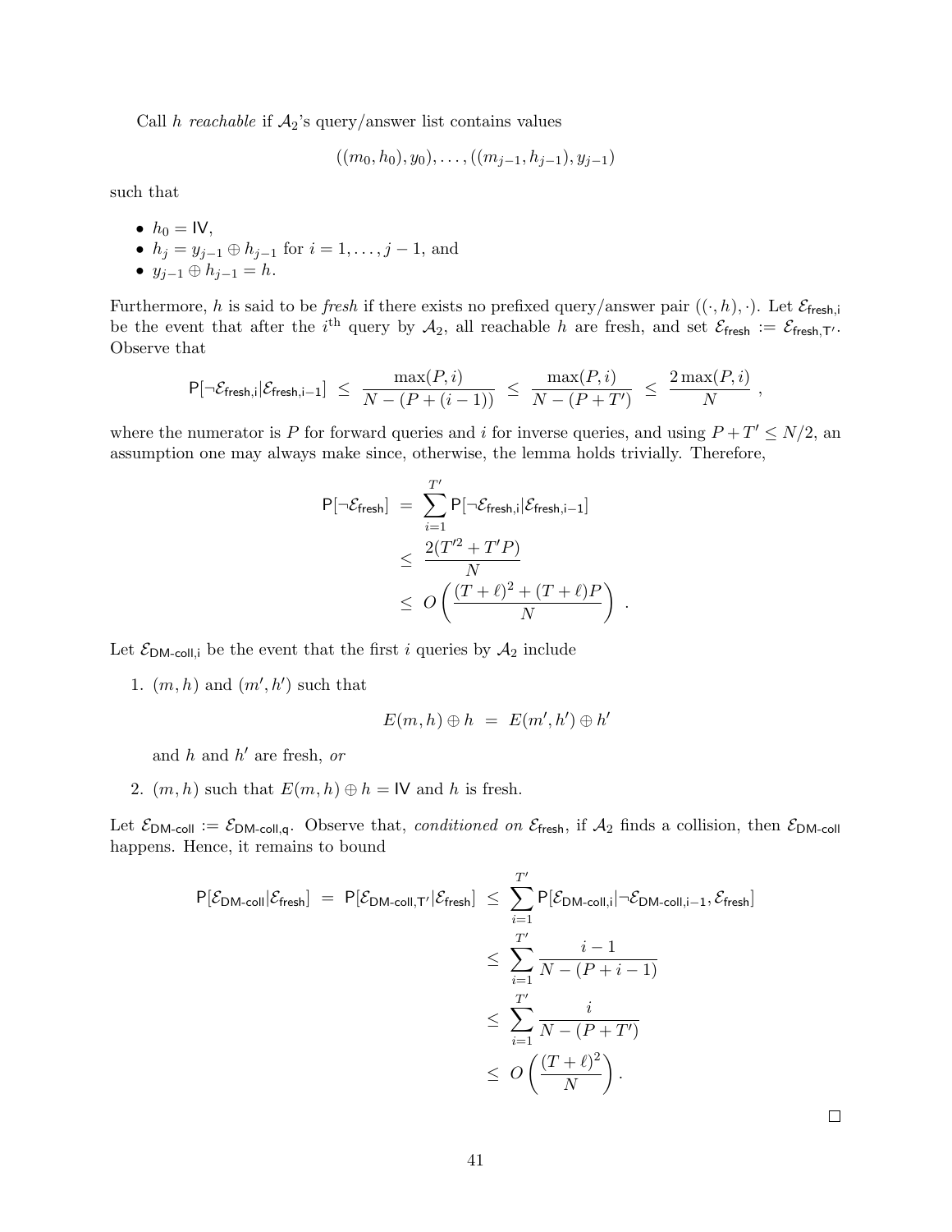Call $h$ *reachable* if $\mathcal{A}_2$'s query/answer list contains values

$$((m_0, h_0), y_0), \ldots, ((m_{j-1}, h_{j-1}), y_{j-1})$$

such that

- $h_0 = \mathsf{IV}$,
- $h_j = y_{j-1} \oplus h_{j-1}$ for $i = 1, \ldots, j-1$, and
- $y_{j-1} \oplus h_{j-1} = h$.

Furthermore, $h$ is said to be *fresh* if there exists no prefixed query/answer pair $((\cdot, h), \cdot)$. Let $\mathcal{E}_{\mathsf{fresh,i}}$ be the event that after the $i^{\text{th}}$ query by $\mathcal{A}_2$, all reachable $h$ are fresh, and set $\mathcal{E}_{\mathsf{fresh}} := \mathcal{E}_{\mathsf{fresh,T'}}$. Observe that

$$\mathsf{P}[\neg\mathcal{E}_{\mathsf{fresh,i}} | \mathcal{E}_{\mathsf{fresh,i-1}}] \;\leq\; \frac{\max(P, i)}{N - (P + (i-1))} \;\leq\; \frac{\max(P, i)}{N - (P + T')} \;\leq\; \frac{2\max(P, i)}{N} \;,$$

where the numerator is $P$ for forward queries and $i$ for inverse queries, and using $P + T' \leq N/2$, an assumption one may always make since, otherwise, the lemma holds trivially. Therefore,

$$\begin{aligned}
\mathsf{P}[\neg\mathcal{E}_{\mathsf{fresh}}] \;&=\; \sum_{i=1}^{T'} \mathsf{P}[\neg\mathcal{E}_{\mathsf{fresh,i}} | \mathcal{E}_{\mathsf{fresh,i-1}}] \\
&\leq\; \frac{2(T'^2 + T'P)}{N} \\
&\leq\; O\left(\frac{(T+\ell)^2 + (T+\ell)P}{N}\right) \;.
\end{aligned}$$

Let $\mathcal{E}_{\mathsf{DM\text{-}coll,i}}$ be the event that the first $i$ queries by $\mathcal{A}_2$ include

1. $(m, h)$ and $(m', h')$ such that

$$E(m, h) \oplus h \;=\; E(m', h') \oplus h'$$

   and $h$ and $h'$ are fresh, *or*

2. $(m, h)$ such that $E(m, h) \oplus h = \mathsf{IV}$ and $h$ is fresh.

Let $\mathcal{E}_{\mathsf{DM\text{-}coll}} := \mathcal{E}_{\mathsf{DM\text{-}coll,q}}$. Observe that, *conditioned on* $\mathcal{E}_{\mathsf{fresh}}$, if $\mathcal{A}_2$ finds a collision, then $\mathcal{E}_{\mathsf{DM\text{-}coll}}$ happens. Hence, it remains to bound

$$\begin{aligned}
\mathsf{P}[\mathcal{E}_{\mathsf{DM\text{-}coll}} | \mathcal{E}_{\mathsf{fresh}}] \;=\; \mathsf{P}[\mathcal{E}_{\mathsf{DM\text{-}coll,T'}} | \mathcal{E}_{\mathsf{fresh}}] \;&\leq\; \sum_{i=1}^{T'} \mathsf{P}[\mathcal{E}_{\mathsf{DM\text{-}coll,i}} | \neg\mathcal{E}_{\mathsf{DM\text{-}coll,i-1}}, \mathcal{E}_{\mathsf{fresh}}] \\
&\leq\; \sum_{i=1}^{T'} \frac{i-1}{N - (P + i - 1)} \\
&\leq\; \sum_{i=1}^{T'} \frac{i}{N - (P + T')} \\
&\leq\; O\left(\frac{(T+\ell)^2}{N}\right).
\end{aligned}$$

□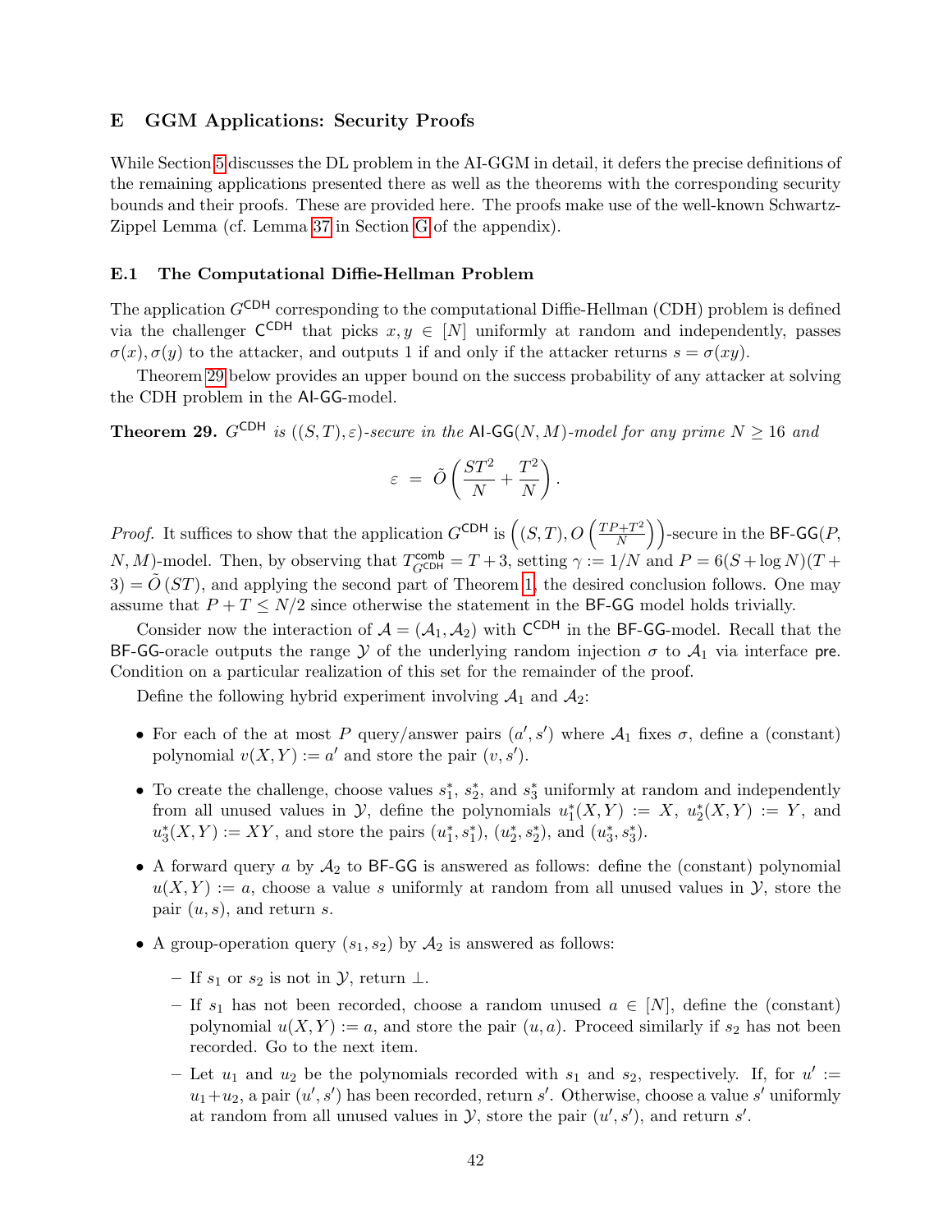## E GGM Applications: Security Proofs

While Section 5 discusses the DL problem in the AI-GGM in detail, it defers the precise definitions of the remaining applications presented there as well as the theorems with the corresponding security bounds and their proofs. These are provided here. The proofs make use of the well-known Schwartz-Zippel Lemma (cf. Lemma 37 in Section G of the appendix).

### E.1 The Computational Diffie-Hellman Problem

The application $G^{\mathsf{CDH}}$ corresponding to the computational Diffie-Hellman (CDH) problem is defined via the challenger $\mathsf{C}^{\mathsf{CDH}}$ that picks $x, y \in [N]$ uniformly at random and independently, passes $\sigma(x), \sigma(y)$ to the attacker, and outputs 1 if and only if the attacker returns $s = \sigma(xy)$.

Theorem 29 below provides an upper bound on the success probability of any attacker at solving the CDH problem in the AI-GG-model.

**Theorem 29.** *$G^{\mathsf{CDH}}$ is $((S,T),\varepsilon)$-secure in the $\mathsf{AI}$-$\mathsf{GG}(N,M)$-model for any prime $N \geq 16$ and*

$$\varepsilon \;=\; \tilde{O}\left(\frac{ST^2}{N} + \frac{T^2}{N}\right).$$

*Proof.* It suffices to show that the application $G^{\mathsf{CDH}}$ is $\left((S,T), O\left(\frac{TP+T^2}{N}\right)\right)$-secure in the $\mathsf{BF}$-$\mathsf{GG}(P, N, M)$-model. Then, by observing that $T^{\mathsf{comb}}_{G^{\mathsf{CDH}}} = T+3$, setting $\gamma := 1/N$ and $P = 6(S + \log N)(T + 3) = \tilde{O}(ST)$, and applying the second part of Theorem 1, the desired conclusion follows. One may assume that $P + T \leq N/2$ since otherwise the statement in the $\mathsf{BF}$-$\mathsf{GG}$ model holds trivially.

Consider now the interaction of $\mathcal{A} = (\mathcal{A}_1, \mathcal{A}_2)$ with $\mathsf{C}^{\mathsf{CDH}}$ in the $\mathsf{BF}$-$\mathsf{GG}$-model. Recall that the $\mathsf{BF}$-$\mathsf{GG}$-oracle outputs the range $\mathcal{Y}$ of the underlying random injection $\sigma$ to $\mathcal{A}_1$ via interface $\mathsf{pre}$. Condition on a particular realization of this set for the remainder of the proof.

Define the following hybrid experiment involving $\mathcal{A}_1$ and $\mathcal{A}_2$:

- For each of the at most $P$ query/answer pairs $(a', s')$ where $\mathcal{A}_1$ fixes $\sigma$, define a (constant) polynomial $v(X,Y) := a'$ and store the pair $(v, s')$.
- To create the challenge, choose values $s^*_1$, $s^*_2$, and $s^*_3$ uniformly at random and independently from all unused values in $\mathcal{Y}$, define the polynomials $u^*_1(X,Y) := X$, $u^*_2(X,Y) := Y$, and $u^*_3(X,Y) := XY$, and store the pairs $(u^*_1, s^*_1)$, $(u^*_2, s^*_2)$, and $(u^*_3, s^*_3)$.
- A forward query $a$ by $\mathcal{A}_2$ to $\mathsf{BF}$-$\mathsf{GG}$ is answered as follows: define the (constant) polynomial $u(X,Y) := a$, choose a value $s$ uniformly at random from all unused values in $\mathcal{Y}$, store the pair $(u, s)$, and return $s$.
- A group-operation query $(s_1, s_2)$ by $\mathcal{A}_2$ is answered as follows:
  - If $s_1$ or $s_2$ is not in $\mathcal{Y}$, return $\bot$.
  - If $s_1$ has not been recorded, choose a random unused $a \in [N]$, define the (constant) polynomial $u(X,Y) := a$, and store the pair $(u, a)$. Proceed similarly if $s_2$ has not been recorded. Go to the next item.
  - Let $u_1$ and $u_2$ be the polynomials recorded with $s_1$ and $s_2$, respectively. If, for $u' := u_1 + u_2$, a pair $(u', s')$ has been recorded, return $s'$. Otherwise, choose a value $s'$ uniformly at random from all unused values in $\mathcal{Y}$, store the pair $(u', s')$, and return $s'$.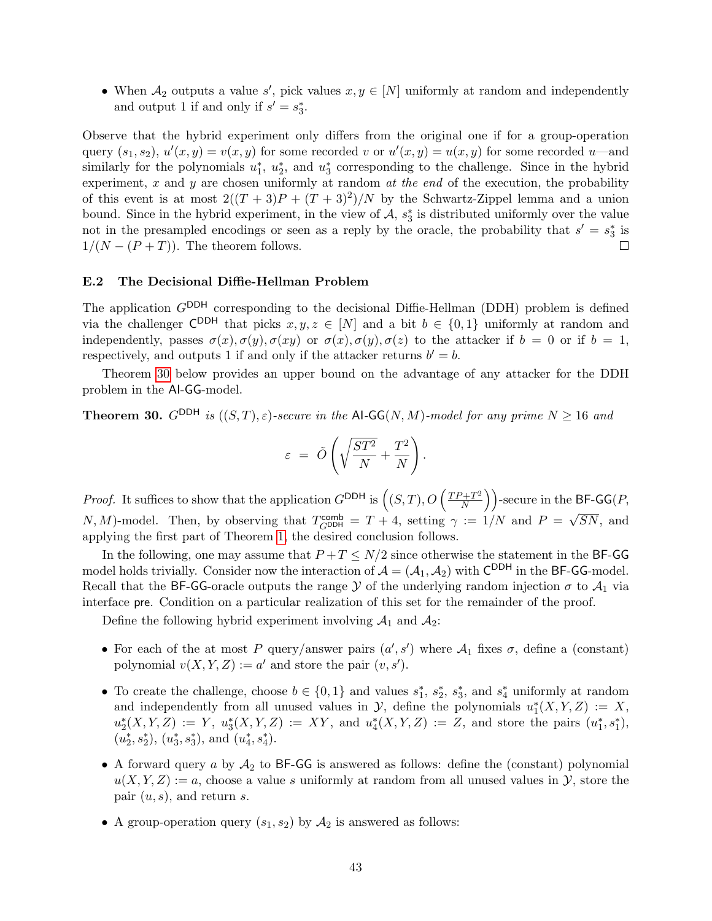- When $\mathcal{A}_2$ outputs a value $s'$, pick values $x, y \in [N]$ uniformly at random and independently and output 1 if and only if $s' = s_3^*$.

Observe that the hybrid experiment only differs from the original one if for a group-operation query $(s_1, s_2)$, $u'(x, y) = v(x, y)$ for some recorded $v$ or $u'(x, y) = u(x, y)$ for some recorded $u$—and similarly for the polynomials $u_1^*$, $u_2^*$, and $u_3^*$ corresponding to the challenge. Since in the hybrid experiment, $x$ and $y$ are chosen uniformly at random *at the end* of the execution, the probability of this event is at most $2((T+3)P + (T+3)^2)/N$ by the Schwartz-Zippel lemma and a union bound. Since in the hybrid experiment, in the view of $\mathcal{A}$, $s_3^*$ is distributed uniformly over the value not in the presampled encodings or seen as a reply by the oracle, the probability that $s' = s_3^*$ is $1/(N - (P+T))$. The theorem follows. □

### E.2 The Decisional Diffie-Hellman Problem

The application $G^{\mathsf{DDH}}$ corresponding to the decisional Diffie-Hellman (DDH) problem is defined via the challenger $\mathsf{C}^{\mathsf{DDH}}$ that picks $x, y, z \in [N]$ and a bit $b \in \{0, 1\}$ uniformly at random and independently, passes $\sigma(x), \sigma(y), \sigma(xy)$ or $\sigma(x), \sigma(y), \sigma(z)$ to the attacker if $b = 0$ or if $b = 1$, respectively, and outputs 1 if and only if the attacker returns $b' = b$.

Theorem 30 below provides an upper bound on the advantage of any attacker for the DDH problem in the $\mathsf{AI\text{-}GG}$-model.

**Theorem 30.** *$G^{\mathsf{DDH}}$ is $((S,T), \varepsilon)$-secure in the $\mathsf{AI\text{-}GG}(N, M)$-model for any prime $N \geq 16$ and*

$$\varepsilon \;=\; \tilde{O}\left(\sqrt{\frac{ST^2}{N}} + \frac{T^2}{N}\right).$$

*Proof.* It suffices to show that the application $G^{\mathsf{DDH}}$ is $\left((S,T), O\left(\frac{TP+T^2}{N}\right)\right)$-secure in the $\mathsf{BF\text{-}GG}(P, N, M)$-model. Then, by observing that $T^{\mathsf{comb}}_{G^{\mathsf{DDH}}} = T + 4$, setting $\gamma := 1/N$ and $P = \sqrt{SN}$, and applying the first part of Theorem 1, the desired conclusion follows.

In the following, one may assume that $P + T \leq N/2$ since otherwise the statement in the $\mathsf{BF\text{-}GG}$ model holds trivially. Consider now the interaction of $\mathcal{A} = (\mathcal{A}_1, \mathcal{A}_2)$ with $\mathsf{C}^{\mathsf{DDH}}$ in the $\mathsf{BF\text{-}GG}$-model. Recall that the $\mathsf{BF\text{-}GG}$-oracle outputs the range $\mathcal{Y}$ of the underlying random injection $\sigma$ to $\mathcal{A}_1$ via interface $\mathsf{pre}$. Condition on a particular realization of this set for the remainder of the proof.

Define the following hybrid experiment involving $\mathcal{A}_1$ and $\mathcal{A}_2$:

- For each of the at most $P$ query/answer pairs $(a', s')$ where $\mathcal{A}_1$ fixes $\sigma$, define a (constant) polynomial $v(X, Y, Z) := a'$ and store the pair $(v, s')$.
- To create the challenge, choose $b \in \{0, 1\}$ and values $s_1^*$, $s_2^*$, $s_3^*$, and $s_4^*$ uniformly at random and independently from all unused values in $\mathcal{Y}$, define the polynomials $u_1^*(X, Y, Z) := X$, $u_2^*(X, Y, Z) := Y$, $u_3^*(X, Y, Z) := XY$, and $u_4^*(X, Y, Z) := Z$, and store the pairs $(u_1^*, s_1^*)$, $(u_2^*, s_2^*)$, $(u_3^*, s_3^*)$, and $(u_4^*, s_4^*)$.
- A forward query $a$ by $\mathcal{A}_2$ to $\mathsf{BF\text{-}GG}$ is answered as follows: define the (constant) polynomial $u(X, Y, Z) := a$, choose a value $s$ uniformly at random from all unused values in $\mathcal{Y}$, store the pair $(u, s)$, and return $s$.
- A group-operation query $(s_1, s_2)$ by $\mathcal{A}_2$ is answered as follows: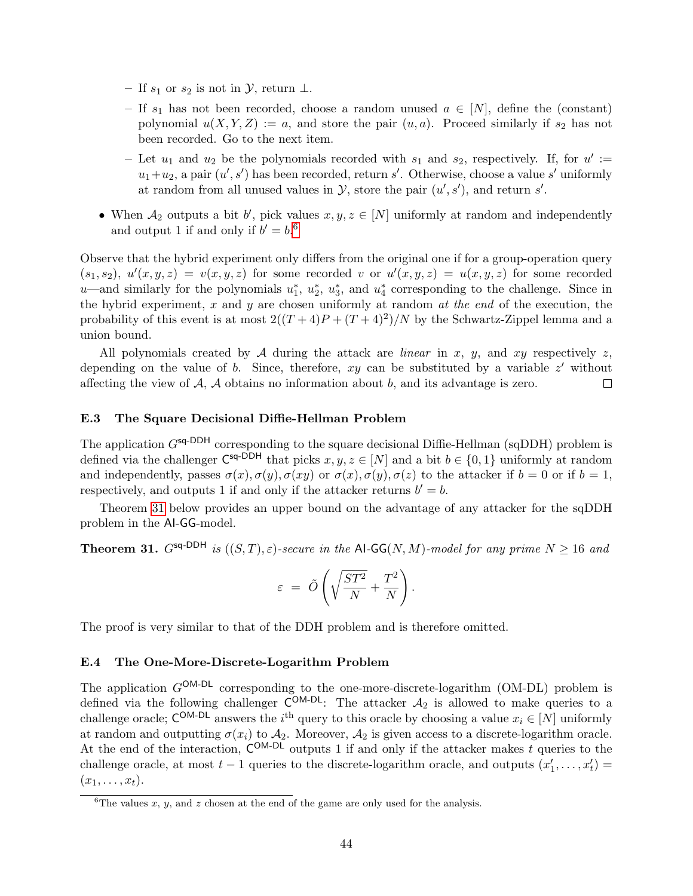- If $s_1$ or $s_2$ is not in $\mathcal{Y}$, return $\bot$.
  - If $s_1$ has not been recorded, choose a random unused $a \in [N]$, define the (constant) polynomial $u(X, Y, Z) := a$, and store the pair $(u, a)$. Proceed similarly if $s_2$ has not been recorded. Go to the next item.
  - Let $u_1$ and $u_2$ be the polynomials recorded with $s_1$ and $s_2$, respectively. If, for $u' := u_1 + u_2$, a pair $(u', s')$ has been recorded, return $s'$. Otherwise, choose a value $s'$ uniformly at random from all unused values in $\mathcal{Y}$, store the pair $(u', s')$, and return $s'$.

- When $\mathcal{A}_2$ outputs a bit $b'$, pick values $x, y, z \in [N]$ uniformly at random and independently and output 1 if and only if $b' = b$.[6]

Observe that the hybrid experiment only differs from the original one if for a group-operation query $(s_1, s_2)$, $u'(x, y, z) = v(x, y, z)$ for some recorded $v$ or $u'(x, y, z) = u(x, y, z)$ for some recorded $u$—and similarly for the polynomials $u_1^*$, $u_2^*$, $u_3^*$, and $u_4^*$ corresponding to the challenge. Since in the hybrid experiment, $x$ and $y$ are chosen uniformly at random *at the end* of the execution, the probability of this event is at most $2((T + 4)P + (T + 4)^2)/N$ by the Schwartz-Zippel lemma and a union bound.

All polynomials created by $\mathcal{A}$ during the attack are *linear* in $x$, $y$, and $xy$ respectively $z$, depending on the value of $b$. Since, therefore, $xy$ can be substituted by a variable $z'$ without affecting the view of $\mathcal{A}$, $\mathcal{A}$ obtains no information about $b$, and its advantage is zero. □

### E.3 The Square Decisional Diffie-Hellman Problem

The application $G^{\text{sq-DDH}}$ corresponding to the square decisional Diffie-Hellman (sqDDH) problem is defined via the challenger $\mathsf{C}^{\text{sq-DDH}}$ that picks $x, y, z \in [N]$ and a bit $b \in \{0, 1\}$ uniformly at random and independently, passes $\sigma(x), \sigma(y), \sigma(xy)$ or $\sigma(x), \sigma(y), \sigma(z)$ to the attacker if $b = 0$ or if $b = 1$, respectively, and outputs 1 if and only if the attacker returns $b' = b$.

Theorem 31 below provides an upper bound on the advantage of any attacker for the sqDDH problem in the $\mathsf{AI\text{-}GG}$-model.

**Theorem 31.** *$G^{\text{sq-DDH}}$ is $((S, T), \varepsilon)$-secure in the $\mathsf{AI\text{-}GG}(N, M)$-model for any prime $N \geq 16$ and*

$$\varepsilon \;=\; \tilde{O}\left(\sqrt{\frac{ST^2}{N}} + \frac{T^2}{N}\right).$$

The proof is very similar to that of the DDH problem and is therefore omitted.

### E.4 The One-More-Discrete-Logarithm Problem

The application $G^{\text{OM-DL}}$ corresponding to the one-more-discrete-logarithm (OM-DL) problem is defined via the following challenger $\mathsf{C}^{\text{OM-DL}}$: The attacker $\mathcal{A}_2$ is allowed to make queries to a challenge oracle; $\mathsf{C}^{\text{OM-DL}}$ answers the $i^{\text{th}}$ query to this oracle by choosing a value $x_i \in [N]$ uniformly at random and outputting $\sigma(x_i)$ to $\mathcal{A}_2$. Moreover, $\mathcal{A}_2$ is given access to a discrete-logarithm oracle. At the end of the interaction, $\mathsf{C}^{\text{OM-DL}}$ outputs 1 if and only if the attacker makes $t$ queries to the challenge oracle, at most $t - 1$ queries to the discrete-logarithm oracle, and outputs $(x_1', \ldots, x_t') = (x_1, \ldots, x_t)$.

[6] The values $x$, $y$, and $z$ chosen at the end of the game are only used for the analysis.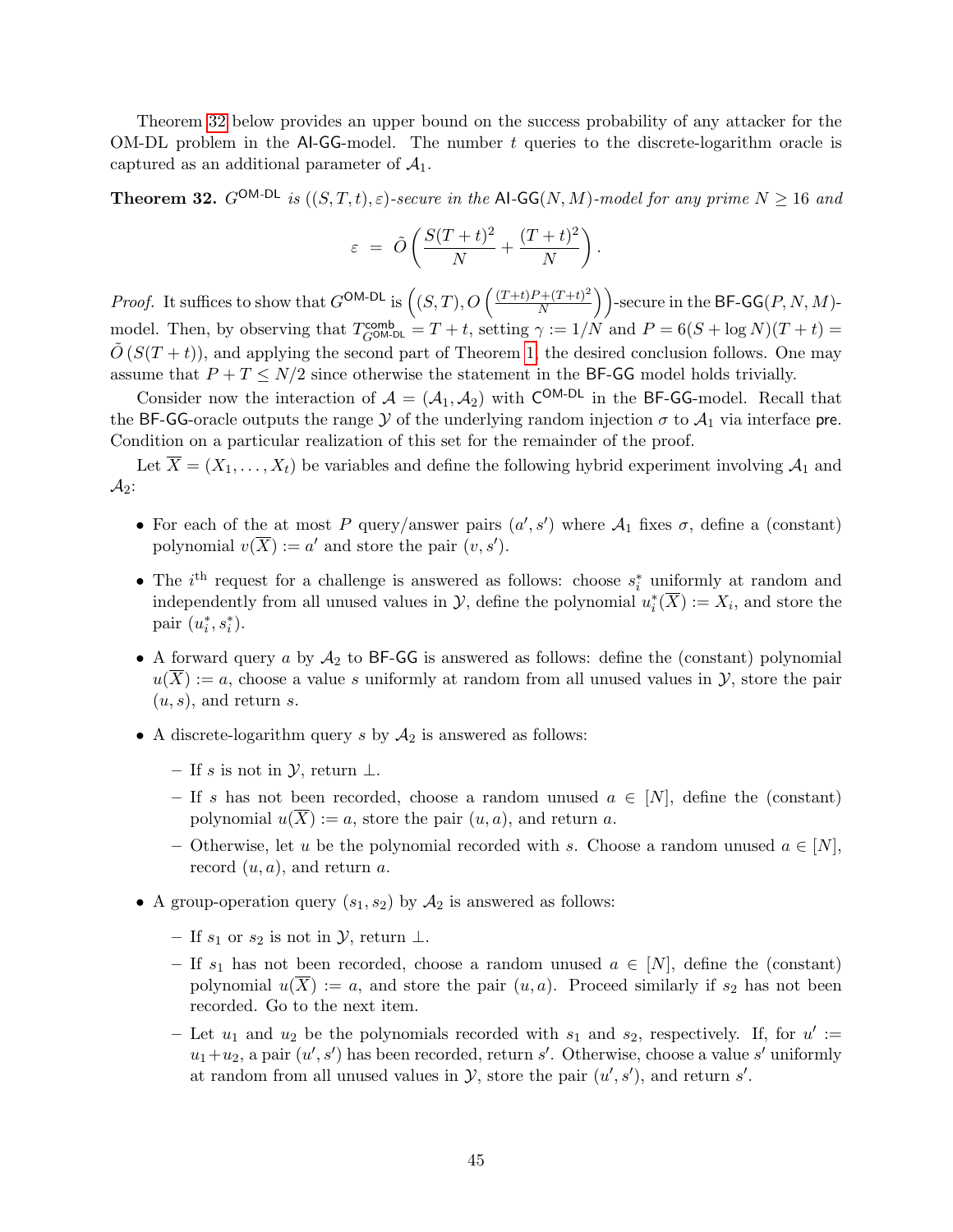Theorem 32 below provides an upper bound on the success probability of any attacker for the OM-DL problem in the AI-GG-model. The number $t$ queries to the discrete-logarithm oracle is captured as an additional parameter of $\mathcal{A}_1$.

**Theorem 32.** *$G^{\mathsf{OM\text{-}DL}}$ is $((S,T,t),\varepsilon)$-secure in the $\mathsf{AI\text{-}GG}(N,M)$-model for any prime $N \geq 16$ and*

$$\varepsilon \;=\; \tilde{O}\left(\frac{S(T+t)^2}{N} + \frac{(T+t)^2}{N}\right).$$

*Proof.* It suffices to show that $G^{\mathsf{OM\text{-}DL}}$ is $\left((S,T), O\left(\frac{(T+t)P+(T+t)^2}{N}\right)\right)$-secure in the $\mathsf{BF\text{-}GG}(P,N,M)$-model. Then, by observing that $T^{\mathsf{comb}}_{G^{\mathsf{OM\text{-}DL}}} = T + t$, setting $\gamma := 1/N$ and $P = 6(S + \log N)(T+t) = \tilde{O}(S(T+t))$, and applying the second part of Theorem 1, the desired conclusion follows. One may assume that $P + T \leq N/2$ since otherwise the statement in the $\mathsf{BF\text{-}GG}$ model holds trivially.

Consider now the interaction of $\mathcal{A} = (\mathcal{A}_1, \mathcal{A}_2)$ with $\mathsf{C}^{\mathsf{OM\text{-}DL}}$ in the $\mathsf{BF\text{-}GG}$-model. Recall that the $\mathsf{BF\text{-}GG}$-oracle outputs the range $\mathcal{Y}$ of the underlying random injection $\sigma$ to $\mathcal{A}_1$ via interface $\mathsf{pre}$. Condition on a particular realization of this set for the remainder of the proof.

Let $\overline{X} = (X_1, \ldots, X_t)$ be variables and define the following hybrid experiment involving $\mathcal{A}_1$ and $\mathcal{A}_2$:

- For each of the at most $P$ query/answer pairs $(a', s')$ where $\mathcal{A}_1$ fixes $\sigma$, define a (constant) polynomial $v(\overline{X}) := a'$ and store the pair $(v, s')$.
- The $i^{\text{th}}$ request for a challenge is answered as follows: choose $s_i^*$ uniformly at random and independently from all unused values in $\mathcal{Y}$, define the polynomial $u_i^*(\overline{X}) := X_i$, and store the pair $(u_i^*, s_i^*)$.
- A forward query $a$ by $\mathcal{A}_2$ to $\mathsf{BF\text{-}GG}$ is answered as follows: define the (constant) polynomial $u(\overline{X}) := a$, choose a value $s$ uniformly at random from all unused values in $\mathcal{Y}$, store the pair $(u, s)$, and return $s$.
- A discrete-logarithm query $s$ by $\mathcal{A}_2$ is answered as follows:
  - If $s$ is not in $\mathcal{Y}$, return $\perp$.
  - If $s$ has not been recorded, choose a random unused $a \in [N]$, define the (constant) polynomial $u(\overline{X}) := a$, store the pair $(u, a)$, and return $a$.
  - Otherwise, let $u$ be the polynomial recorded with $s$. Choose a random unused $a \in [N]$, record $(u, a)$, and return $a$.
- A group-operation query $(s_1, s_2)$ by $\mathcal{A}_2$ is answered as follows:
  - If $s_1$ or $s_2$ is not in $\mathcal{Y}$, return $\perp$.
  - If $s_1$ has not been recorded, choose a random unused $a \in [N]$, define the (constant) polynomial $u(\overline{X}) := a$, and store the pair $(u, a)$. Proceed similarly if $s_2$ has not been recorded. Go to the next item.
  - Let $u_1$ and $u_2$ be the polynomials recorded with $s_1$ and $s_2$, respectively. If, for $u' := u_1 + u_2$, a pair $(u', s')$ has been recorded, return $s'$. Otherwise, choose a value $s'$ uniformly at random from all unused values in $\mathcal{Y}$, store the pair $(u', s')$, and return $s'$.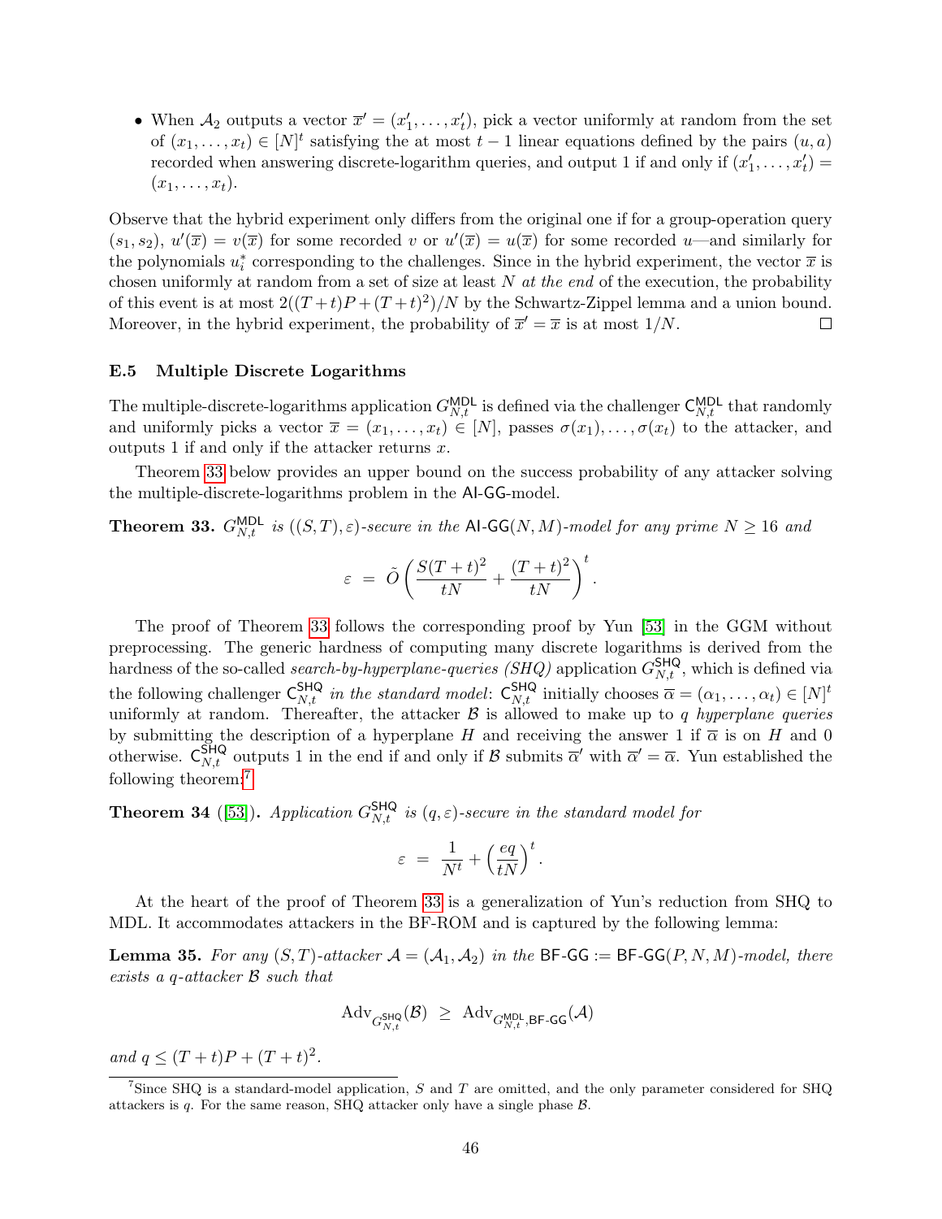- When $\mathcal{A}_2$ outputs a vector $\overline{x}' = (x'_1, \ldots, x'_t)$, pick a vector uniformly at random from the set of $(x_1, \ldots, x_t) \in [N]^t$ satisfying the at most $t-1$ linear equations defined by the pairs $(u, a)$ recorded when answering discrete-logarithm queries, and output 1 if and only if $(x'_1, \ldots, x'_t) = (x_1, \ldots, x_t)$.

Observe that the hybrid experiment only differs from the original one if for a group-operation query $(s_1, s_2)$, $u'(\overline{x}) = v(\overline{x})$ for some recorded $v$ or $u'(\overline{x}) = u(\overline{x})$ for some recorded $u$—and similarly for the polynomials $u_i^*$ corresponding to the challenges. Since in the hybrid experiment, the vector $\overline{x}$ is chosen uniformly at random from a set of size at least $N$ *at the end* of the execution, the probability of this event is at most $2((T+t)P + (T+t)^2)/N$ by the Schwartz-Zippel lemma and a union bound. Moreover, in the hybrid experiment, the probability of $\overline{x}' = \overline{x}$ is at most $1/N$. ◻

### E.5 Multiple Discrete Logarithms

The multiple-discrete-logarithms application $G^{\mathsf{MDL}}_{N,t}$ is defined via the challenger $\mathsf{C}^{\mathsf{MDL}}_{N,t}$ that randomly and uniformly picks a vector $\overline{x} = (x_1, \ldots, x_t) \in [N]$, passes $\sigma(x_1), \ldots, \sigma(x_t)$ to the attacker, and outputs 1 if and only if the attacker returns $x$.

Theorem 33 below provides an upper bound on the success probability of any attacker solving the multiple-discrete-logarithms problem in the AI-GG-model.

**Theorem 33.** *$G^{\mathsf{MDL}}_{N,t}$ is $((S,T),\varepsilon)$-secure in the $\mathsf{AI\text{-}GG}(N,M)$-model for any prime $N \geq 16$ and*

$$\varepsilon \;=\; \tilde{O}\left(\frac{S(T+t)^2}{tN} + \frac{(T+t)^2}{tN}\right)^t.$$

The proof of Theorem 33 follows the corresponding proof by Yun [53] in the GGM without preprocessing. The generic hardness of computing many discrete logarithms is derived from the hardness of the so-called *search-by-hyperplane-queries (SHQ)* application $G^{\mathsf{SHQ}}_{N,t}$, which is defined via the following challenger $\mathsf{C}^{\mathsf{SHQ}}_{N,t}$ *in the standard model*: $\mathsf{C}^{\mathsf{SHQ}}_{N,t}$ initially chooses $\overline{\alpha} = (\alpha_1, \ldots, \alpha_t) \in [N]^t$ uniformly at random. Thereafter, the attacker $\mathcal{B}$ is allowed to make up to $q$ *hyperplane queries* by submitting the description of a hyperplane $H$ and receiving the answer 1 if $\overline{\alpha}$ is on $H$ and 0 otherwise. $\mathsf{C}^{\mathsf{SHQ}}_{N,t}$ outputs 1 in the end if and only if $\mathcal{B}$ submits $\overline{\alpha}'$ with $\overline{\alpha}' = \overline{\alpha}$. Yun established the following theorem:[7]

**Theorem 34** ([53])**.** *Application $G^{\mathsf{SHQ}}_{N,t}$ is $(q,\varepsilon)$-secure in the standard model for*

$$\varepsilon \;=\; \frac{1}{N^t} + \left(\frac{eq}{tN}\right)^t.$$

At the heart of the proof of Theorem 33 is a generalization of Yun's reduction from SHQ to MDL. It accommodates attackers in the BF-ROM and is captured by the following lemma:

**Lemma 35.** *For any $(S,T)$-attacker $\mathcal{A} = (\mathcal{A}_1, \mathcal{A}_2)$ in the $\mathsf{BF\text{-}GG} := \mathsf{BF\text{-}GG}(P,N,M)$-model, there exists a $q$-attacker $\mathcal{B}$ such that*

$$\mathrm{Adv}_{G^{\mathsf{SHQ}}_{N,t}}(\mathcal{B}) \;\geq\; \mathrm{Adv}_{G^{\mathsf{MDL}}_{N,t},\mathsf{BF\text{-}GG}}(\mathcal{A})$$

*and $q \leq (T+t)P + (T+t)^2$.*

[7] Since SHQ is a standard-model application, $S$ and $T$ are omitted, and the only parameter considered for SHQ attackers is $q$. For the same reason, SHQ attacker only have a single phase $\mathcal{B}$.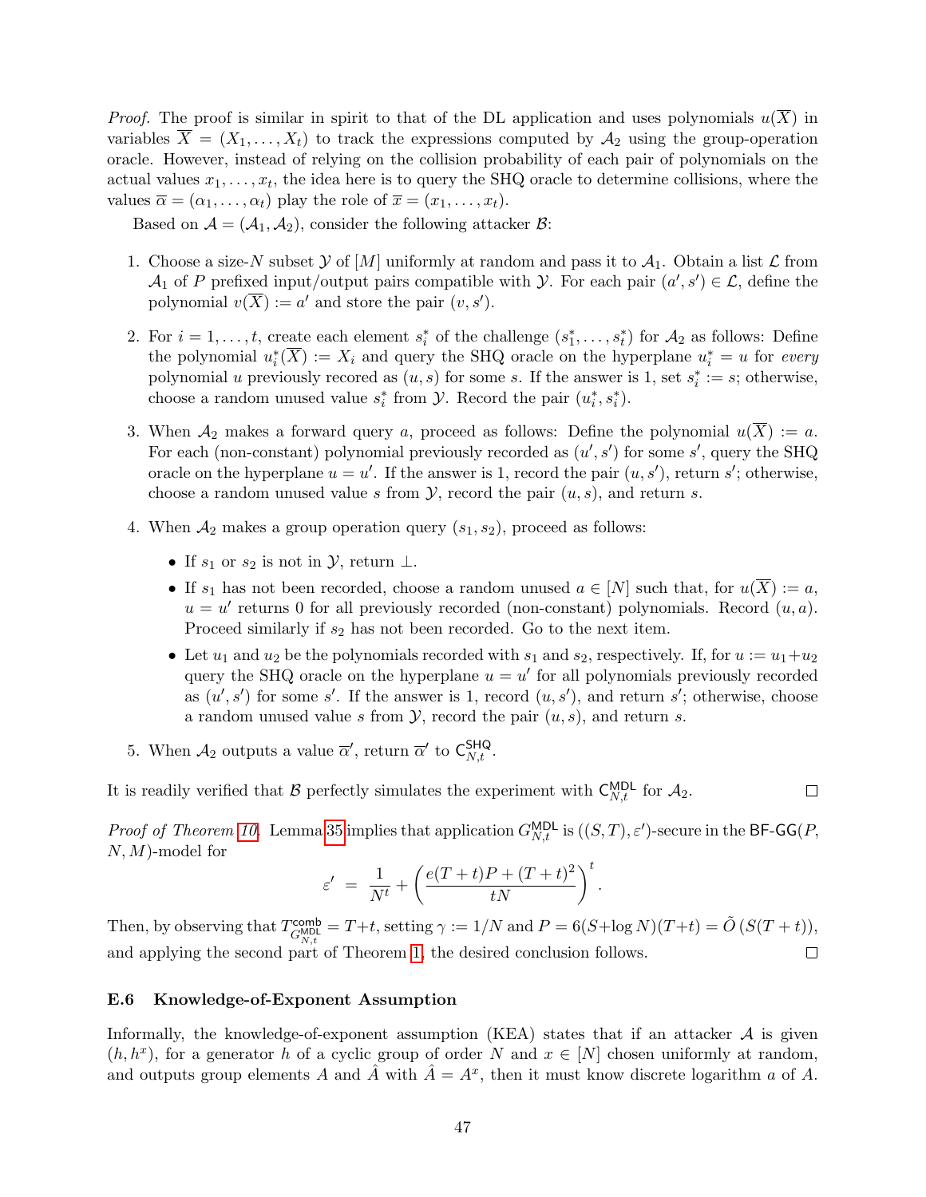*Proof.* The proof is similar in spirit to that of the DL application and uses polynomials $u(\overline{X})$ in variables $\overline{X} = (X_1, \ldots, X_t)$ to track the expressions computed by $\mathcal{A}_2$ using the group-operation oracle. However, instead of relying on the collision probability of each pair of polynomials on the actual values $x_1, \ldots, x_t$, the idea here is to query the SHQ oracle to determine collisions, where the values $\overline{\alpha} = (\alpha_1, \ldots, \alpha_t)$ play the role of $\overline{x} = (x_1, \ldots, x_t)$.

Based on $\mathcal{A} = (\mathcal{A}_1, \mathcal{A}_2)$, consider the following attacker $\mathcal{B}$:

1. Choose a size-$N$ subset $\mathcal{Y}$ of $[M]$ uniformly at random and pass it to $\mathcal{A}_1$. Obtain a list $\mathcal{L}$ from $\mathcal{A}_1$ of $P$ prefixed input/output pairs compatible with $\mathcal{Y}$. For each pair $(a', s') \in \mathcal{L}$, define the polynomial $v(\overline{X}) := a'$ and store the pair $(v, s')$.
2. For $i = 1, \ldots, t$, create each element $s_i^*$ of the challenge $(s_1^*, \ldots, s_t^*)$ for $\mathcal{A}_2$ as follows: Define the polynomial $u_i^*(\overline{X}) := X_i$ and query the SHQ oracle on the hyperplane $u_i^* = u$ for *every* polynomial $u$ previously recored as $(u, s)$ for some $s$. If the answer is 1, set $s_i^* := s$; otherwise, choose a random unused value $s_i^*$ from $\mathcal{Y}$. Record the pair $(u_i^*, s_i^*)$.
3. When $\mathcal{A}_2$ makes a forward query $a$, proceed as follows: Define the polynomial $u(\overline{X}) := a$. For each (non-constant) polynomial previously recorded as $(u', s')$ for some $s'$, query the SHQ oracle on the hyperplane $u = u'$. If the answer is 1, record the pair $(u, s')$, return $s'$; otherwise, choose a random unused value $s$ from $\mathcal{Y}$, record the pair $(u, s)$, and return $s$.
4. When $\mathcal{A}_2$ makes a group operation query $(s_1, s_2)$, proceed as follows:
   - If $s_1$ or $s_2$ is not in $\mathcal{Y}$, return $\perp$.
   - If $s_1$ has not been recorded, choose a random unused $a \in [N]$ such that, for $u(\overline{X}) := a$, $u = u'$ returns 0 for all previously recorded (non-constant) polynomials. Record $(u, a)$. Proceed similarly if $s_2$ has not been recorded. Go to the next item.
   - Let $u_1$ and $u_2$ be the polynomials recorded with $s_1$ and $s_2$, respectively. If, for $u := u_1 + u_2$ query the SHQ oracle on the hyperplane $u = u'$ for all polynomials previously recorded as $(u', s')$ for some $s'$. If the answer is 1, record $(u, s')$, and return $s'$; otherwise, choose a random unused value $s$ from $\mathcal{Y}$, record the pair $(u, s)$, and return $s$.
5. When $\mathcal{A}_2$ outputs a value $\overline{\alpha}'$, return $\overline{\alpha}'$ to $\mathsf{C}^{\mathsf{SHQ}}_{N,t}$.

It is readily verified that $\mathcal{B}$ perfectly simulates the experiment with $\mathsf{C}^{\mathsf{MDL}}_{N,t}$ for $\mathcal{A}_2$. ◻

*Proof of Theorem 10.* Lemma 35 implies that application $G^{\mathsf{MDL}}_{N,t}$ is $((S, T), \varepsilon')$-secure in the $\mathsf{BF\text{-}GG}(P, N, M)$-model for

$$\varepsilon' = \frac{1}{N^t} + \left( \frac{e(T+t)P + (T+t)^2}{tN} \right)^t .$$

Then, by observing that $T^{\mathsf{comb}}_{G^{\mathsf{MDL}}_{N,t}} = T + t$, setting $\gamma := 1/N$ and $P = 6(S + \log N)(T + t) = \tilde{O}(S(T + t))$, and applying the second part of Theorem 1, the desired conclusion follows. ◻

### E.6 Knowledge-of-Exponent Assumption

Informally, the knowledge-of-exponent assumption (KEA) states that if an attacker $\mathcal{A}$ is given $(h, h^x)$, for a generator $h$ of a cyclic group of order $N$ and $x \in [N]$ chosen uniformly at random, and outputs group elements $A$ and $\hat{A}$ with $\hat{A} = A^x$, then it must know discrete logarithm $a$ of $A$.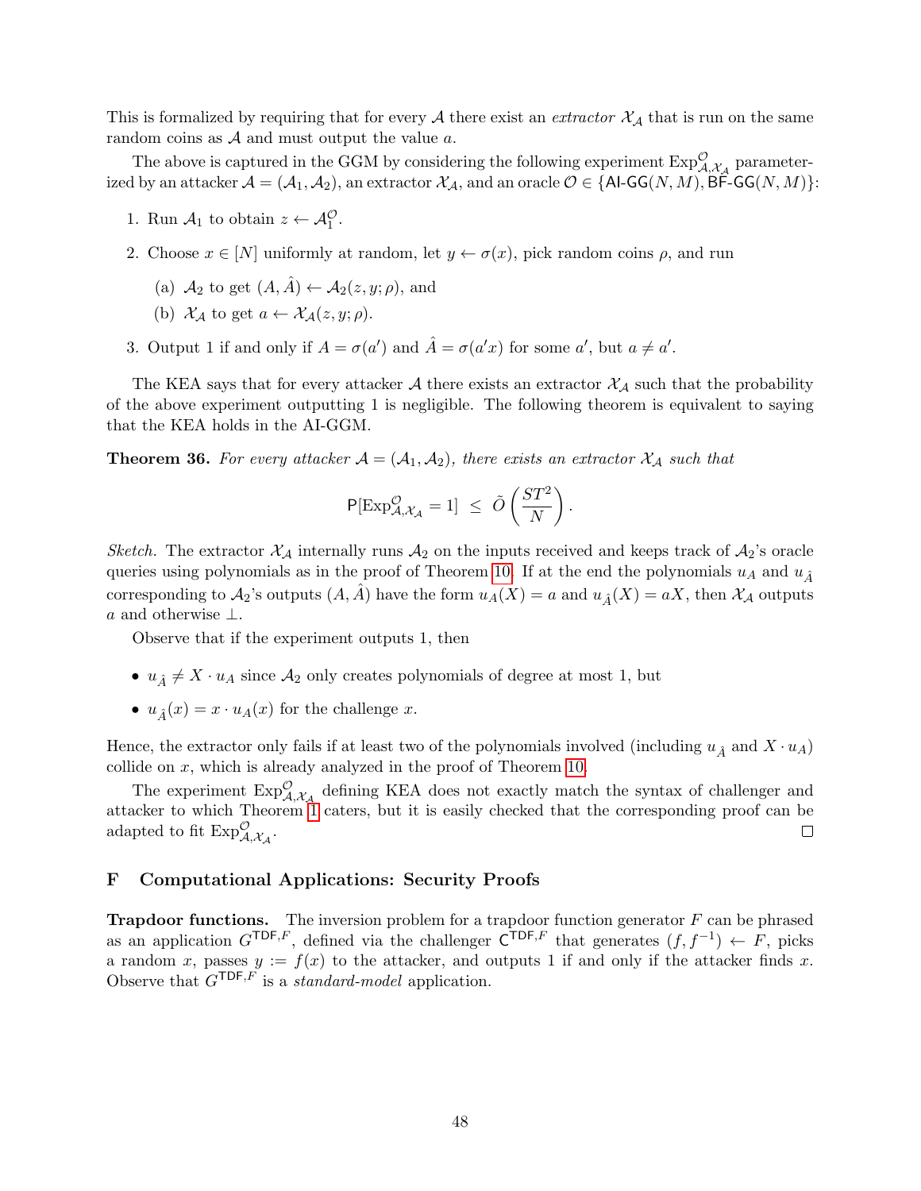This is formalized by requiring that for every $\mathcal{A}$ there exist an *extractor* $\mathcal{X}_\mathcal{A}$ that is run on the same random coins as $\mathcal{A}$ and must output the value $a$.

The above is captured in the GGM by considering the following experiment $\text{Exp}^{\mathcal{O}}_{\mathcal{A},\mathcal{X}_\mathcal{A}}$ parameterized by an attacker $\mathcal{A} = (\mathcal{A}_1, \mathcal{A}_2)$, an extractor $\mathcal{X}_\mathcal{A}$, and an oracle $\mathcal{O} \in \{\mathsf{AI\text{-}GG}(N, M), \mathsf{BF\text{-}GG}(N, M)\}$:

1. Run $\mathcal{A}_1$ to obtain $z \leftarrow \mathcal{A}_1^{\mathcal{O}}$.
2. Choose $x \in [N]$ uniformly at random, let $y \leftarrow \sigma(x)$, pick random coins $\rho$, and run
   (a) $\mathcal{A}_2$ to get $(A, \hat{A}) \leftarrow \mathcal{A}_2(z, y; \rho)$, and
   (b) $\mathcal{X}_\mathcal{A}$ to get $a \leftarrow \mathcal{X}_\mathcal{A}(z, y; \rho)$.
3. Output 1 if and only if $A = \sigma(a')$ and $\hat{A} = \sigma(a'x)$ for some $a'$, but $a \neq a'$.

The KEA says that for every attacker $\mathcal{A}$ there exists an extractor $\mathcal{X}_\mathcal{A}$ such that the probability of the above experiment outputting 1 is negligible. The following theorem is equivalent to saying that the KEA holds in the AI-GGM.

**Theorem 36.** *For every attacker $\mathcal{A} = (\mathcal{A}_1, \mathcal{A}_2)$, there exists an extractor $\mathcal{X}_\mathcal{A}$ such that*

$$\mathsf{P}[\text{Exp}^{\mathcal{O}}_{\mathcal{A},\mathcal{X}_\mathcal{A}} = 1] \;\leq\; \tilde{O}\left(\frac{ST^2}{N}\right).$$

*Sketch.* The extractor $\mathcal{X}_\mathcal{A}$ internally runs $\mathcal{A}_2$ on the inputs received and keeps track of $\mathcal{A}_2$'s oracle queries using polynomials as in the proof of Theorem 10. If at the end the polynomials $u_A$ and $u_{\hat{A}}$ corresponding to $\mathcal{A}_2$'s outputs $(A, \hat{A})$ have the form $u_A(X) = a$ and $u_{\hat{A}}(X) = aX$, then $\mathcal{X}_\mathcal{A}$ outputs $a$ and otherwise $\perp$.

Observe that if the experiment outputs 1, then

- $u_{\hat{A}} \neq X \cdot u_A$ since $\mathcal{A}_2$ only creates polynomials of degree at most 1, but
- $u_{\hat{A}}(x) = x \cdot u_A(x)$ for the challenge $x$.

Hence, the extractor only fails if at least two of the polynomials involved (including $u_{\hat{A}}$ and $X \cdot u_A$) collide on $x$, which is already analyzed in the proof of Theorem 10.

The experiment $\text{Exp}^{\mathcal{O}}_{\mathcal{A},\mathcal{X}_\mathcal{A}}$ defining KEA does not exactly match the syntax of challenger and attacker to which Theorem 1 caters, but it is easily checked that the corresponding proof can be adapted to fit $\text{Exp}^{\mathcal{O}}_{\mathcal{A},\mathcal{X}_\mathcal{A}}$. □

## F Computational Applications: Security Proofs

**Trapdoor functions.** The inversion problem for a trapdoor function generator $F$ can be phrased as an application $G^{\mathsf{TDF},F}$, defined via the challenger $\mathsf{C}^{\mathsf{TDF},F}$ that generates $(f, f^{-1}) \leftarrow F$, picks a random $x$, passes $y := f(x)$ to the attacker, and outputs 1 if and only if the attacker finds $x$. Observe that $G^{\mathsf{TDF},F}$ is a *standard-model* application.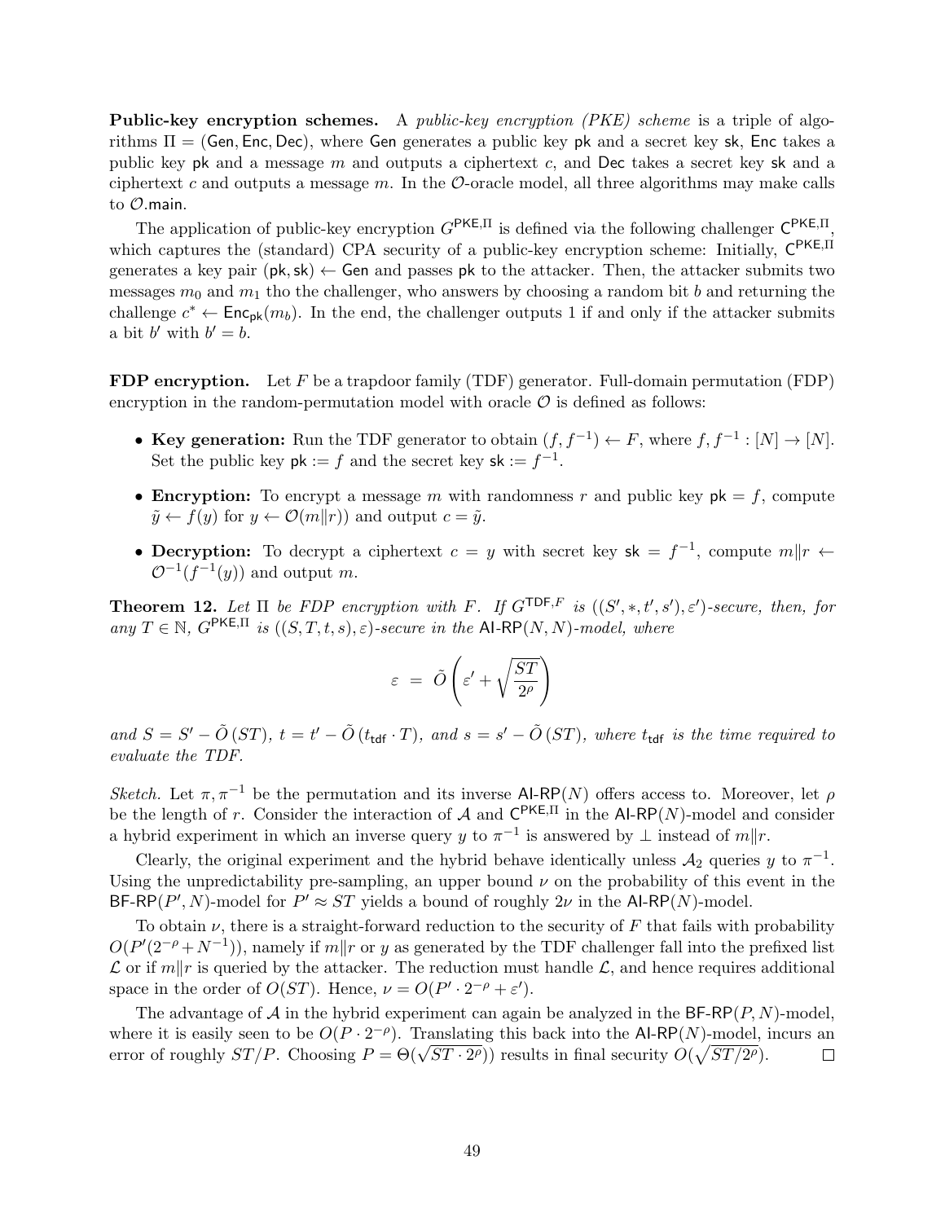**Public-key encryption schemes.** A *public-key encryption (PKE) scheme* is a triple of algorithms $\Pi = (\mathsf{Gen}, \mathsf{Enc}, \mathsf{Dec})$, where $\mathsf{Gen}$ generates a public key $\mathsf{pk}$ and a secret key $\mathsf{sk}$, $\mathsf{Enc}$ takes a public key $\mathsf{pk}$ and a message $m$ and outputs a ciphertext $c$, and $\mathsf{Dec}$ takes a secret key $\mathsf{sk}$ and a ciphertext $c$ and outputs a message $m$. In the $\mathcal{O}$-oracle model, all three algorithms may make calls to $\mathcal{O}.\mathsf{main}$.

The application of public-key encryption $G^{\mathsf{PKE},\Pi}$ is defined via the following challenger $\mathsf{C}^{\mathsf{PKE},\Pi}$, which captures the (standard) CPA security of a public-key encryption scheme: Initially, $\mathsf{C}^{\mathsf{PKE},\Pi}$ generates a key pair $(\mathsf{pk}, \mathsf{sk}) \leftarrow \mathsf{Gen}$ and passes $\mathsf{pk}$ to the attacker. Then, the attacker submits two messages $m_0$ and $m_1$ tho the challenger, who answers by choosing a random bit $b$ and returning the challenge $c^* \leftarrow \mathsf{Enc}_{\mathsf{pk}}(m_b)$. In the end, the challenger outputs 1 if and only if the attacker submits a bit $b'$ with $b' = b$.

**FDP encryption.** Let $F$ be a trapdoor family (TDF) generator. Full-domain permutation (FDP) encryption in the random-permutation model with oracle $\mathcal{O}$ is defined as follows:

- **Key generation:** Run the TDF generator to obtain $(f, f^{-1}) \leftarrow F$, where $f, f^{-1} : [N] \to [N]$. Set the public key $\mathsf{pk} := f$ and the secret key $\mathsf{sk} := f^{-1}$.
- **Encryption:** To encrypt a message $m$ with randomness $r$ and public key $\mathsf{pk} = f$, compute $\tilde{y} \leftarrow f(y)$ for $y \leftarrow \mathcal{O}(m\|r)$ and output $c = \tilde{y}$.
- **Decryption:** To decrypt a ciphertext $c = y$ with secret key $\mathsf{sk} = f^{-1}$, compute $m\|r \leftarrow \mathcal{O}^{-1}(f^{-1}(y))$ and output $m$.

**Theorem 12.** *Let $\Pi$ be FDP encryption with $F$. If $G^{\mathsf{TDF},F}$ is $((S', *, t', s'), \varepsilon')$-secure, then, for any $T \in \mathbb{N}$, $G^{\mathsf{PKE},\Pi}$ is $((S, T, t, s), \varepsilon)$-secure in the $\mathsf{AI}$-$\mathsf{RP}(N, N)$-model, where*

$$\varepsilon = \tilde{O}\left(\varepsilon' + \sqrt{\frac{ST}{2^\rho}}\right)$$

*and $S = S' - \tilde{O}(ST)$, $t = t' - \tilde{O}(t_{\mathsf{tdf}} \cdot T)$, and $s = s' - \tilde{O}(ST)$, where $t_{\mathsf{tdf}}$ is the time required to evaluate the TDF.*

*Sketch.* Let $\pi, \pi^{-1}$ be the permutation and its inverse $\mathsf{AI}$-$\mathsf{RP}(N)$ offers access to. Moreover, let $\rho$ be the length of $r$. Consider the interaction of $\mathcal{A}$ and $\mathsf{C}^{\mathsf{PKE},\Pi}$ in the $\mathsf{AI}$-$\mathsf{RP}(N)$-model and consider a hybrid experiment in which an inverse query $y$ to $\pi^{-1}$ is answered by $\perp$ instead of $m\|r$.

Clearly, the original experiment and the hybrid behave identically unless $\mathcal{A}_2$ queries $y$ to $\pi^{-1}$. Using the unpredictability pre-sampling, an upper bound $\nu$ on the probability of this event in the $\mathsf{BF}$-$\mathsf{RP}(P', N)$-model for $P' \approx ST$ yields a bound of roughly $2\nu$ in the $\mathsf{AI}$-$\mathsf{RP}(N)$-model.

To obtain $\nu$, there is a straight-forward reduction to the security of $F$ that fails with probability $O(P'(2^{-\rho} + N^{-1}))$, namely if $m\|r$ or $y$ as generated by the TDF challenger fall into the prefixed list $\mathcal{L}$ or if $m\|r$ is queried by the attacker. The reduction must handle $\mathcal{L}$, and hence requires additional space in the order of $O(ST)$. Hence, $\nu = O(P' \cdot 2^{-\rho} + \varepsilon')$.

The advantage of $\mathcal{A}$ in the hybrid experiment can again be analyzed in the $\mathsf{BF}$-$\mathsf{RP}(P, N)$-model, where it is easily seen to be $O(P \cdot 2^{-\rho})$. Translating this back into the $\mathsf{AI}$-$\mathsf{RP}(N)$-model, incurs an error of roughly $ST/P$. Choosing $P = \Theta(\sqrt{ST \cdot 2^\rho})$ results in final security $O(\sqrt{ST/2^\rho})$. ∎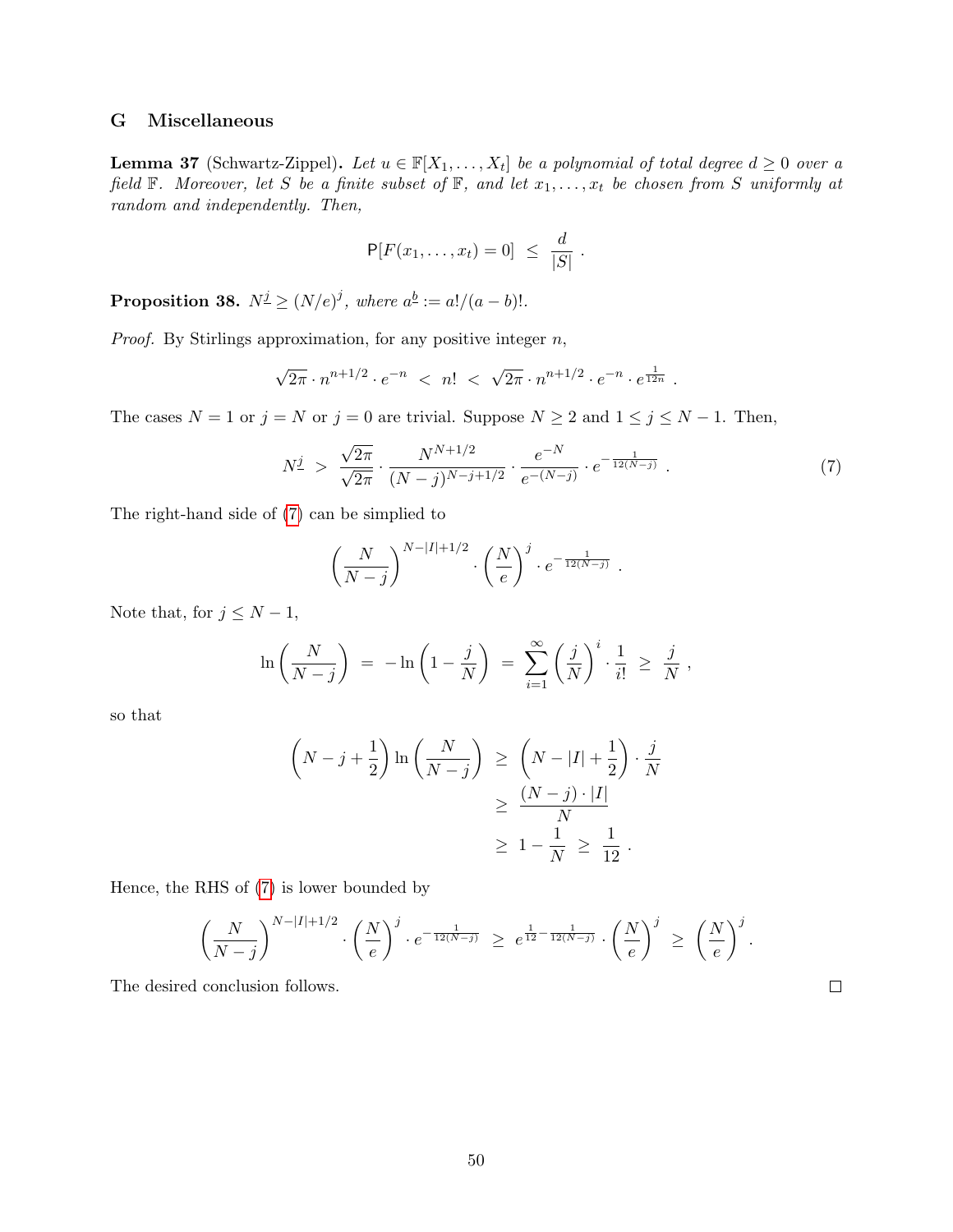## G Miscellaneous

**Lemma 37** (Schwartz-Zippel)**.** *Let $u \in \mathbb{F}[X_1, \ldots, X_t]$ be a polynomial of total degree $d \geq 0$ over a field $\mathbb{F}$. Moreover, let $S$ be a finite subset of $\mathbb{F}$, and let $x_1, \ldots, x_t$ be chosen from $S$ uniformly at random and independently. Then,*

$$\mathsf{P}[F(x_1, \ldots, x_t) = 0] \;\leq\; \frac{d}{|S|} \;.$$

**Proposition 38.** $N^{\underline{j}} \geq (N/e)^j$*, where* $a^{\underline{b}} := a!/(a-b)!$.

*Proof.* By Stirlings approximation, for any positive integer $n$,

$$\sqrt{2\pi} \cdot n^{n+1/2} \cdot e^{-n} \;<\; n! \;<\; \sqrt{2\pi} \cdot n^{n+1/2} \cdot e^{-n} \cdot e^{\frac{1}{12n}} \;.$$

The cases $N = 1$ or $j = N$ or $j = 0$ are trivial. Suppose $N \geq 2$ and $1 \leq j \leq N - 1$. Then,

$$N^{\underline{j}} \;>\; \frac{\sqrt{2\pi}}{\sqrt{2\pi}} \cdot \frac{N^{N+1/2}}{(N-j)^{N-j+1/2}} \cdot \frac{e^{-N}}{e^{-(N-j)}} \cdot e^{-\frac{1}{12(N-j)}} \;. \tag{7}$$

The right-hand side of (7) can be simplied to

$$\left(\frac{N}{N-j}\right)^{N-|I|+1/2} \cdot \left(\frac{N}{e}\right)^{j} \cdot e^{-\frac{1}{12(N-j)}} \;.$$

Note that, for $j \leq N - 1$,

$$\ln\left(\frac{N}{N-j}\right) \;=\; -\ln\left(1 - \frac{j}{N}\right) \;=\; \sum_{i=1}^{\infty} \left(\frac{j}{N}\right)^{i} \cdot \frac{1}{i!} \;\geq\; \frac{j}{N} \;,$$

so that

$$\begin{aligned}
\left(N - j + \frac{1}{2}\right) \ln\left(\frac{N}{N-j}\right) \;&\geq\; \left(N - |I| + \frac{1}{2}\right) \cdot \frac{j}{N} \\
&\geq\; \frac{(N-j) \cdot |I|}{N} \\
&\geq\; 1 - \frac{1}{N} \;\geq\; \frac{1}{12} \;.
\end{aligned}$$

Hence, the RHS of (7) is lower bounded by

$$\left(\frac{N}{N-j}\right)^{N-|I|+1/2} \cdot \left(\frac{N}{e}\right)^{j} \cdot e^{-\frac{1}{12(N-j)}} \;\geq\; e^{\frac{1}{12} - \frac{1}{12(N-j)}} \cdot \left(\frac{N}{e}\right)^{j} \;\geq\; \left(\frac{N}{e}\right)^{j}.$$

The desired conclusion follows. $\square$